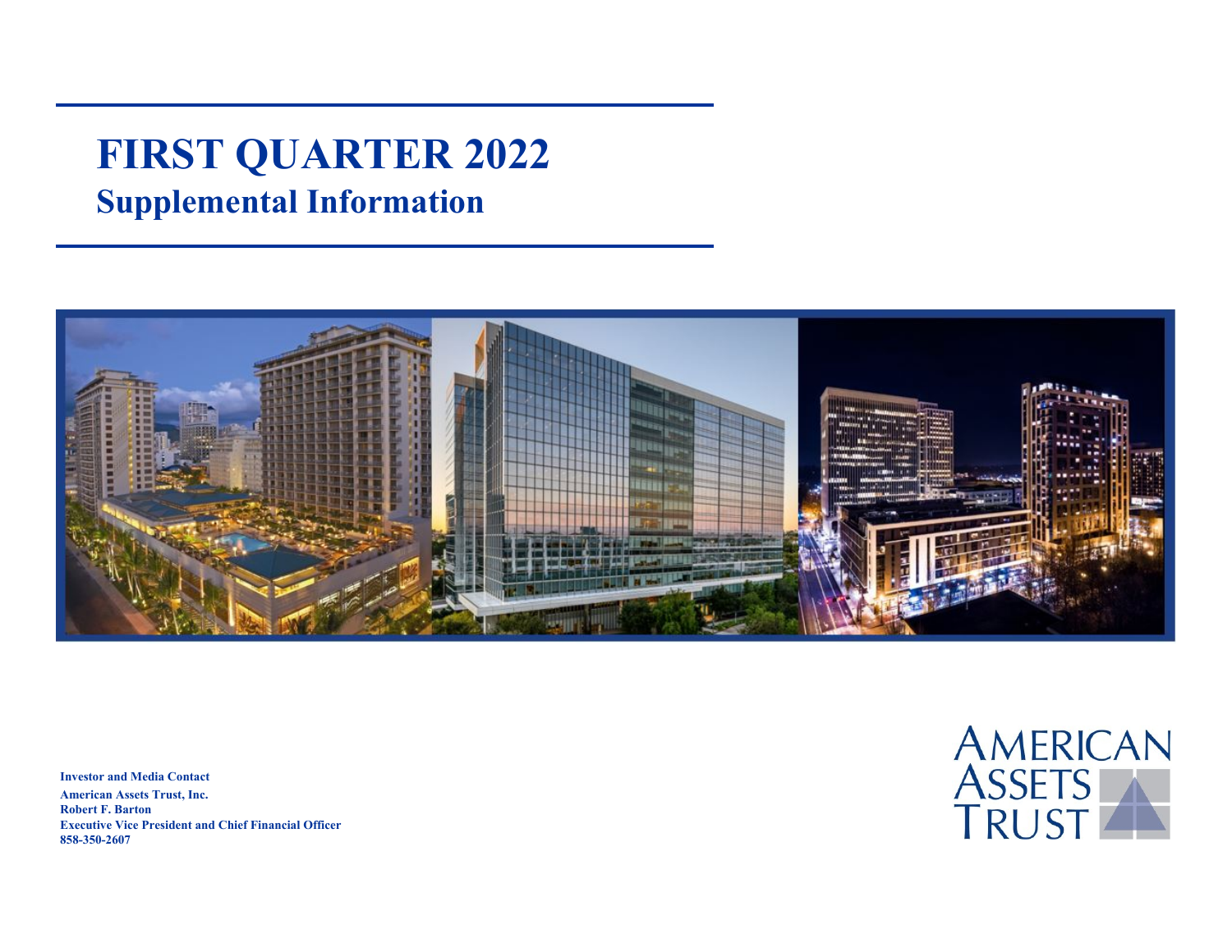# FIRST QUARTER 2022

## Supplemental Information

**Investor and Media Contact**
**American Assets Trust, Inc.**
**Robert F. Barton**
**Executive Vice President and Chief Financial Officer**
**858-350-2607**

AMERICAN ASSETS TRUST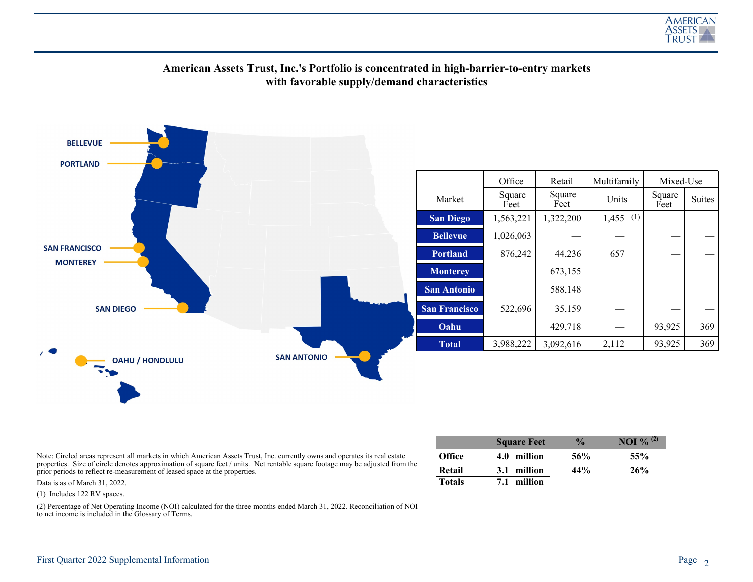**American Assets Trust, Inc.'s Portfolio is concentrated in high-barrier-to-entry markets with favorable supply/demand characteristics**

BELLEVUE

PORTLAND

SAN FRANCISCO

MONTEREY

SAN DIEGO

OAHU / HONOLULU

SAN ANTONIO

| Market | Office | Retail | Multifamily | Mixed-Use | |
|---|---|---|---|---|---|
| | Square Feet | Square Feet | Units | Square Feet | Suites |
| San Diego | 1,563,221 | 1,322,200 | 1,455 (1) | — | — |
| Bellevue | 1,026,063 | — | — | — | — |
| Portland | 876,242 | 44,236 | 657 | — | — |
| Monterey | — | 673,155 | — | — | — |
| San Antonio | — | 588,148 | — | — | — |
| San Francisco | 522,696 | 35,159 | — | — | — |
| Oahu | | 429,718 | — | 93,925 | 369 |
| Total | 3,988,222 | 3,092,616 | 2,112 | 93,925 | 369 |

| | Square Feet | % | NOI % (2) |
|---|---|---|---|
| **Office** | **4.0 million** | **56%** | **55%** |
| **Retail** | **3.1 million** | **44%** | **26%** |
| **Totals** | **7.1 million** | | |

Note: Circled areas represent all markets in which American Assets Trust, Inc. currently owns and operates its real estate properties. Size of circle denotes approximation of square feet / units. Net rentable square footage may be adjusted from the prior periods to reflect re-measurement of leased space at the properties.

Data is as of March 31, 2022.

(1) Includes 122 RV spaces.

(2) Percentage of Net Operating Income (NOI) calculated for the three months ended March 31, 2022. Reconciliation of NOI to net income is included in the Glossary of Terms.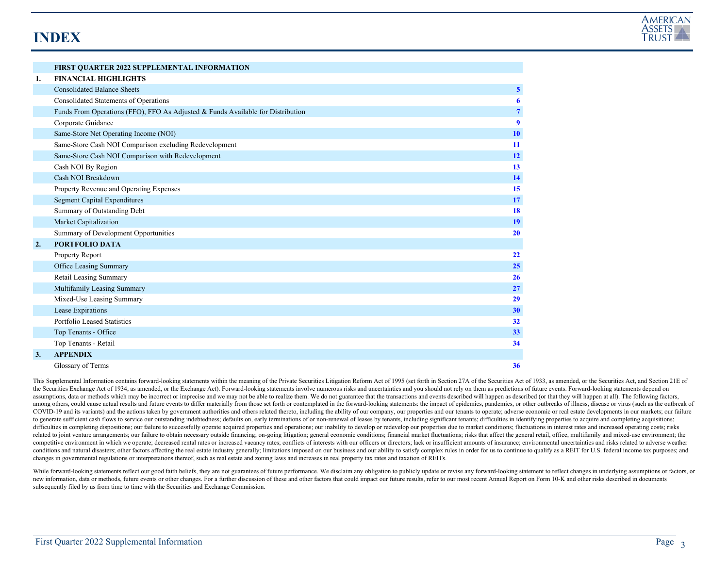# INDEX

| | | |
|---|---|---|
| | **FIRST QUARTER 2022 SUPPLEMENTAL INFORMATION** | |
| **1.** | **FINANCIAL HIGHLIGHTS** | |
| | Consolidated Balance Sheets | 5 |
| | Consolidated Statements of Operations | 6 |
| | Funds From Operations (FFO), FFO As Adjusted & Funds Available for Distribution | 7 |
| | Corporate Guidance | 9 |
| | Same-Store Net Operating Income (NOI) | 10 |
| | Same-Store Cash NOI Comparison excluding Redevelopment | 11 |
| | Same-Store Cash NOI Comparison with Redevelopment | 12 |
| | Cash NOI By Region | 13 |
| | Cash NOI Breakdown | 14 |
| | Property Revenue and Operating Expenses | 15 |
| | Segment Capital Expenditures | 17 |
| | Summary of Outstanding Debt | 18 |
| | Market Capitalization | 19 |
| | Summary of Development Opportunities | 20 |
| **2.** | **PORTFOLIO DATA** | |
| | Property Report | 22 |
| | Office Leasing Summary | 25 |
| | Retail Leasing Summary | 26 |
| | Multifamily Leasing Summary | 27 |
| | Mixed-Use Leasing Summary | 29 |
| | Lease Expirations | 30 |
| | Portfolio Leased Statistics | 32 |
| | Top Tenants - Office | 33 |
| | Top Tenants - Retail | 34 |
| **3.** | **APPENDIX** | |
| | Glossary of Terms | 36 |

This Supplemental Information contains forward-looking statements within the meaning of the Private Securities Litigation Reform Act of 1995 (set forth in Section 27A of the Securities Act of 1933, as amended, or the Securities Act, and Section 21E of the Securities Exchange Act of 1934, as amended, or the Exchange Act). Forward-looking statements involve numerous risks and uncertainties and you should not rely on them as predictions of future events. Forward-looking statements depend on assumptions, data or methods which may be incorrect or imprecise and we may not be able to realize them. We do not guarantee that the transactions and events described will happen as described (or that they will happen at all). The following factors, among others, could cause actual results and future events to differ materially from those set forth or contemplated in the forward-looking statements: the impact of epidemics, pandemics, or other outbreaks of illness, disease or virus (such as the outbreak of COVID-19 and its variants) and the actions taken by government authorities and others related thereto, including the ability of our company, our properties and our tenants to operate; adverse economic or real estate developments in our markets; our failure to generate sufficient cash flows to service our outstanding indebtedness; defaults on, early terminations of or non-renewal of leases by tenants, including significant tenants; difficulties in identifying properties to acquire and completing acquisitions; difficulties in completing dispositions; our failure to successfully operate acquired properties and operations; our inability to develop or redevelop our properties due to market conditions; fluctuations in interest rates and increased operating costs; risks related to joint venture arrangements; our failure to obtain necessary outside financing; on-going litigation; general economic conditions; financial market fluctuations; risks that affect the general retail, office, multifamily and mixed-use environment; the competitive environment in which we operate; decreased rental rates or increased vacancy rates; conflicts of interests with our officers or directors; lack or insufficient amounts of insurance; environmental uncertainties and risks related to adverse weather conditions and natural disasters; other factors affecting the real estate industry generally; limitations imposed on our business and our ability to satisfy complex rules in order for us to continue to qualify as a REIT for U.S. federal income tax purposes; and changes in governmental regulations or interpretations thereof, such as real estate and zoning laws and increases in real property tax rates and taxation of REITs.

While forward-looking statements reflect our good faith beliefs, they are not guarantees of future performance. We disclaim any obligation to publicly update or revise any forward-looking statement to reflect changes in underlying assumptions or factors, or new information, data or methods, future events or other changes. For a further discussion of these and other factors that could impact our future results, refer to our most recent Annual Report on Form 10-K and other risks described in documents subsequently filed by us from time to time with the Securities and Exchange Commission.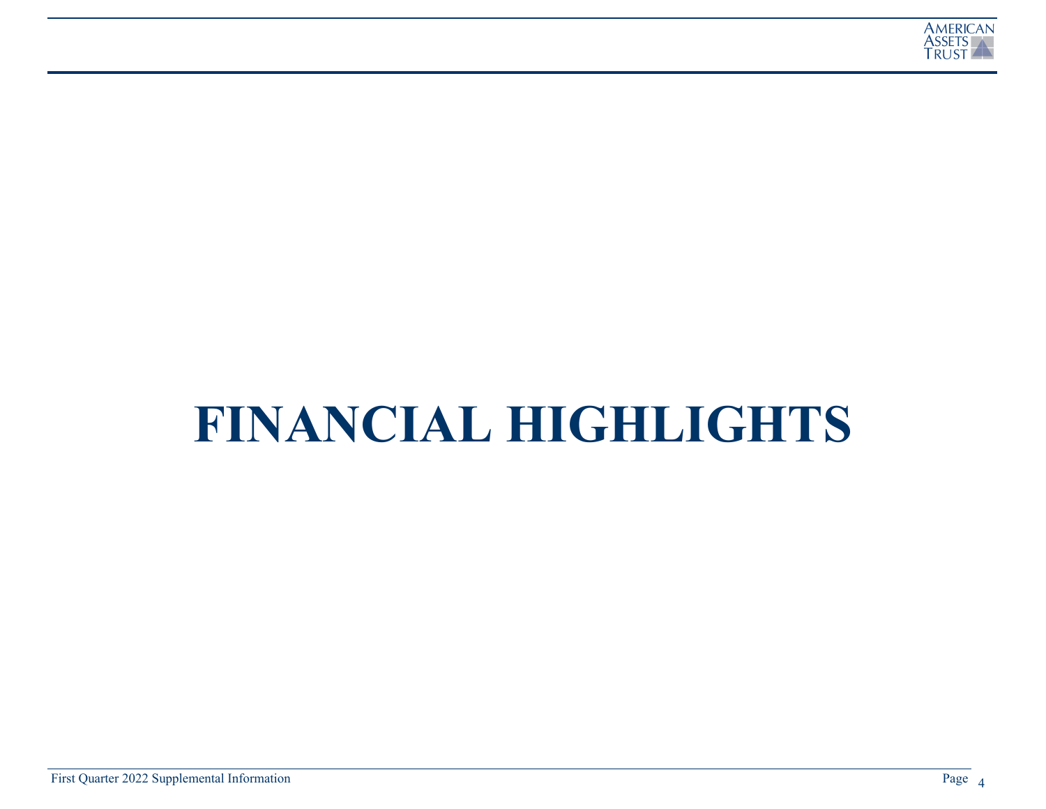# FINANCIAL HIGHLIGHTS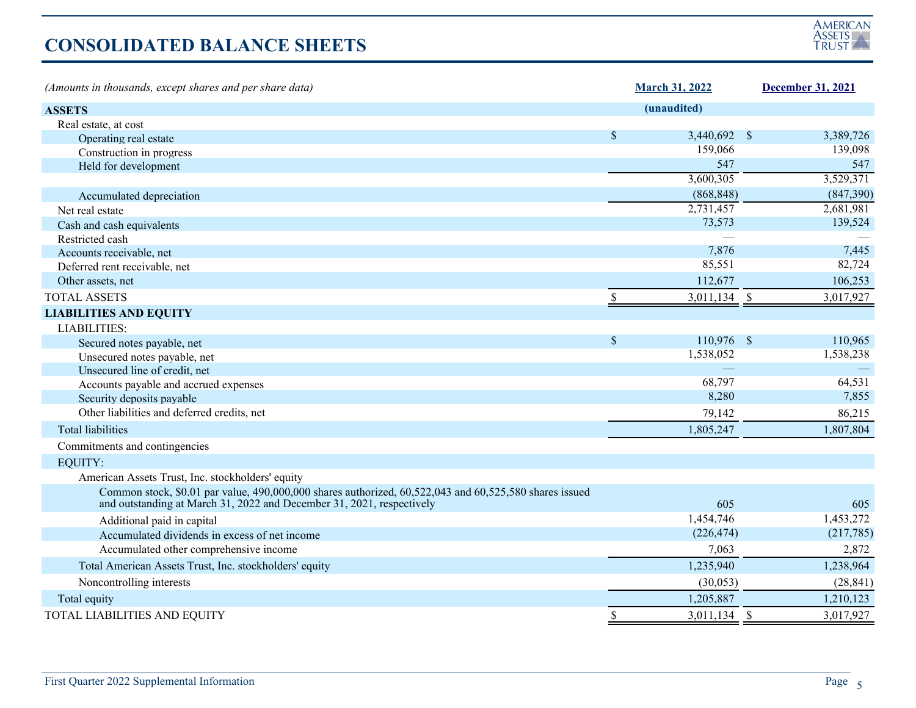# CONSOLIDATED BALANCE SHEETS

| *(Amounts in thousands, except shares and per share data)* | March 31, 2022 | December 31, 2021 |
|---|---|---|
| **ASSETS** | (unaudited) | |
| Real estate, at cost | | |
| Operating real estate | $ 3,440,692 | $ 3,389,726 |
| Construction in progress | 159,066 | 139,098 |
| Held for development | 547 | 547 |
| | 3,600,305 | 3,529,371 |
| Accumulated depreciation | (868,848) | (847,390) |
| Net real estate | 2,731,457 | 2,681,981 |
| Cash and cash equivalents | 73,573 | 139,524 |
| Restricted cash | — | — |
| Accounts receivable, net | 7,876 | 7,445 |
| Deferred rent receivable, net | 85,551 | 82,724 |
| Other assets, net | 112,677 | 106,253 |
| TOTAL ASSETS | $ 3,011,134 | $ 3,017,927 |
| **LIABILITIES AND EQUITY** | | |
| LIABILITIES: | | |
| Secured notes payable, net | $ 110,976 | $ 110,965 |
| Unsecured notes payable, net | 1,538,052 | 1,538,238 |
| Unsecured line of credit, net | — | — |
| Accounts payable and accrued expenses | 68,797 | 64,531 |
| Security deposits payable | 8,280 | 7,855 |
| Other liabilities and deferred credits, net | 79,142 | 86,215 |
| Total liabilities | 1,805,247 | 1,807,804 |
| Commitments and contingencies | | |
| EQUITY: | | |
| American Assets Trust, Inc. stockholders' equity | | |
| Common stock, $0.01 par value, 490,000,000 shares authorized, 60,522,043 and 60,525,580 shares issued and outstanding at March 31, 2022 and December 31, 2021, respectively | 605 | 605 |
| Additional paid in capital | 1,454,746 | 1,453,272 |
| Accumulated dividends in excess of net income | (226,474) | (217,785) |
| Accumulated other comprehensive income | 7,063 | 2,872 |
| Total American Assets Trust, Inc. stockholders' equity | 1,235,940 | 1,238,964 |
| Noncontrolling interests | (30,053) | (28,841) |
| Total equity | 1,205,887 | 1,210,123 |
| TOTAL LIABILITIES AND EQUITY | $ 3,011,134 | $ 3,017,927 |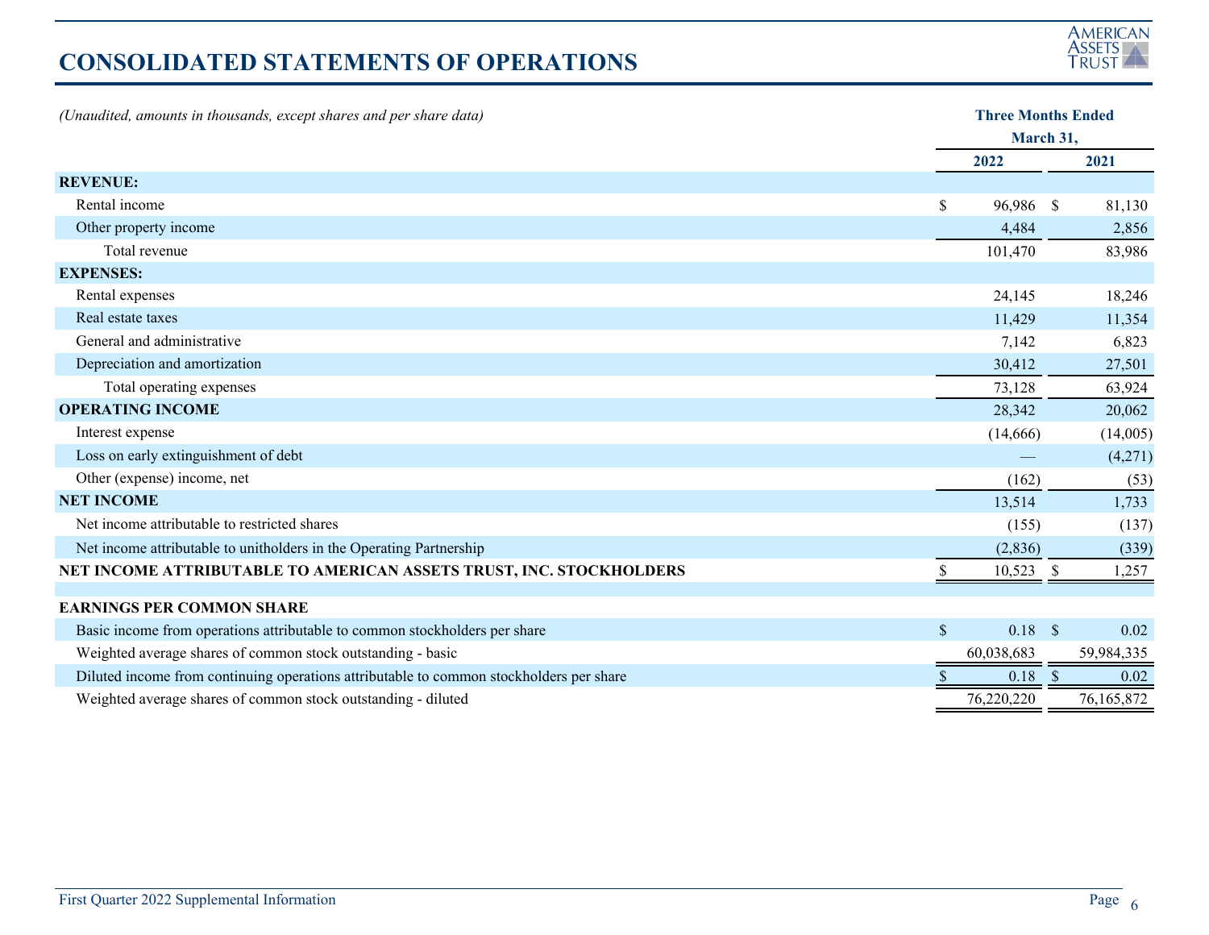# CONSOLIDATED STATEMENTS OF OPERATIONS

*(Unaudited, amounts in thousands, except shares and per share data)*

| | Three Months Ended March 31, | |
|---|---|---|
| | 2022 | 2021 |
| **REVENUE:** | | |
| Rental income | $ 96,986 | $ 81,130 |
| Other property income | 4,484 | 2,856 |
| Total revenue | 101,470 | 83,986 |
| **EXPENSES:** | | |
| Rental expenses | 24,145 | 18,246 |
| Real estate taxes | 11,429 | 11,354 |
| General and administrative | 7,142 | 6,823 |
| Depreciation and amortization | 30,412 | 27,501 |
| Total operating expenses | 73,128 | 63,924 |
| **OPERATING INCOME** | 28,342 | 20,062 |
| Interest expense | (14,666) | (14,005) |
| Loss on early extinguishment of debt | — | (4,271) |
| Other (expense) income, net | (162) | (53) |
| **NET INCOME** | 13,514 | 1,733 |
| Net income attributable to restricted shares | (155) | (137) |
| Net income attributable to unitholders in the Operating Partnership | (2,836) | (339) |
| **NET INCOME ATTRIBUTABLE TO AMERICAN ASSETS TRUST, INC. STOCKHOLDERS** | $ 10,523 | $ 1,257 |
| | | |
| **EARNINGS PER COMMON SHARE** | | |
| Basic income from operations attributable to common stockholders per share | $ 0.18 | $ 0.02 |
| Weighted average shares of common stock outstanding - basic | 60,038,683 | 59,984,335 |
| Diluted income from continuing operations attributable to common stockholders per share | $ 0.18 | $ 0.02 |
| Weighted average shares of common stock outstanding - diluted | 76,220,220 | 76,165,872 |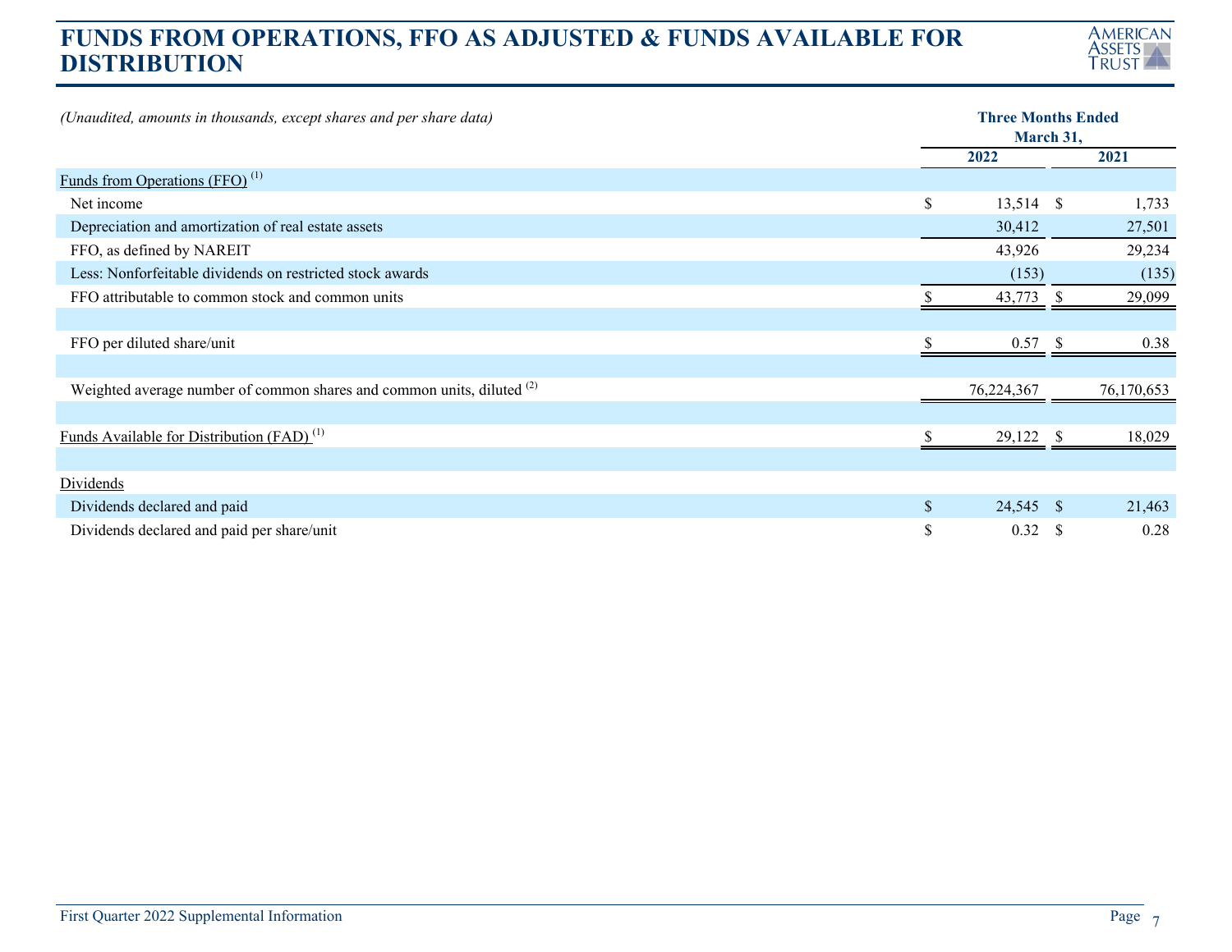# FUNDS FROM OPERATIONS, FFO AS ADJUSTED & FUNDS AVAILABLE FOR DISTRIBUTION

| *(Unaudited, amounts in thousands, except shares and per share data)* | Three Months Ended March 31, | |
|---|---|---|
| | 2022 | 2021 |
| Funds from Operations (FFO) [(1)] | | |
| Net income | $ 13,514 | $ 1,733 |
| Depreciation and amortization of real estate assets | 30,412 | 27,501 |
| FFO, as defined by NAREIT | 43,926 | 29,234 |
| Less: Nonforfeitable dividends on restricted stock awards | (153) | (135) |
| FFO attributable to common stock and common units | $ 43,773 | $ 29,099 |
| | | |
| FFO per diluted share/unit | $ 0.57 | $ 0.38 |
| | | |
| Weighted average number of common shares and common units, diluted [(2)] | 76,224,367 | 76,170,653 |
| | | |
| Funds Available for Distribution (FAD) [(1)] | $ 29,122 | $ 18,029 |
| | | |
| Dividends | | |
| Dividends declared and paid | $ 24,545 | $ 21,463 |
| Dividends declared and paid per share/unit | $ 0.32 | $ 0.28 |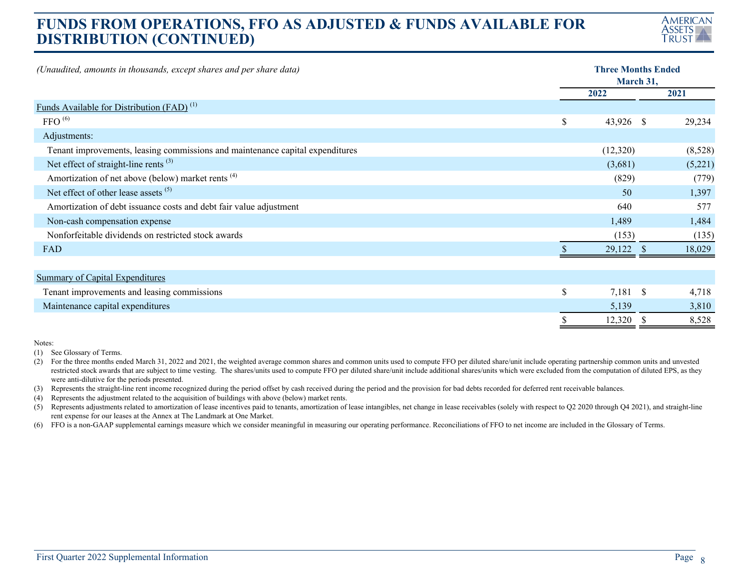# FUNDS FROM OPERATIONS, FFO AS ADJUSTED & FUNDS AVAILABLE FOR DISTRIBUTION (CONTINUED)

| *(Unaudited, amounts in thousands, except shares and per share data)* | Three Months Ended March 31, | |
|---|---|---|
| | **2022** | **2021** |
| Funds Available for Distribution (FAD) [1] | | |
| FFO [6] | $ 43,926 | $ 29,234 |
| Adjustments: | | |
| Tenant improvements, leasing commissions and maintenance capital expenditures | (12,320) | (8,528) |
| Net effect of straight-line rents [3] | (3,681) | (5,221) |
| Amortization of net above (below) market rents [4] | (829) | (779) |
| Net effect of other lease assets [5] | 50 | 1,397 |
| Amortization of debt issuance costs and debt fair value adjustment | 640 | 577 |
| Non-cash compensation expense | 1,489 | 1,484 |
| Nonforfeitable dividends on restricted stock awards | (153) | (135) |
| FAD | $ 29,122 | $ 18,029 |
| | | |
| Summary of Capital Expenditures | | |
| Tenant improvements and leasing commissions | $ 7,181 | $ 4,718 |
| Maintenance capital expenditures | 5,139 | 3,810 |
| | $ 12,320 | $ 8,528 |

Notes:

(1) See Glossary of Terms.

(2) For the three months ended March 31, 2022 and 2021, the weighted average common shares and common units used to compute FFO per diluted share/unit include operating partnership common units and unvested restricted stock awards that are subject to time vesting. The shares/units used to compute FFO per diluted share/unit include additional shares/units which were excluded from the computation of diluted EPS, as they were anti-dilutive for the periods presented.

(3) Represents the straight-line rent income recognized during the period offset by cash received during the period and the provision for bad debts recorded for deferred rent receivable balances.

(4) Represents the adjustment related to the acquisition of buildings with above (below) market rents.

(5) Represents adjustments related to amortization of lease incentives paid to tenants, amortization of lease intangibles, net change in lease receivables (solely with respect to Q2 2020 through Q4 2021), and straight-line rent expense for our leases at the Annex at The Landmark at One Market.

(6) FFO is a non-GAAP supplemental earnings measure which we consider meaningful in measuring our operating performance. Reconciliations of FFO to net income are included in the Glossary of Terms.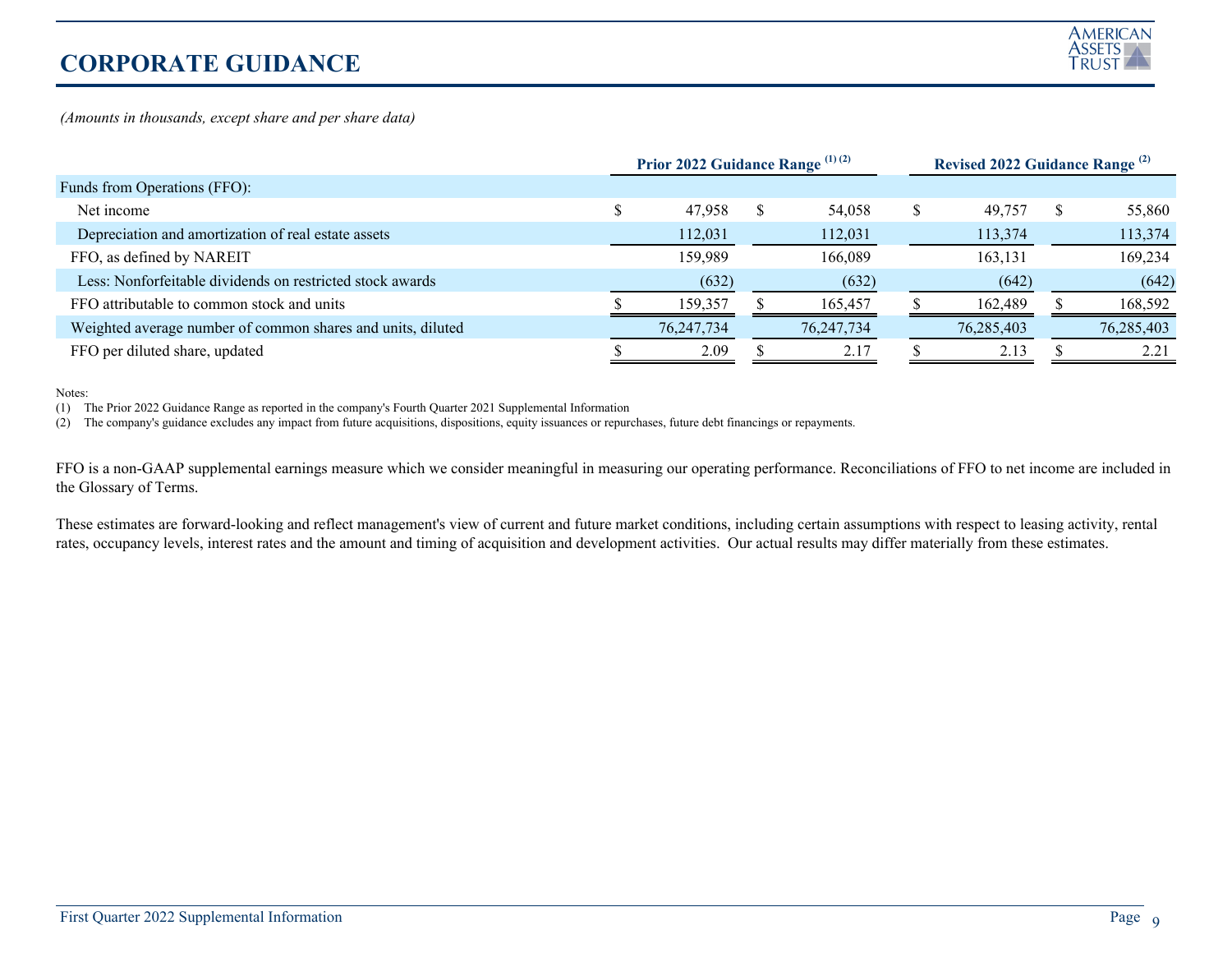# CORPORATE GUIDANCE

*(Amounts in thousands, except share and per share data)*

| | Prior 2022 Guidance Range [1] [2] | | Revised 2022 Guidance Range [2] | |
|---|---|---|---|---|
| Funds from Operations (FFO): | | | | |
| Net income | $ 47,958 | $ 54,058 | $ 49,757 | $ 55,860 |
| Depreciation and amortization of real estate assets | 112,031 | 112,031 | 113,374 | 113,374 |
| FFO, as defined by NAREIT | 159,989 | 166,089 | 163,131 | 169,234 |
| Less: Nonforfeitable dividends on restricted stock awards | (632) | (632) | (642) | (642) |
| FFO attributable to common stock and units | $ 159,357 | $ 165,457 | $ 162,489 | $ 168,592 |
| Weighted average number of common shares and units, diluted | 76,247,734 | 76,247,734 | 76,285,403 | 76,285,403 |
| FFO per diluted share, updated | $ 2.09 | $ 2.17 | $ 2.13 | $ 2.21 |

Notes:
(1) The Prior 2022 Guidance Range as reported in the company's Fourth Quarter 2021 Supplemental Information
(2) The company's guidance excludes any impact from future acquisitions, dispositions, equity issuances or repurchases, future debt financings or repayments.

FFO is a non-GAAP supplemental earnings measure which we consider meaningful in measuring our operating performance. Reconciliations of FFO to net income are included in the Glossary of Terms.

These estimates are forward-looking and reflect management's view of current and future market conditions, including certain assumptions with respect to leasing activity, rental rates, occupancy levels, interest rates and the amount and timing of acquisition and development activities. Our actual results may differ materially from these estimates.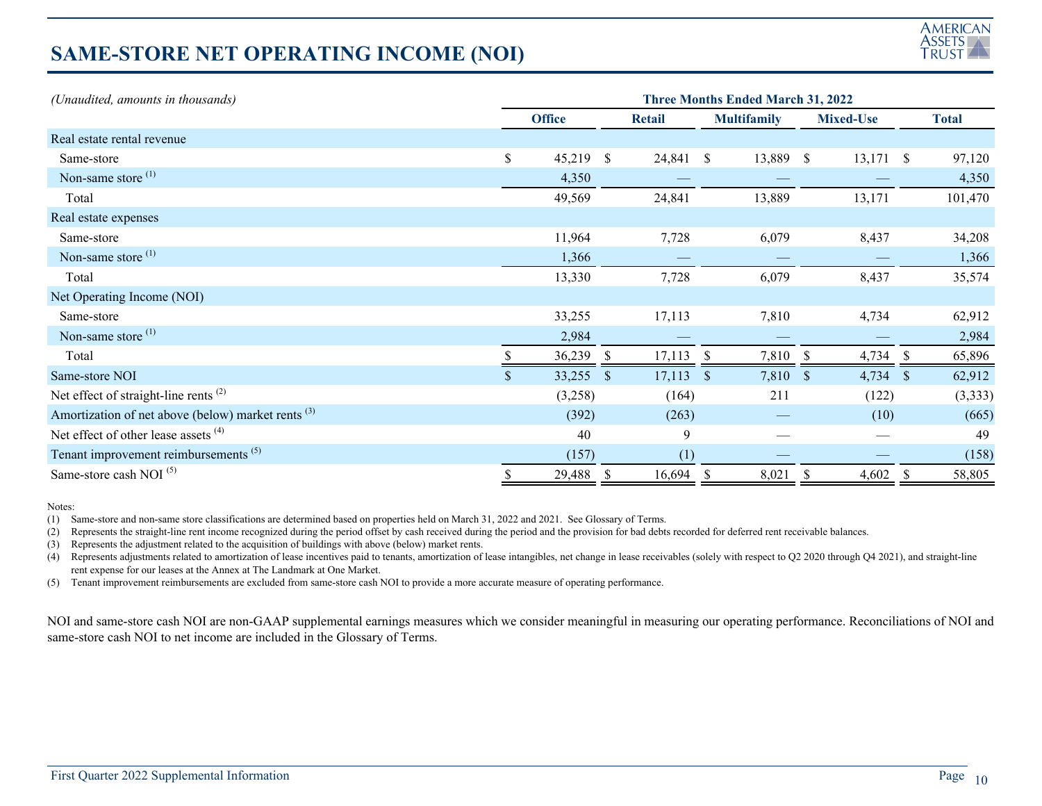# SAME-STORE NET OPERATING INCOME (NOI)

| *(Unaudited, amounts in thousands)* | Three Months Ended March 31, 2022 | | | | |
|---|---|---|---|---|---|
| | **Office** | **Retail** | **Multifamily** | **Mixed-Use** | **Total** |
| Real estate rental revenue | | | | | |
| Same-store | $ 45,219 | $ 24,841 | $ 13,889 | $ 13,171 | $ 97,120 |
| Non-same store [(1)] | 4,350 | — | — | — | 4,350 |
| Total | 49,569 | 24,841 | 13,889 | 13,171 | 101,470 |
| Real estate expenses | | | | | |
| Same-store | 11,964 | 7,728 | 6,079 | 8,437 | 34,208 |
| Non-same store [(1)] | 1,366 | — | — | — | 1,366 |
| Total | 13,330 | 7,728 | 6,079 | 8,437 | 35,574 |
| Net Operating Income (NOI) | | | | | |
| Same-store | 33,255 | 17,113 | 7,810 | 4,734 | 62,912 |
| Non-same store [(1)] | 2,984 | — | — | — | 2,984 |
| Total | $ 36,239 | $ 17,113 | $ 7,810 | $ 4,734 | $ 65,896 |
| Same-store NOI | $ 33,255 | $ 17,113 | $ 7,810 | $ 4,734 | $ 62,912 |
| Net effect of straight-line rents [(2)] | (3,258) | (164) | 211 | (122) | (3,333) |
| Amortization of net above (below) market rents [(3)] | (392) | (263) | — | (10) | (665) |
| Net effect of other lease assets [(4)] | 40 | 9 | — | — | 49 |
| Tenant improvement reimbursements [(5)] | (157) | (1) | — | — | (158) |
| Same-store cash NOI [(5)] | $ 29,488 | $ 16,694 | $ 8,021 | $ 4,602 | $ 58,805 |

Notes:

(1) Same-store and non-same store classifications are determined based on properties held on March 31, 2022 and 2021. See Glossary of Terms.

(2) Represents the straight-line rent income recognized during the period offset by cash received during the period and the provision for bad debts recorded for deferred rent receivable balances.

(3) Represents the adjustment related to the acquisition of buildings with above (below) market rents.

(4) Represents adjustments related to amortization of lease incentives paid to tenants, amortization of lease intangibles, net change in lease receivables (solely with respect to Q2 2020 through Q4 2021), and straight-line rent expense for our leases at the Annex at The Landmark at One Market.

(5) Tenant improvement reimbursements are excluded from same-store cash NOI to provide a more accurate measure of operating performance.

NOI and same-store cash NOI are non-GAAP supplemental earnings measures which we consider meaningful in measuring our operating performance. Reconciliations of NOI and same-store cash NOI to net income are included in the Glossary of Terms.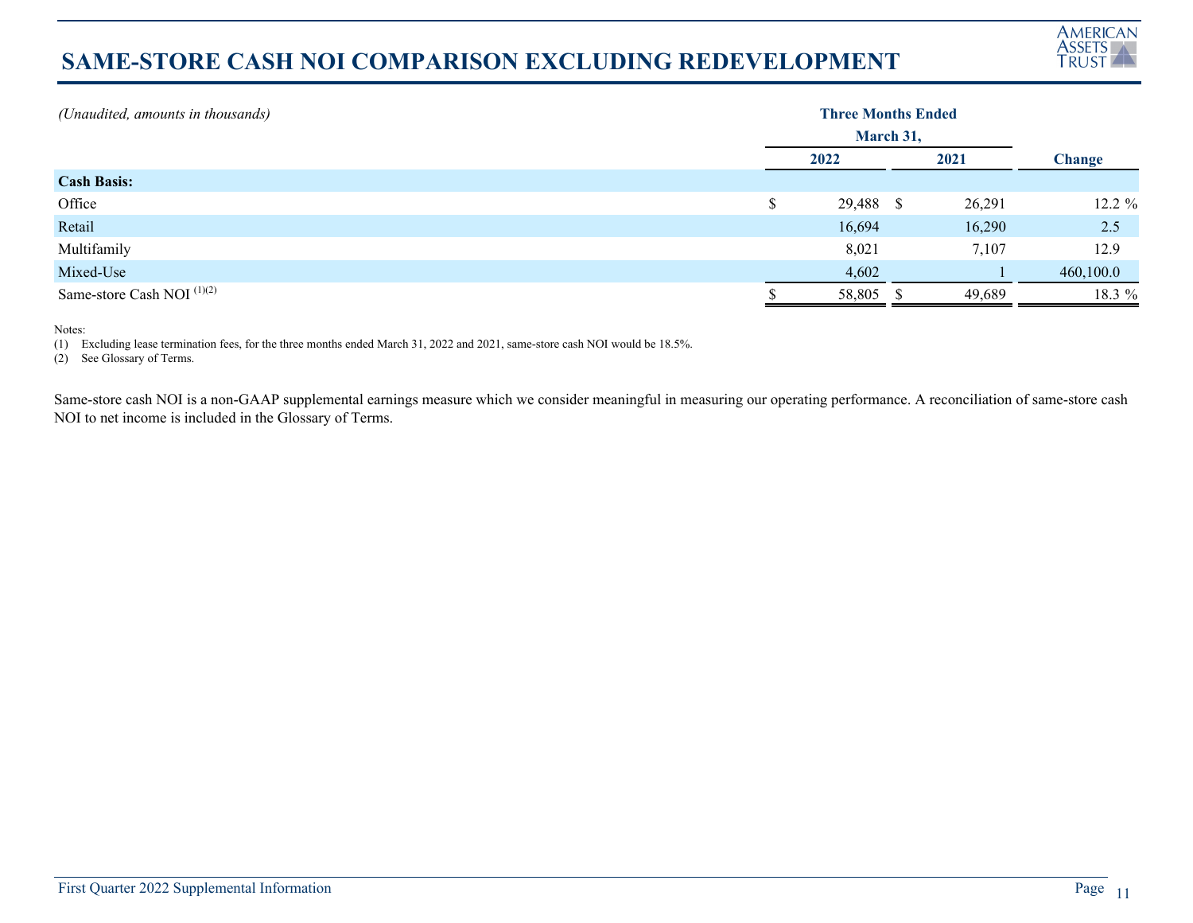# SAME-STORE CASH NOI COMPARISON EXCLUDING REDEVELOPMENT

| *(Unaudited, amounts in thousands)* | Three Months Ended March 31, | | |
|---|---|---|---|
| | 2022 | 2021 | Change |
| **Cash Basis:** | | | |
| Office | $ 29,488 | $ 26,291 | 12.2 % |
| Retail | 16,694 | 16,290 | 2.5 |
| Multifamily | 8,021 | 7,107 | 12.9 |
| Mixed-Use | 4,602 | 1 | 460,100.0 |
| Same-store Cash NOI [(1)(2)] | $ 58,805 | $ 49,689 | 18.3 % |

Notes:

(1) Excluding lease termination fees, for the three months ended March 31, 2022 and 2021, same-store cash NOI would be 18.5%.

(2) See Glossary of Terms.

Same-store cash NOI is a non-GAAP supplemental earnings measure which we consider meaningful in measuring our operating performance. A reconciliation of same-store cash NOI to net income is included in the Glossary of Terms.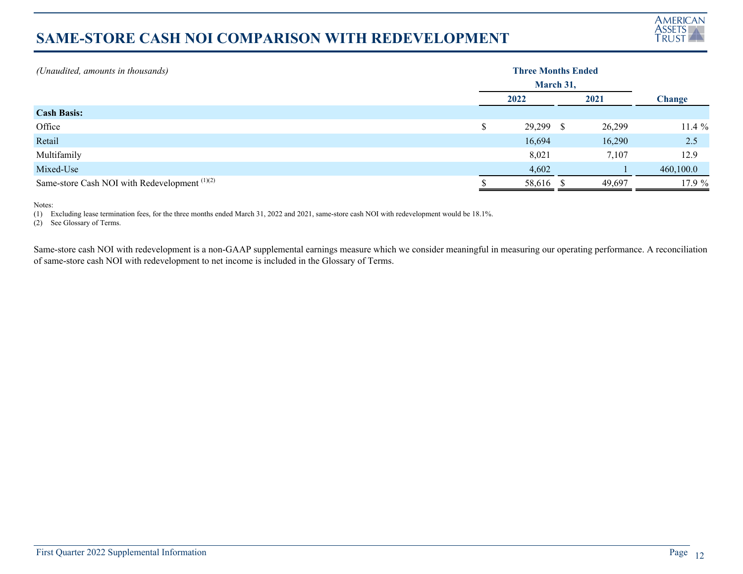# SAME-STORE CASH NOI COMPARISON WITH REDEVELOPMENT

*(Unaudited, amounts in thousands)*

| | Three Months Ended March 31, | | |
|---|---|---|---|
| | 2022 | 2021 | Change |
| **Cash Basis:** | | | |
| Office | $ 29,299 | $ 26,299 | 11.4 % |
| Retail | 16,694 | 16,290 | 2.5 |
| Multifamily | 8,021 | 7,107 | 12.9 |
| Mixed-Use | 4,602 | 1 | 460,100.0 |
| Same-store Cash NOI with Redevelopment [(1)(2)] | $ 58,616 | $ 49,697 | 17.9 % |

Notes:

(1) Excluding lease termination fees, for the three months ended March 31, 2022 and 2021, same-store cash NOI with redevelopment would be 18.1%.

(2) See Glossary of Terms.

Same-store cash NOI with redevelopment is a non-GAAP supplemental earnings measure which we consider meaningful in measuring our operating performance. A reconciliation of same-store cash NOI with redevelopment to net income is included in the Glossary of Terms.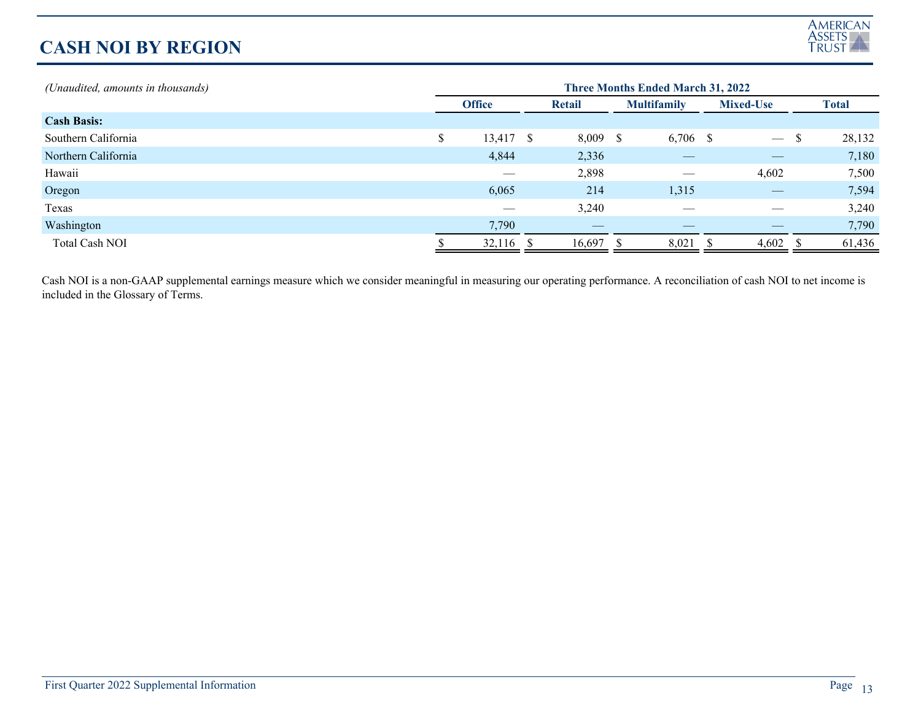# CASH NOI BY REGION

| *(Unaudited, amounts in thousands)* | Three Months Ended March 31, 2022 | | | | |
|---|---|---|---|---|---|
| | Office | Retail | Multifamily | Mixed-Use | Total |
| **Cash Basis:** | | | | | |
| Southern California | $ 13,417 | $ 8,009 | $ 6,706 | $ — | $ 28,132 |
| Northern California | 4,844 | 2,336 | — | — | 7,180 |
| Hawaii | — | 2,898 | — | 4,602 | 7,500 |
| Oregon | 6,065 | 214 | 1,315 | — | 7,594 |
| Texas | — | 3,240 | — | — | 3,240 |
| Washington | 7,790 | — | — | — | 7,790 |
| Total Cash NOI | $ 32,116 | $ 16,697 | $ 8,021 | $ 4,602 | $ 61,436 |

Cash NOI is a non-GAAP supplemental earnings measure which we consider meaningful in measuring our operating performance. A reconciliation of cash NOI to net income is included in the Glossary of Terms.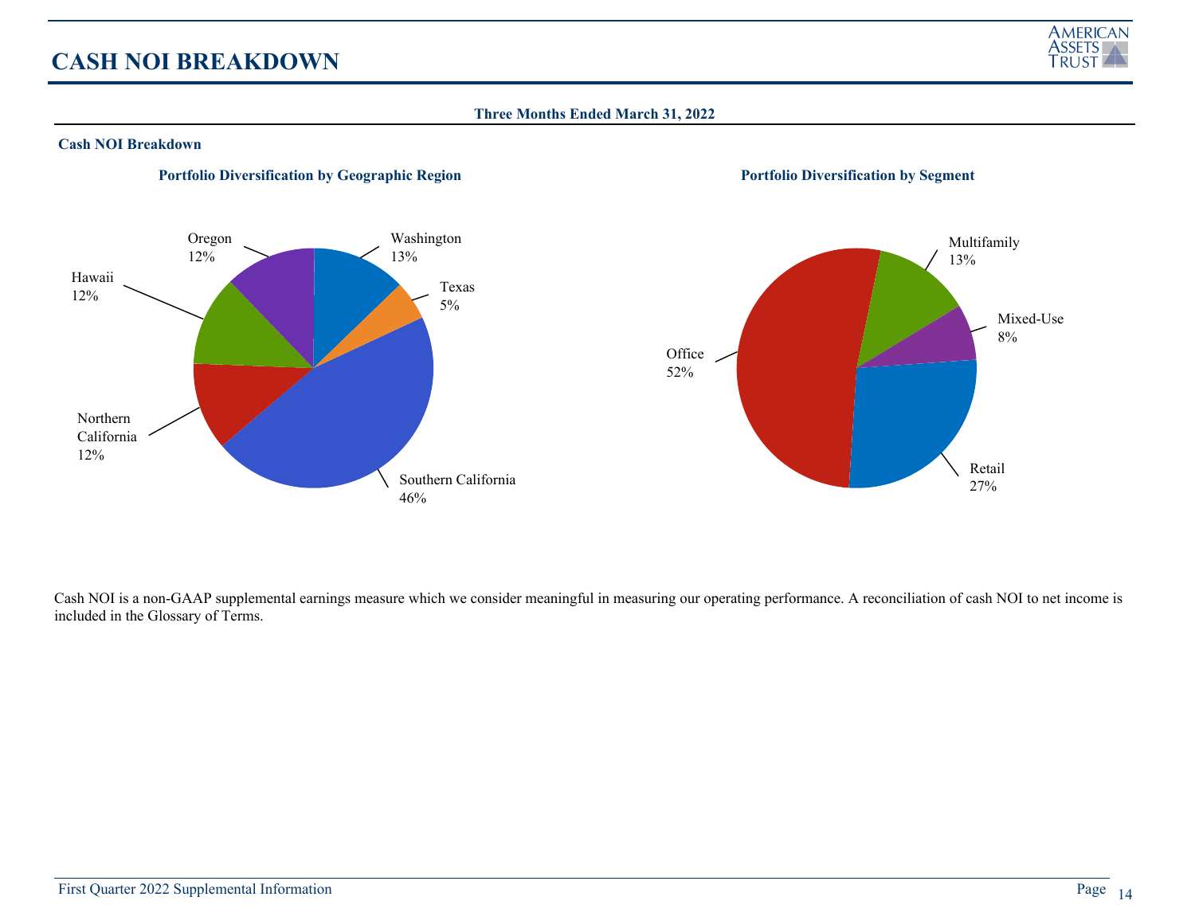# CASH NOI BREAKDOWN

**Three Months Ended March 31, 2022**

**Cash NOI Breakdown**

**Portfolio Diversification by Geographic Region**

| Region | % |
|---|---|
| Southern California | 46% |
| Washington | 13% |
| Oregon | 12% |
| Hawaii | 12% |
| Northern California | 12% |
| Texas | 5% |

**Portfolio Diversification by Segment**

| Segment | % |
|---|---|
| Office | 52% |
| Retail | 27% |
| Multifamily | 13% |
| Mixed-Use | 8% |

Cash NOI is a non-GAAP supplemental earnings measure which we consider meaningful in measuring our operating performance. A reconciliation of cash NOI to net income is included in the Glossary of Terms.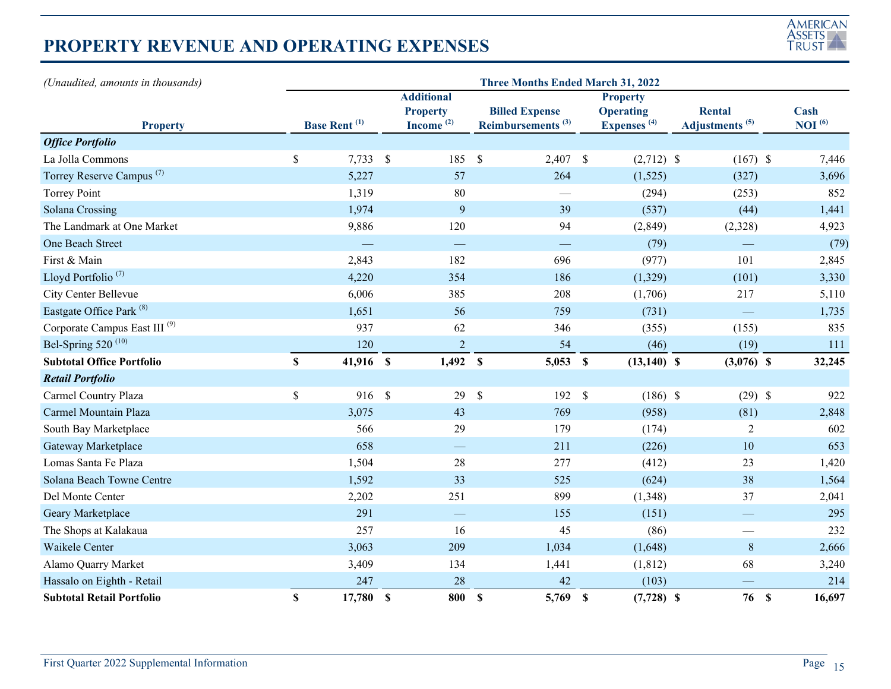# PROPERTY REVENUE AND OPERATING EXPENSES

*(Unaudited, amounts in thousands)*

| Property | Three Months Ended March 31, 2022 | | | | | |
|---|---|---|---|---|---|---|
| | Base Rent [(1)] | Additional Property Income [(2)] | Billed Expense Reimbursements [(3)] | Property Operating Expenses [(4)] | Rental Adjustments [(5)] | Cash NOI [(6)] |
| ***Office Portfolio*** | | | | | | |
| La Jolla Commons | $ 7,733 | $ 185 | $ 2,407 | $ (2,712) | $ (167) | $ 7,446 |
| Torrey Reserve Campus [(7)] | 5,227 | 57 | 264 | (1,525) | (327) | 3,696 |
| Torrey Point | 1,319 | 80 | — | (294) | (253) | 852 |
| Solana Crossing | 1,974 | 9 | 39 | (537) | (44) | 1,441 |
| The Landmark at One Market | 9,886 | 120 | 94 | (2,849) | (2,328) | 4,923 |
| One Beach Street | — | — | — | (79) | — | (79) |
| First & Main | 2,843 | 182 | 696 | (977) | 101 | 2,845 |
| Lloyd Portfolio [(7)] | 4,220 | 354 | 186 | (1,329) | (101) | 3,330 |
| City Center Bellevue | 6,006 | 385 | 208 | (1,706) | 217 | 5,110 |
| Eastgate Office Park [(8)] | 1,651 | 56 | 759 | (731) | — | 1,735 |
| Corporate Campus East III [(9)] | 937 | 62 | 346 | (355) | (155) | 835 |
| Bel-Spring 520 [(10)] | 120 | 2 | 54 | (46) | (19) | 111 |
| **Subtotal Office Portfolio** | **$ 41,916** | **$ 1,492** | **$ 5,053** | **$ (13,140)** | **$ (3,076)** | **$ 32,245** |
| ***Retail Portfolio*** | | | | | | |
| Carmel Country Plaza | $ 916 | $ 29 | $ 192 | $ (186) | $ (29) | $ 922 |
| Carmel Mountain Plaza | 3,075 | 43 | 769 | (958) | (81) | 2,848 |
| South Bay Marketplace | 566 | 29 | 179 | (174) | 2 | 602 |
| Gateway Marketplace | 658 | — | 211 | (226) | 10 | 653 |
| Lomas Santa Fe Plaza | 1,504 | 28 | 277 | (412) | 23 | 1,420 |
| Solana Beach Towne Centre | 1,592 | 33 | 525 | (624) | 38 | 1,564 |
| Del Monte Center | 2,202 | 251 | 899 | (1,348) | 37 | 2,041 |
| Geary Marketplace | 291 | — | 155 | (151) | — | 295 |
| The Shops at Kalakaua | 257 | 16 | 45 | (86) | — | 232 |
| Waikele Center | 3,063 | 209 | 1,034 | (1,648) | 8 | 2,666 |
| Alamo Quarry Market | 3,409 | 134 | 1,441 | (1,812) | 68 | 3,240 |
| Hassalo on Eighth - Retail | 247 | 28 | 42 | (103) | — | 214 |
| **Subtotal Retail Portfolio** | **$ 17,780** | **$ 800** | **$ 5,769** | **$ (7,728)** | **$ 76** | **$ 16,697** |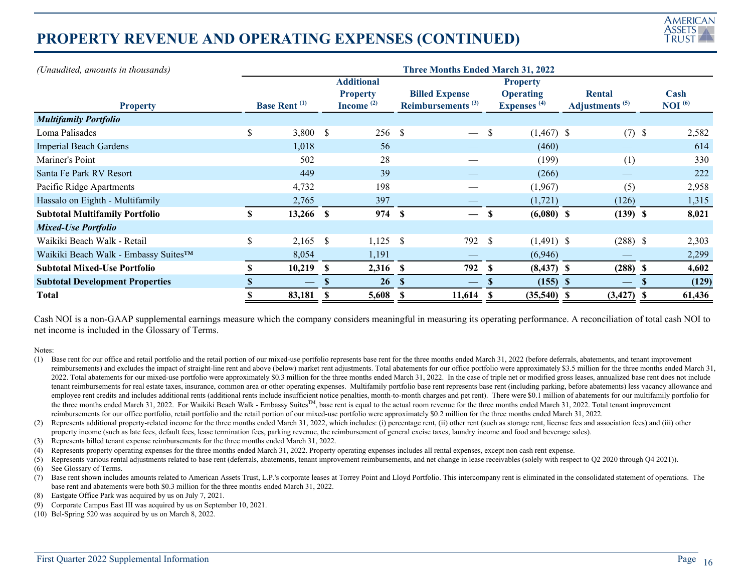# PROPERTY REVENUE AND OPERATING EXPENSES (CONTINUED)

| *(Unaudited, amounts in thousands)* | Three Months Ended March 31, 2022 | | | | | |
|---|---|---|---|---|---|---|
| **Property** | **Base Rent [(1)]** | **Additional Property Income [(2)]** | **Billed Expense Reimbursements [(3)]** | **Property Operating Expenses [(4)]** | **Rental Adjustments [(5)]** | **Cash NOI [(6)]** |
| ***Multifamily Portfolio*** | | | | | | |
| Loma Palisades | $ 3,800 | $ 256 | $ — | $ (1,467) | $ (7) | $ 2,582 |
| Imperial Beach Gardens | 1,018 | 56 | — | (460) | — | 614 |
| Mariner's Point | 502 | 28 | — | (199) | (1) | 330 |
| Santa Fe Park RV Resort | 449 | 39 | — | (266) | — | 222 |
| Pacific Ridge Apartments | 4,732 | 198 | — | (1,967) | (5) | 2,958 |
| Hassalo on Eighth - Multifamily | 2,765 | 397 | — | (1,721) | (126) | 1,315 |
| **Subtotal Multifamily Portfolio** | **$ 13,266** | **$ 974** | **$ —** | **$ (6,080)** | **$ (139)** | **$ 8,021** |
| ***Mixed-Use Portfolio*** | | | | | | |
| Waikiki Beach Walk - Retail | $ 2,165 | $ 1,125 | $ 792 | $ (1,491) | $ (288) | $ 2,303 |
| Waikiki Beach Walk - Embassy Suites™ | 8,054 | 1,191 | — | (6,946) | — | 2,299 |
| **Subtotal Mixed-Use Portfolio** | **$ 10,219** | **$ 2,316** | **$ 792** | **$ (8,437)** | **$ (288)** | **$ 4,602** |
| **Subtotal Development Properties** | **$ —** | **$ 26** | **$ —** | **$ (155)** | **$ —** | **$ (129)** |
| **Total** | **$ 83,181** | **$ 5,608** | **$ 11,614** | **$ (35,540)** | **$ (3,427)** | **$ 61,436** |

Cash NOI is a non-GAAP supplemental earnings measure which the company considers meaningful in measuring its operating performance. A reconciliation of total cash NOI to net income is included in the Glossary of Terms.

Notes:

(1) Base rent for our office and retail portfolio and the retail portion of our mixed-use portfolio represents base rent for the three months ended March 31, 2022 (before deferrals, abatements, and tenant improvement reimbursements) and excludes the impact of straight-line rent and above (below) market rent adjustments. Total abatements for our office portfolio were approximately $3.5 million for the three months ended March 31, 2022. Total abatements for our mixed-use portfolio were approximately $0.3 million for the three months ended March 31, 2022. In the case of triple net or modified gross leases, annualized base rent does not include tenant reimbursements for real estate taxes, insurance, common area or other operating expenses. Multifamily portfolio base rent represents base rent (including parking, before abatements) less vacancy allowance and employee rent credits and includes additional rents (additional rents include insufficient notice penalties, month-to-month charges and pet rent). There were $0.1 million of abatements for our multifamily portfolio for the three months ended March 31, 2022. For Waikiki Beach Walk - Embassy Suites™, base rent is equal to the actual room revenue for the three months ended March 31, 2022. Total tenant improvement reimbursements for our office portfolio, retail portfolio and the retail portion of our mixed-use portfolio were approximately $0.2 million for the three months ended March 31, 2022.

(2) Represents additional property-related income for the three months ended March 31, 2022, which includes: (i) percentage rent, (ii) other rent (such as storage rent, license fees and association fees) and (iii) other property income (such as late fees, default fees, lease termination fees, parking revenue, the reimbursement of general excise taxes, laundry income and food and beverage sales).

(3) Represents billed tenant expense reimbursements for the three months ended March 31, 2022.

(4) Represents property operating expenses for the three months ended March 31, 2022. Property operating expenses includes all rental expenses, except non cash rent expense.

(5) Represents various rental adjustments related to base rent (deferrals, abatements, tenant improvement reimbursements, and net change in lease receivables (solely with respect to Q2 2020 through Q4 2021)).

(6) See Glossary of Terms.

(7) Base rent shown includes amounts related to American Assets Trust, L.P.'s corporate leases at Torrey Point and Lloyd Portfolio. This intercompany rent is eliminated in the consolidated statement of operations. The base rent and abatements were both $0.3 million for the three months ended March 31, 2022.

(8) Eastgate Office Park was acquired by us on July 7, 2021.

(9) Corporate Campus East III was acquired by us on September 10, 2021.

(10) Bel-Spring 520 was acquired by us on March 8, 2022.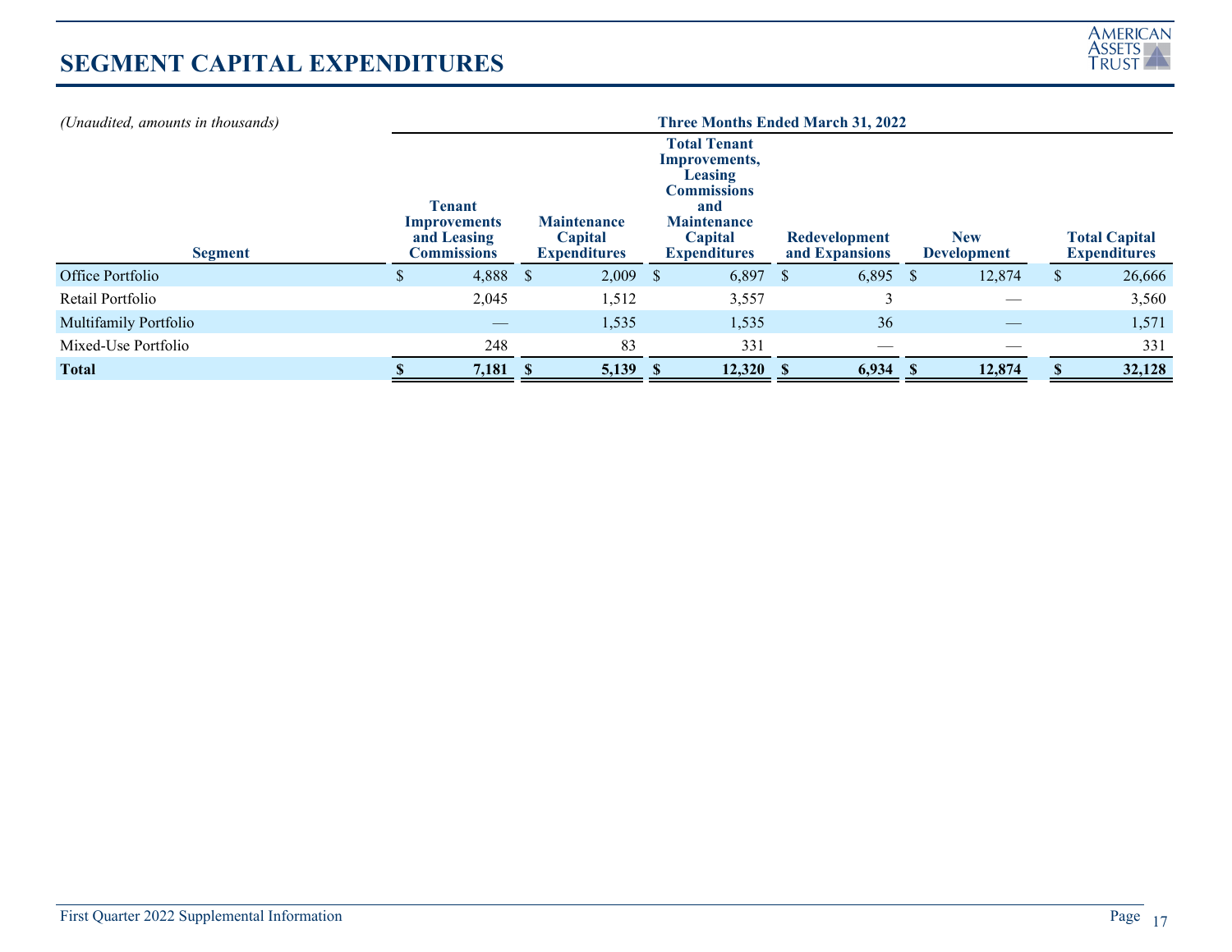# SEGMENT CAPITAL EXPENDITURES

*(Unaudited, amounts in thousands)*

| | Three Months Ended March 31, 2022 | | | | | |
|---|---|---|---|---|---|---|
| **Segment** | **Tenant Improvements and Leasing Commissions** | **Maintenance Capital Expenditures** | **Total Tenant Improvements, Leasing Commissions and Maintenance Capital Expenditures** | **Redevelopment and Expansions** | **New Development** | **Total Capital Expenditures** |
| Office Portfolio | $ 4,888 | $ 2,009 | $ 6,897 | $ 6,895 | $ 12,874 | $ 26,666 |
| Retail Portfolio | 2,045 | 1,512 | 3,557 | 3 | — | 3,560 |
| Multifamily Portfolio | — | 1,535 | 1,535 | 36 | — | 1,571 |
| Mixed-Use Portfolio | 248 | 83 | 331 | — | — | 331 |
| **Total** | **$ 7,181** | **$ 5,139** | **$ 12,320** | **$ 6,934** | **$ 12,874** | **$ 32,128** |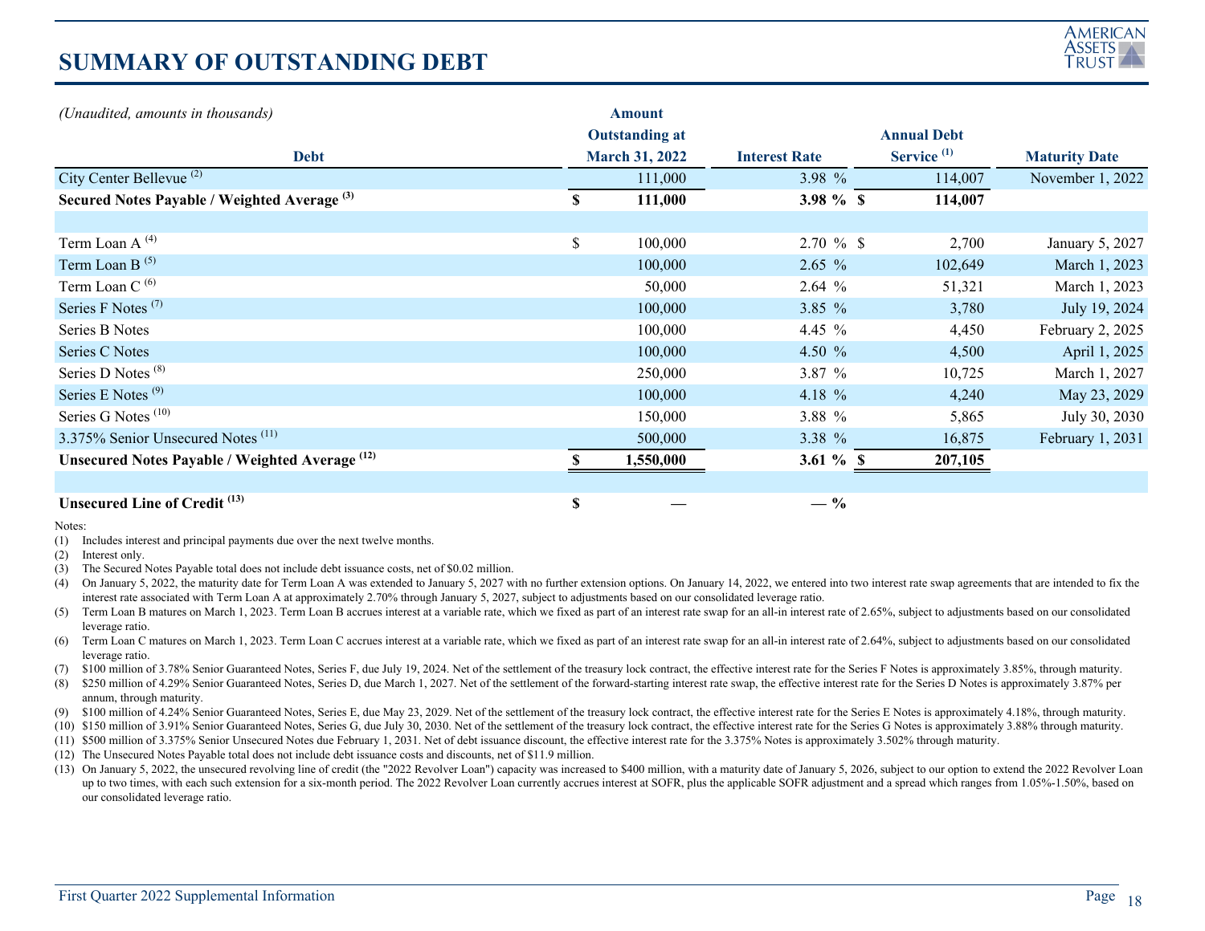# SUMMARY OF OUTSTANDING DEBT

| *(Unaudited, amounts in thousands)*<br>Debt | Amount Outstanding at March 31, 2022 | Interest Rate | Annual Debt Service [(1)] | Maturity Date |
|---|---|---|---|---|
| City Center Bellevue [(2)] | 111,000 | 3.98 % | 114,007 | November 1, 2022 |
| **Secured Notes Payable / Weighted Average [(3)]** | **$ 111,000** | **3.98 %** | **$ 114,007** | |
| | | | | |
| Term Loan A [(4)] | $ 100,000 | 2.70 % | $ 2,700 | January 5, 2027 |
| Term Loan B [(5)] | 100,000 | 2.65 % | 102,649 | March 1, 2023 |
| Term Loan C [(6)] | 50,000 | 2.64 % | 51,321 | March 1, 2023 |
| Series F Notes [(7)] | 100,000 | 3.85 % | 3,780 | July 19, 2024 |
| Series B Notes | 100,000 | 4.45 % | 4,450 | February 2, 2025 |
| Series C Notes | 100,000 | 4.50 % | 4,500 | April 1, 2025 |
| Series D Notes [(8)] | 250,000 | 3.87 % | 10,725 | March 1, 2027 |
| Series E Notes [(9)] | 100,000 | 4.18 % | 4,240 | May 23, 2029 |
| Series G Notes [(10)] | 150,000 | 3.88 % | 5,865 | July 30, 2030 |
| 3.375% Senior Unsecured Notes [(11)] | 500,000 | 3.38 % | 16,875 | February 1, 2031 |
| **Unsecured Notes Payable / Weighted Average [(12)]** | **$ 1,550,000** | **3.61 %** | **$ 207,105** | |
| | | | | |
| **Unsecured Line of Credit [(13)]** | **$ —** | **— %** | | |

Notes:

(1) Includes interest and principal payments due over the next twelve months.

(2) Interest only.

(3) The Secured Notes Payable total does not include debt issuance costs, net of $0.02 million.

(4) On January 5, 2022, the maturity date for Term Loan A was extended to January 5, 2027 with no further extension options. On January 14, 2022, we entered into two interest rate swap agreements that are intended to fix the interest rate associated with Term Loan A at approximately 2.70% through January 5, 2027, subject to adjustments based on our consolidated leverage ratio.

(5) Term Loan B matures on March 1, 2023. Term Loan B accrues interest at a variable rate, which we fixed as part of an interest rate swap for an all-in interest rate of 2.65%, subject to adjustments based on our consolidated leverage ratio.

(6) Term Loan C matures on March 1, 2023. Term Loan C accrues interest at a variable rate, which we fixed as part of an interest rate swap for an all-in interest rate of 2.64%, subject to adjustments based on our consolidated leverage ratio.

(7) $100 million of 3.78% Senior Guaranteed Notes, Series F, due July 19, 2024. Net of the settlement of the treasury lock contract, the effective interest rate for the Series F Notes is approximately 3.85%, through maturity.

(8) $250 million of 4.29% Senior Guaranteed Notes, Series D, due March 1, 2027. Net of the settlement of the forward-starting interest rate swap, the effective interest rate for the Series D Notes is approximately 3.87% per annum, through maturity.

(9) $100 million of 4.24% Senior Guaranteed Notes, Series E, due May 23, 2029. Net of the settlement of the treasury lock contract, the effective interest rate for the Series E Notes is approximately 4.18%, through maturity.

(10) $150 million of 3.91% Senior Guaranteed Notes, Series G, due July 30, 2030. Net of the settlement of the treasury lock contract, the effective interest rate for the Series G Notes is approximately 3.88% through maturity.

(11) $500 million of 3.375% Senior Unsecured Notes due February 1, 2031. Net of debt issuance discount, the effective interest rate for the 3.375% Notes is approximately 3.502% through maturity.

(12) The Unsecured Notes Payable total does not include debt issuance costs and discounts, net of $11.9 million.

(13) On January 5, 2022, the unsecured revolving line of credit (the "2022 Revolver Loan") capacity was increased to $400 million, with a maturity date of January 5, 2026, subject to our option to extend the 2022 Revolver Loan up to two times, with each such extension for a six-month period. The 2022 Revolver Loan currently accrues interest at SOFR, plus the applicable SOFR adjustment and a spread which ranges from 1.05%-1.50%, based on our consolidated leverage ratio.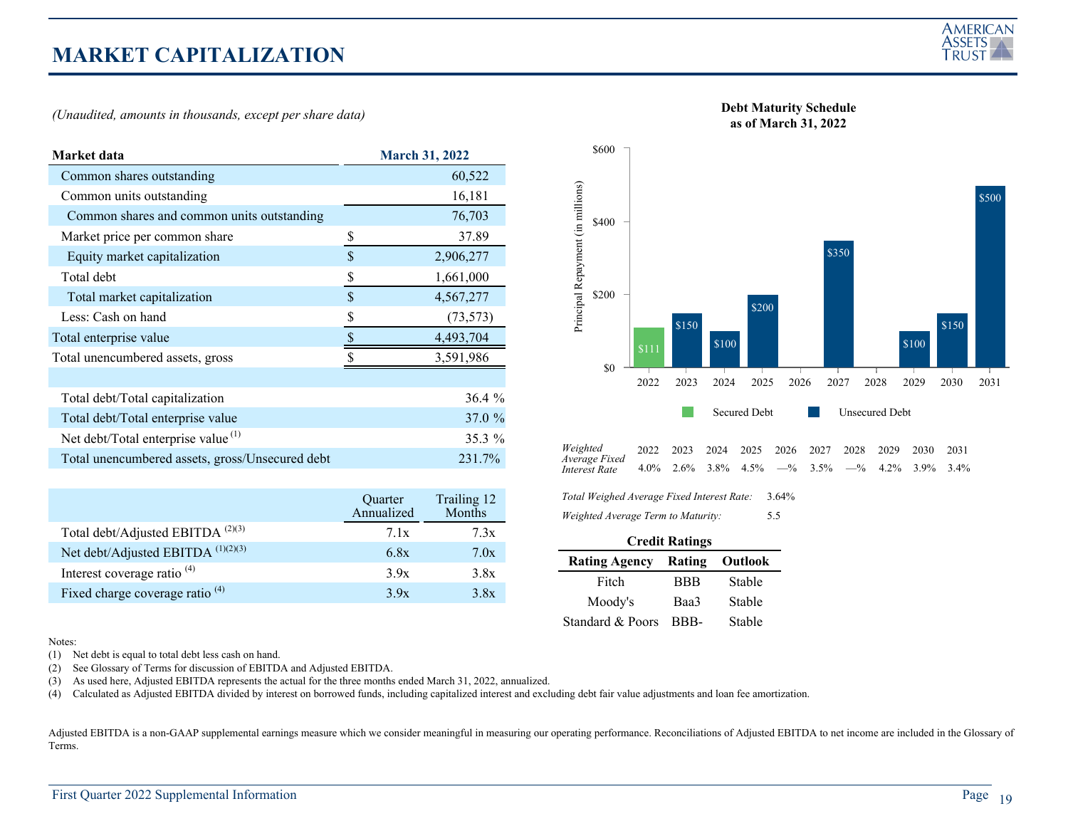# MARKET CAPITALIZATION

*(Unaudited, amounts in thousands, except per share data)*

| Market data | | March 31, 2022 |
|---|---|---|
| Common shares outstanding | | 60,522 |
| Common units outstanding | | 16,181 |
| Common shares and common units outstanding | | 76,703 |
| Market price per common share | $ | 37.89 |
| Equity market capitalization | $ | 2,906,277 |
| Total debt | $ | 1,661,000 |
| Total market capitalization | $ | 4,567,277 |
| Less: Cash on hand | $ | (73,573) |
| Total enterprise value | $ | 4,493,704 |
| Total unencumbered assets, gross | $ | 3,591,986 |
| | | |
| Total debt/Total capitalization | | 36.4 % |
| Total debt/Total enterprise value | | 37.0 % |
| Net debt/Total enterprise value [1] | | 35.3 % |
| Total unencumbered assets, gross/Unsecured debt | | 231.7% |

| | Quarter Annualized | Trailing 12 Months |
|---|---|---|
| Total debt/Adjusted EBITDA [2][3] | 7.1x | 7.3x |
| Net debt/Adjusted EBITDA [1][2][3] | 6.8x | 7.0x |
| Interest coverage ratio [4] | 3.9x | 3.8x |
| Fixed charge coverage ratio [4] | 3.9x | 3.8x |

**Debt Maturity Schedule as of March 31, 2022**

Principal Repayment (in millions)

| Year | 2022 | 2023 | 2024 | 2025 | 2026 | 2027 | 2028 | 2029 | 2030 | 2031 |
|---|---|---|---|---|---|---|---|---|---|---|
| Secured Debt | $111 | | | | | | | | | |
| Unsecured Debt | | $150 | $100 | $200 | | $350 | | $100 | $150 | $500 |

| *Weighted Average Fixed Interest Rate* | 2022 | 2023 | 2024 | 2025 | 2026 | 2027 | 2028 | 2029 | 2030 | 2031 |
|---|---|---|---|---|---|---|---|---|---|---|
| | 4.0% | 2.6% | 3.8% | 4.5% | —% | 3.5% | —% | 4.2% | 3.9% | 3.4% |

*Total Weighed Average Fixed Interest Rate:* 3.64%

*Weighted Average Term to Maturity:* 5.5

**Credit Ratings**

| Rating Agency | Rating | Outlook |
|---|---|---|
| Fitch | BBB | Stable |
| Moody's | Baa3 | Stable |
| Standard & Poors | BBB- | Stable |

Notes:

(1) Net debt is equal to total debt less cash on hand.

(2) See Glossary of Terms for discussion of EBITDA and Adjusted EBITDA.

(3) As used here, Adjusted EBITDA represents the actual for the three months ended March 31, 2022, annualized.

(4) Calculated as Adjusted EBITDA divided by interest on borrowed funds, including capitalized interest and excluding debt fair value adjustments and loan fee amortization.

Adjusted EBITDA is a non-GAAP supplemental earnings measure which we consider meaningful in measuring our operating performance. Reconciliations of Adjusted EBITDA to net income are included in the Glossary of Terms.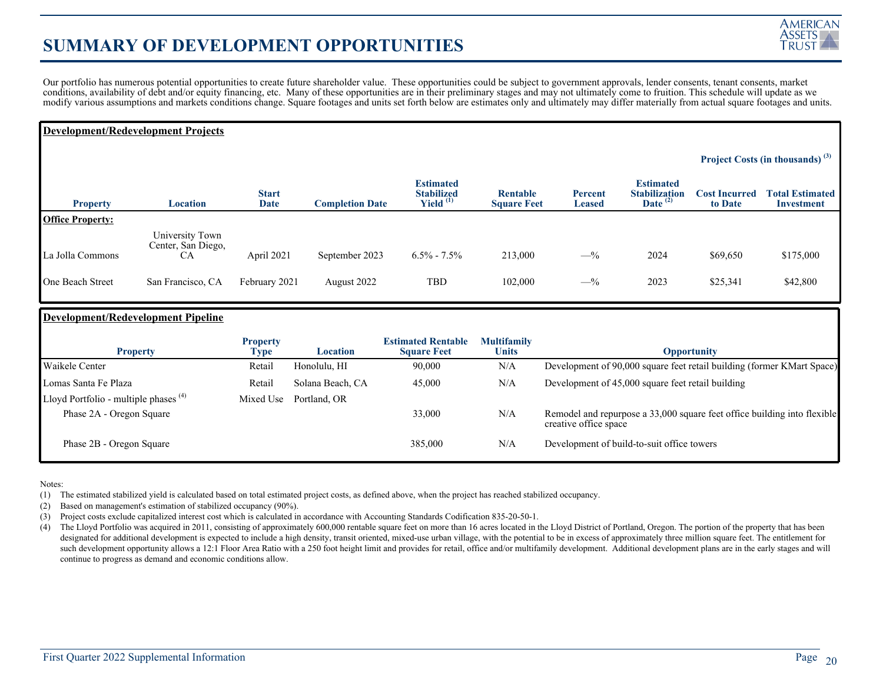# SUMMARY OF DEVELOPMENT OPPORTUNITIES

Our portfolio has numerous potential opportunities to create future shareholder value. These opportunities could be subject to government approvals, lender consents, tenant consents, market conditions, availability of debt and/or equity financing, etc. Many of these opportunities are in their preliminary stages and may not ultimately come to fruition. This schedule will update as we modify various assumptions and markets conditions change. Square footages and units set forth below are estimates only and ultimately may differ materially from actual square footages and units.

**Development/Redevelopment Projects**

| | | | | | | | | Project Costs (in thousands) [(3)] | |
|---|---|---|---|---|---|---|---|---|---|
| **Property** | **Location** | **Start Date** | **Completion Date** | **Estimated Stabilized Yield** [(1)] | **Rentable Square Feet** | **Percent Leased** | **Estimated Stabilization Date** [(2)] | **Cost Incurred to Date** | **Total Estimated Investment** |
| **Office Property:** | | | | | | | | | |
| La Jolla Commons | University Town Center, San Diego, CA | April 2021 | September 2023 | 6.5% - 7.5% | 213,000 | —% | 2024 | $69,650 | $175,000 |
| One Beach Street | San Francisco, CA | February 2021 | August 2022 | TBD | 102,000 | —% | 2023 | $25,341 | $42,800 |

**Development/Redevelopment Pipeline**

| Property | Property Type | Location | Estimated Rentable Square Feet | Multifamily Units | Opportunity |
|---|---|---|---|---|---|
| Waikele Center | Retail | Honolulu, HI | 90,000 | N/A | Development of 90,000 square feet retail building (former KMart Space) |
| Lomas Santa Fe Plaza | Retail | Solana Beach, CA | 45,000 | N/A | Development of 45,000 square feet retail building |
| Lloyd Portfolio - multiple phases [(4)] | Mixed Use | Portland, OR | | | |
| Phase 2A - Oregon Square | | | 33,000 | N/A | Remodel and repurpose a 33,000 square feet office building into flexible creative office space |
| Phase 2B - Oregon Square | | | 385,000 | N/A | Development of build-to-suit office towers |

Notes:

(1) The estimated stabilized yield is calculated based on total estimated project costs, as defined above, when the project has reached stabilized occupancy.

(2) Based on management's estimation of stabilized occupancy (90%).

(3) Project costs exclude capitalized interest cost which is calculated in accordance with Accounting Standards Codification 835-20-50-1.

(4) The Lloyd Portfolio was acquired in 2011, consisting of approximately 600,000 rentable square feet on more than 16 acres located in the Lloyd District of Portland, Oregon. The portion of the property that has been designated for additional development is expected to include a high density, transit oriented, mixed-use urban village, with the potential to be in excess of approximately three million square feet. The entitlement for such development opportunity allows a 12:1 Floor Area Ratio with a 250 foot height limit and provides for retail, office and/or multifamily development. Additional development plans are in the early stages and will continue to progress as demand and economic conditions allow.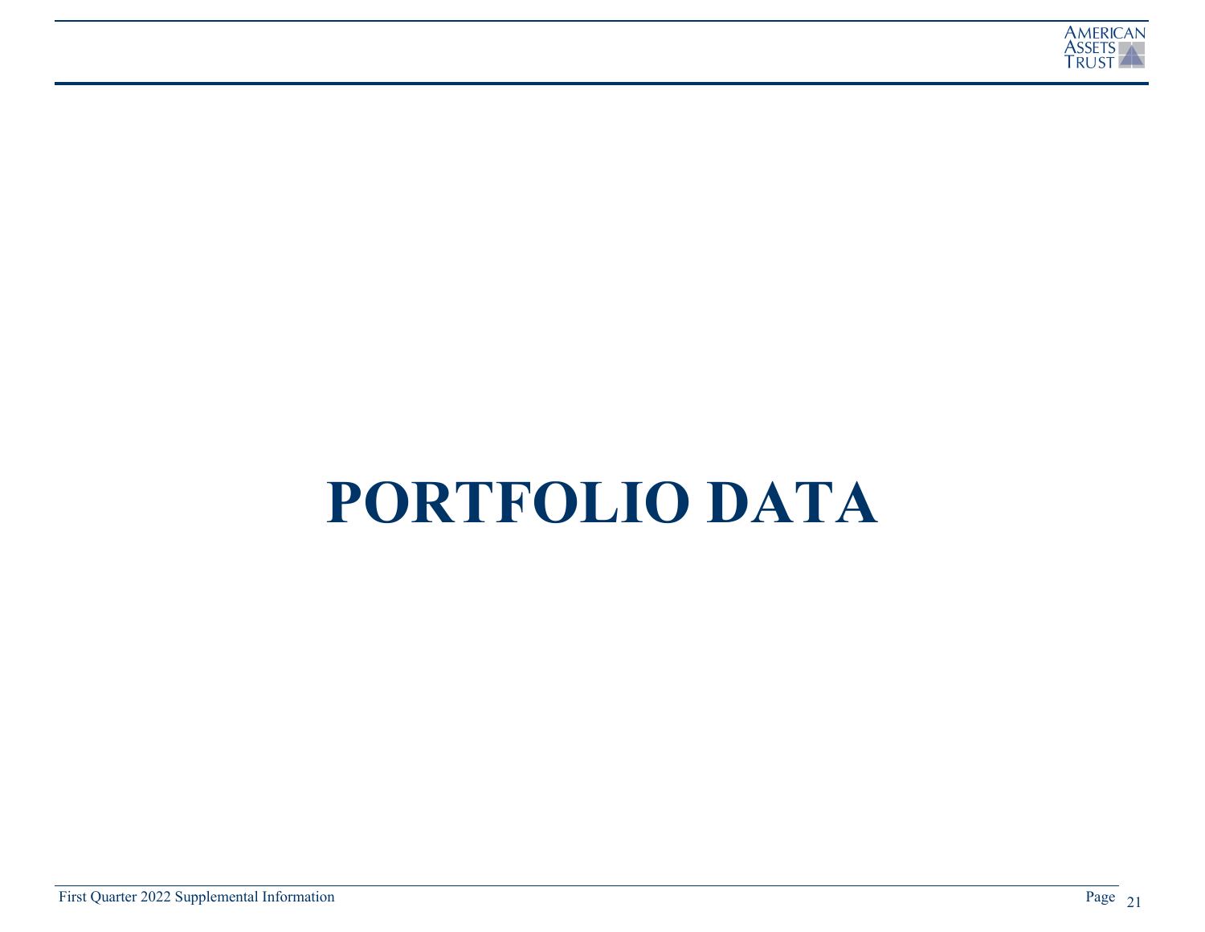# PORTFOLIO DATA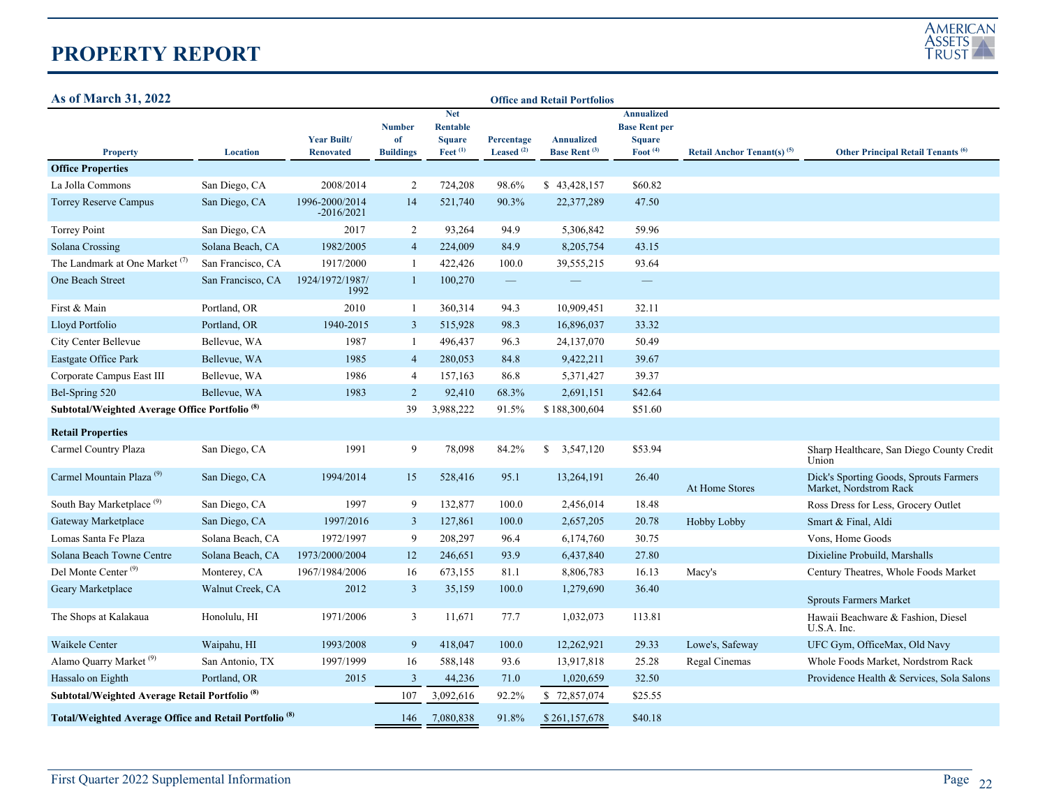# PROPERTY REPORT

**As of March 31, 2022**

**Office and Retail Portfolios**

| Property | Location | Year Built/ Renovated | Number of Buildings | Net Rentable Square Feet [1] | Percentage Leased [2] | Annualized Base Rent [3] | Annualized Base Rent per Square Foot [4] | Retail Anchor Tenant(s) [5] | Other Principal Retail Tenants [6] |
|---|---|---|---|---|---|---|---|---|---|
| **Office Properties** | | | | | | | | | |
| La Jolla Commons | San Diego, CA | 2008/2014 | 2 | 724,208 | 98.6% | $ 43,428,157 | $60.82 | | |
| Torrey Reserve Campus | San Diego, CA | 1996-2000/2014 -2016/2021 | 14 | 521,740 | 90.3% | 22,377,289 | 47.50 | | |
| Torrey Point | San Diego, CA | 2017 | 2 | 93,264 | 94.9 | 5,306,842 | 59.96 | | |
| Solana Crossing | Solana Beach, CA | 1982/2005 | 4 | 224,009 | 84.9 | 8,205,754 | 43.15 | | |
| The Landmark at One Market [7] | San Francisco, CA | 1917/2000 | 1 | 422,426 | 100.0 | 39,555,215 | 93.64 | | |
| One Beach Street | San Francisco, CA | 1924/1972/1987/ 1992 | 1 | 100,270 | — | — | — | | |
| First & Main | Portland, OR | 2010 | 1 | 360,314 | 94.3 | 10,909,451 | 32.11 | | |
| Lloyd Portfolio | Portland, OR | 1940-2015 | 3 | 515,928 | 98.3 | 16,896,037 | 33.32 | | |
| City Center Bellevue | Bellevue, WA | 1987 | 1 | 496,437 | 96.3 | 24,137,070 | 50.49 | | |
| Eastgate Office Park | Bellevue, WA | 1985 | 4 | 280,053 | 84.8 | 9,422,211 | 39.67 | | |
| Corporate Campus East III | Bellevue, WA | 1986 | 4 | 157,163 | 86.8 | 5,371,427 | 39.37 | | |
| Bel-Spring 520 | Bellevue, WA | 1983 | 2 | 92,410 | 68.3% | 2,691,151 | $42.64 | | |
| **Subtotal/Weighted Average Office Portfolio [8]** | | | 39 | 3,988,222 | 91.5% | $ 188,300,604 | $51.60 | | |
| **Retail Properties** | | | | | | | | | |
| Carmel Country Plaza | San Diego, CA | 1991 | 9 | 78,098 | 84.2% | $ 3,547,120 | $53.94 | | Sharp Healthcare, San Diego County Credit Union |
| Carmel Mountain Plaza [9] | San Diego, CA | 1994/2014 | 15 | 528,416 | 95.1 | 13,264,191 | 26.40 | At Home Stores | Dick's Sporting Goods, Sprouts Farmers Market, Nordstrom Rack |
| South Bay Marketplace [9] | San Diego, CA | 1997 | 9 | 132,877 | 100.0 | 2,456,014 | 18.48 | | Ross Dress for Less, Grocery Outlet |
| Gateway Marketplace | San Diego, CA | 1997/2016 | 3 | 127,861 | 100.0 | 2,657,205 | 20.78 | Hobby Lobby | Smart & Final, Aldi |
| Lomas Santa Fe Plaza | Solana Beach, CA | 1972/1997 | 9 | 208,297 | 96.4 | 6,174,760 | 30.75 | | Vons, Home Goods |
| Solana Beach Towne Centre | Solana Beach, CA | 1973/2000/2004 | 12 | 246,651 | 93.9 | 6,437,840 | 27.80 | | Dixieline Probuild, Marshalls |
| Del Monte Center [9] | Monterey, CA | 1967/1984/2006 | 16 | 673,155 | 81.1 | 8,806,783 | 16.13 | Macy's | Century Theatres, Whole Foods Market |
| Geary Marketplace | Walnut Creek, CA | 2012 | 3 | 35,159 | 100.0 | 1,279,690 | 36.40 | | Sprouts Farmers Market |
| The Shops at Kalakaua | Honolulu, HI | 1971/2006 | 3 | 11,671 | 77.7 | 1,032,073 | 113.81 | | Hawaii Beachware & Fashion, Diesel U.S.A. Inc. |
| Waikele Center | Waipahu, HI | 1993/2008 | 9 | 418,047 | 100.0 | 12,262,921 | 29.33 | Lowe's, Safeway | UFC Gym, OfficeMax, Old Navy |
| Alamo Quarry Market [9] | San Antonio, TX | 1997/1999 | 16 | 588,148 | 93.6 | 13,917,818 | 25.28 | Regal Cinemas | Whole Foods Market, Nordstrom Rack |
| Hassalo on Eighth | Portland, OR | 2015 | 3 | 44,236 | 71.0 | 1,020,659 | 32.50 | | Providence Health & Services, Sola Salons |
| **Subtotal/Weighted Average Retail Portfolio [8]** | | | 107 | 3,092,616 | 92.2% | $ 72,857,074 | $25.55 | | |
| **Total/Weighted Average Office and Retail Portfolio [8]** | | | 146 | 7,080,838 | 91.8% | $ 261,157,678 | $40.18 | | |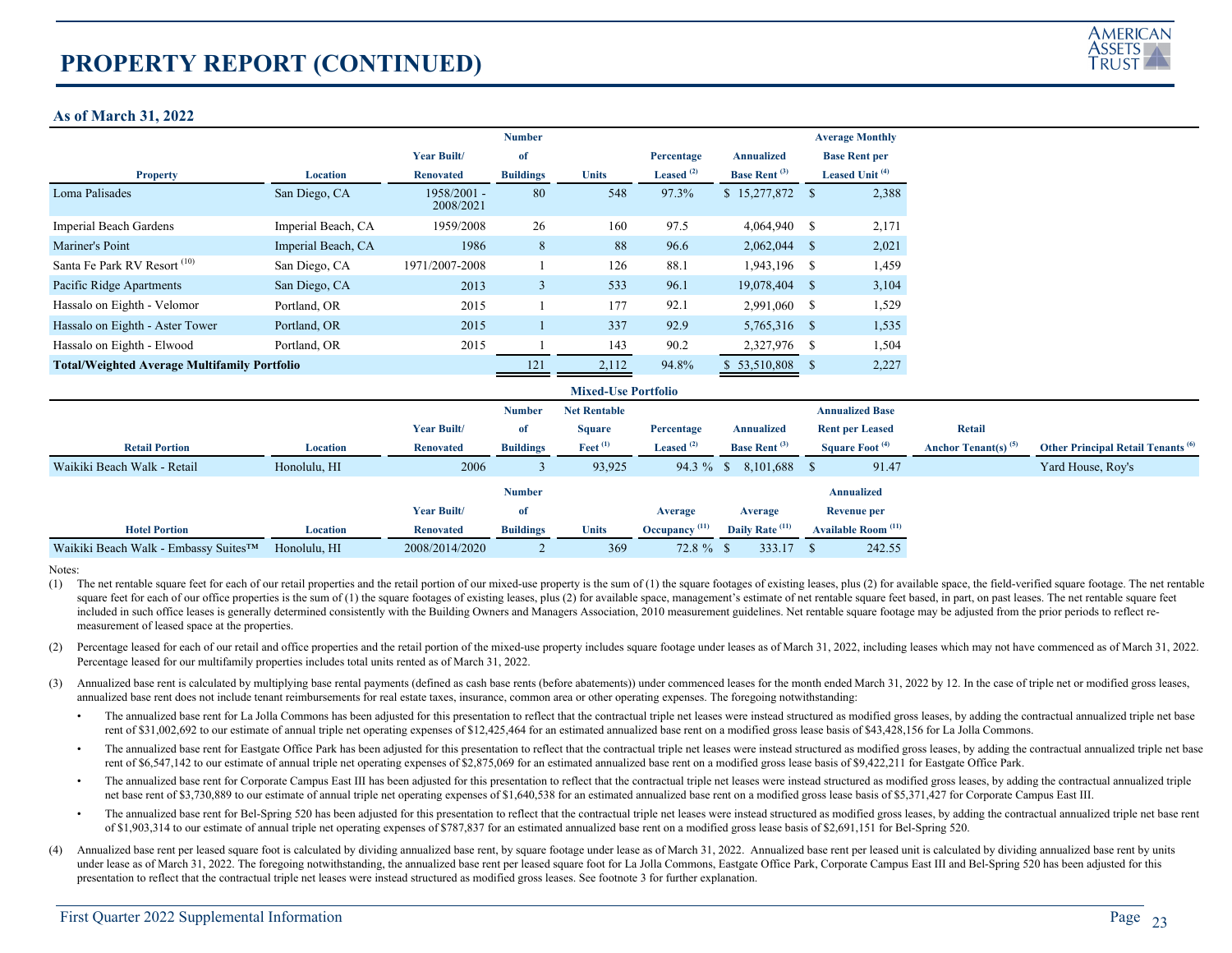# PROPERTY REPORT (CONTINUED)

**As of March 31, 2022**

| Property | Location | Year Built/ Renovated | Number of Buildings | Units | Percentage Leased [(2)] | Annualized Base Rent [(3)] | Average Monthly Base Rent per Leased Unit [(4)] |
|---|---|---|---|---|---|---|---|
| Loma Palisades | San Diego, CA | 1958/2001 - 2008/2021 | 80 | 548 | 97.3% | $ 15,277,872 | $ 2,388 |
| Imperial Beach Gardens | Imperial Beach, CA | 1959/2008 | 26 | 160 | 97.5 | 4,064,940 | $ 2,171 |
| Mariner's Point | Imperial Beach, CA | 1986 | 8 | 88 | 96.6 | 2,062,044 | $ 2,021 |
| Santa Fe Park RV Resort [(10)] | San Diego, CA | 1971/2007-2008 | 1 | 126 | 88.1 | 1,943,196 | $ 1,459 |
| Pacific Ridge Apartments | San Diego, CA | 2013 | 3 | 533 | 96.1 | 19,078,404 | $ 3,104 |
| Hassalo on Eighth - Velomor | Portland, OR | 2015 | 1 | 177 | 92.1 | 2,991,060 | $ 1,529 |
| Hassalo on Eighth - Aster Tower | Portland, OR | 2015 | 1 | 337 | 92.9 | 5,765,316 | $ 1,535 |
| Hassalo on Eighth - Elwood | Portland, OR | 2015 | 1 | 143 | 90.2 | 2,327,976 | $ 1,504 |
| **Total/Weighted Average Multifamily Portfolio** | | | 121 | 2,112 | 94.8% | $ 53,510,808 | $ 2,227 |

**Mixed-Use Portfolio**

| Retail Portion | Location | Year Built/ Renovated | Number of Buildings | Net Rentable Square Feet [(1)] | Percentage Leased [(2)] | Annualized Base Rent [(3)] | Annualized Base Rent per Leased Square Foot [(4)] | Retail Anchor Tenant(s) [(5)] | Other Principal Retail Tenants [(6)] |
|---|---|---|---|---|---|---|---|---|---|
| Waikiki Beach Walk - Retail | Honolulu, HI | 2006 | 3 | 93,925 | 94.3 % | $ 8,101,688 | $ 91.47 | | Yard House, Roy's |

| Hotel Portion | Location | Year Built/ Renovated | Number of Buildings | Units | Average Occupancy [(11)] | Average Daily Rate [(11)] | Annualized Revenue per Available Room [(11)] |
|---|---|---|---|---|---|---|---|
| Waikiki Beach Walk - Embassy Suites™ | Honolulu, HI | 2008/2014/2020 | 2 | 369 | 72.8 % | $ 333.17 | $ 242.55 |

Notes:

(1) The net rentable square feet for each of our retail properties and the retail portion of our mixed-use property is the sum of (1) the square footages of existing leases, plus (2) for available space, the field-verified square footage. The net rentable square feet for each of our office properties is the sum of (1) the square footages of existing leases, plus (2) for available space, management's estimate of net rentable square feet based, in part, on past leases. The net rentable square feet included in such office leases is generally determined consistently with the Building Owners and Managers Association, 2010 measurement guidelines. Net rentable square footage may be adjusted from the prior periods to reflect re-measurement of leased space at the properties.

(2) Percentage leased for each of our retail and office properties and the retail portion of the mixed-use property includes square footage under leases as of March 31, 2022, including leases which may not have commenced as of March 31, 2022. Percentage leased for our multifamily properties includes total units rented as of March 31, 2022.

(3) Annualized base rent is calculated by multiplying base rental payments (defined as cash base rents (before abatements)) under commenced leases for the month ended March 31, 2022 by 12. In the case of triple net or modified gross leases, annualized base rent does not include tenant reimbursements for real estate taxes, insurance, common area or other operating expenses. The foregoing notwithstanding:

- The annualized base rent for La Jolla Commons has been adjusted for this presentation to reflect that the contractual triple net leases were instead structured as modified gross leases, by adding the contractual annualized triple net base rent of $31,002,692 to our estimate of annual triple net operating expenses of $12,425,464 for an estimated annualized base rent on a modified gross lease basis of $43,428,156 for La Jolla Commons.
- The annualized base rent for Eastgate Office Park has been adjusted for this presentation to reflect that the contractual triple net leases were instead structured as modified gross leases, by adding the contractual annualized triple net base rent of $6,547,142 to our estimate of annual triple net operating expenses of $2,875,069 for an estimated annualized base rent on a modified gross lease basis of $9,422,211 for Eastgate Office Park.
- The annualized base rent for Corporate Campus East III has been adjusted for this presentation to reflect that the contractual triple net leases were instead structured as modified gross leases, by adding the contractual annualized triple net base rent of $3,730,889 to our estimate of annual triple net operating expenses of $1,640,538 for an estimated annualized base rent on a modified gross lease basis of $5,371,427 for Corporate Campus East III.
- The annualized base rent for Bel-Spring 520 has been adjusted for this presentation to reflect that the contractual triple net leases were instead structured as modified gross leases, by adding the contractual annualized triple net base rent of $1,903,314 to our estimate of annual triple net operating expenses of $787,837 for an estimated annualized base rent on a modified gross lease basis of $2,691,151 for Bel-Spring 520.

(4) Annualized base rent per leased square foot is calculated by dividing annualized base rent, by square footage under lease as of March 31, 2022. Annualized base rent per leased unit is calculated by dividing annualized base rent by units under lease as of March 31, 2022. The foregoing notwithstanding, the annualized base rent per leased square foot for La Jolla Commons, Eastgate Office Park, Corporate Campus East III and Bel-Spring 520 has been adjusted for this presentation to reflect that the contractual triple net leases were instead structured as modified gross leases. See footnote 3 for further explanation.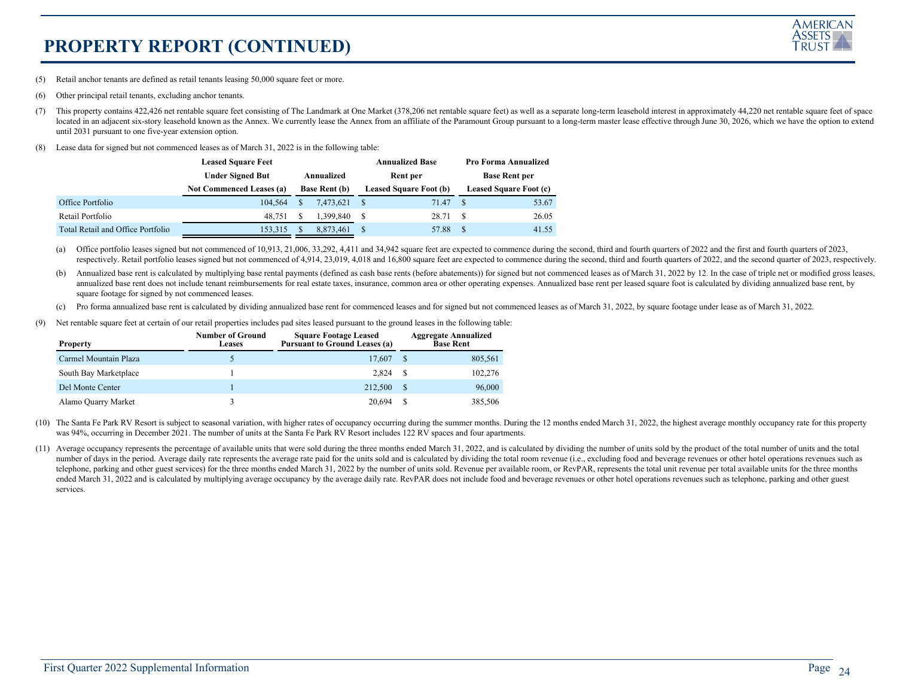# PROPERTY REPORT (CONTINUED)

(5) Retail anchor tenants are defined as retail tenants leasing 50,000 square feet or more.

(6) Other principal retail tenants, excluding anchor tenants.

(7) This property contains 422,426 net rentable square feet consisting of The Landmark at One Market (378,206 net rentable square feet) as well as a separate long-term leasehold interest in approximately 44,220 net rentable square feet of space located in an adjacent six-story leasehold known as the Annex. We currently lease the Annex from an affiliate of the Paramount Group pursuant to a long-term master lease effective through June 30, 2026, which we have the option to extend until 2031 pursuant to one five-year extension option.

(8) Lease data for signed but not commenced leases as of March 31, 2022 is in the following table:

| | Leased Square Feet Under Signed But Not Commenced Leases (a) | Annualized Base Rent (b) | Annualized Base Rent per Leased Square Foot (b) | Pro Forma Annualized Base Rent per Leased Square Foot (c) |
|---|---|---|---|---|
| Office Portfolio | 104,564 | $ 7,473,621 | $ 71.47 | $ 53.67 |
| Retail Portfolio | 48,751 | $ 1,399,840 | $ 28.71 | $ 26.05 |
| Total Retail and Office Portfolio | 153,315 | $ 8,873,461 | $ 57.88 | $ 41.55 |

(a) Office portfolio leases signed but not commenced of 10,913, 21,006, 33,292, 4,411 and 34,942 square feet are expected to commence during the second, third and fourth quarters of 2022 and the first and fourth quarters of 2023, respectively. Retail portfolio leases signed but not commenced of 4,914, 23,019, 4,018 and 16,800 square feet are expected to commence during the second, third and fourth quarters of 2022, and the second quarter of 2023, respectively.

(b) Annualized base rent is calculated by multiplying base rental payments (defined as cash base rents (before abatements)) for signed but not commenced leases as of March 31, 2022 by 12. In the case of triple net or modified gross leases, annualized base rent does not include tenant reimbursements for real estate taxes, insurance, common area or other operating expenses. Annualized base rent per leased square foot is calculated by dividing annualized base rent, by square footage for signed by not commenced leases.

(c) Pro forma annualized base rent is calculated by dividing annualized base rent for commenced leases and for signed but not commenced leases as of March 31, 2022, by square footage under lease as of March 31, 2022.

(9) Net rentable square feet at certain of our retail properties includes pad sites leased pursuant to the ground leases in the following table:

| Property | Number of Ground Leases | Square Footage Leased Pursuant to Ground Leases (a) | Aggregate Annualized Base Rent |
|---|---|---|---|
| Carmel Mountain Plaza | 5 | 17,607 | $ 805,561 |
| South Bay Marketplace | 1 | 2,824 | $ 102,276 |
| Del Monte Center | 1 | 212,500 | $ 96,000 |
| Alamo Quarry Market | 3 | 20,694 | $ 385,506 |

(10) The Santa Fe Park RV Resort is subject to seasonal variation, with higher rates of occupancy occurring during the summer months. During the 12 months ended March 31, 2022, the highest average monthly occupancy rate for this property was 94%, occurring in December 2021. The number of units at the Santa Fe Park RV Resort includes 122 RV spaces and four apartments.

(11) Average occupancy represents the percentage of available units that were sold during the three months ended March 31, 2022, and is calculated by dividing the number of units sold by the product of the total number of units and the total number of days in the period. Average daily rate represents the average rate paid for the units sold and is calculated by dividing the total room revenue (i.e., excluding food and beverage revenues or other hotel operations revenues such as telephone, parking and other guest services) for the three months ended March 31, 2022 by the number of units sold. Revenue per available room, or RevPAR, represents the total unit revenue per total available units for the three months ended March 31, 2022 and is calculated by multiplying average occupancy by the average daily rate. RevPAR does not include food and beverage revenues or other hotel operations revenues such as telephone, parking and other guest services.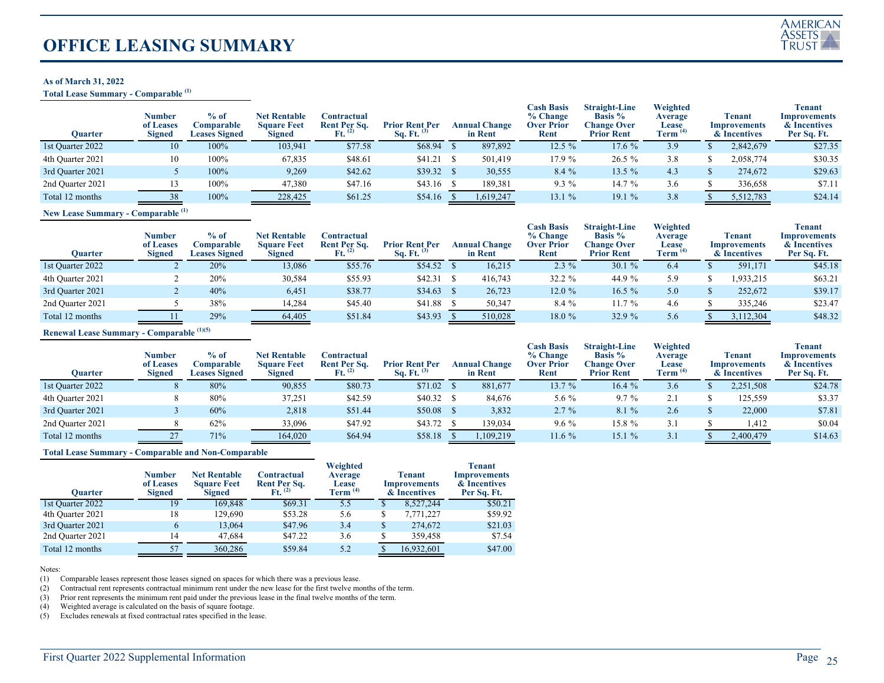# OFFICE LEASING SUMMARY

**As of March 31, 2022**

**Total Lease Summary - Comparable [(1)]**

| Quarter | Number of Leases Signed | % of Comparable Leases Signed | Net Rentable Square Feet Signed | Contractual Rent Per Sq. Ft. [(2)] | Prior Rent Per Sq. Ft. [(3)] | Annual Change in Rent | Cash Basis % Change Over Prior Rent | Straight-Line Basis % Change Over Prior Rent | Weighted Average Lease Term [(4)] | Tenant Improvements & Incentives | Tenant Improvements & Incentives Per Sq. Ft. |
|---|---|---|---|---|---|---|---|---|---|---|---|
| 1st Quarter 2022 | 10 | 100% | 103,941 | $77.58 | $68.94 | $ 897,892 | 12.5 % | 17.6 % | 3.9 | $ 2,842,679 | $27.35 |
| 4th Quarter 2021 | 10 | 100% | 67,835 | $48.61 | $41.21 | $ 501,419 | 17.9 % | 26.5 % | 3.8 | $ 2,058,774 | $30.35 |
| 3rd Quarter 2021 | 5 | 100% | 9,269 | $42.62 | $39.32 | $ 30,555 | 8.4 % | 13.5 % | 4.3 | $ 274,672 | $29.63 |
| 2nd Quarter 2021 | 13 | 100% | 47,380 | $47.16 | $43.16 | $ 189,381 | 9.3 % | 14.7 % | 3.6 | $ 336,658 | $7.11 |
| Total 12 months | 38 | 100% | 228,425 | $61.25 | $54.16 | $ 1,619,247 | 13.1 % | 19.1 % | 3.8 | $ 5,512,783 | $24.14 |

**New Lease Summary - Comparable [(1)]**

| Quarter | Number of Leases Signed | % of Comparable Leases Signed | Net Rentable Square Feet Signed | Contractual Rent Per Sq. Ft. [(2)] | Prior Rent Per Sq. Ft. [(3)] | Annual Change in Rent | Cash Basis % Change Over Prior Rent | Straight-Line Basis % Change Over Prior Rent | Weighted Average Lease Term [(4)] | Tenant Improvements & Incentives | Tenant Improvements & Incentives Per Sq. Ft. |
|---|---|---|---|---|---|---|---|---|---|---|---|
| 1st Quarter 2022 | 2 | 20% | 13,086 | $55.76 | $54.52 | $ 16,215 | 2.3 % | 30.1 % | 6.4 | $ 591,171 | $45.18 |
| 4th Quarter 2021 | 2 | 20% | 30,584 | $55.93 | $42.31 | $ 416,743 | 32.2 % | 44.9 % | 5.9 | $ 1,933,215 | $63.21 |
| 3rd Quarter 2021 | 2 | 40% | 6,451 | $38.77 | $34.63 | $ 26,723 | 12.0 % | 16.5 % | 5.0 | $ 252,672 | $39.17 |
| 2nd Quarter 2021 | 5 | 38% | 14,284 | $45.40 | $41.88 | $ 50,347 | 8.4 % | 11.7 % | 4.6 | $ 335,246 | $23.47 |
| Total 12 months | 11 | 29% | 64,405 | $51.84 | $43.93 | $ 510,028 | 18.0 % | 32.9 % | 5.6 | $ 3,112,304 | $48.32 |

**Renewal Lease Summary - Comparable [(1)(5)]**

| Quarter | Number of Leases Signed | % of Comparable Leases Signed | Net Rentable Square Feet Signed | Contractual Rent Per Sq. Ft. [(2)] | Prior Rent Per Sq. Ft. [(3)] | Annual Change in Rent | Cash Basis % Change Over Prior Rent | Straight-Line Basis % Change Over Prior Rent | Weighted Average Lease Term [(4)] | Tenant Improvements & Incentives | Tenant Improvements & Incentives Per Sq. Ft. |
|---|---|---|---|---|---|---|---|---|---|---|---|
| 1st Quarter 2022 | 8 | 80% | 90,855 | $80.73 | $71.02 | $ 881,677 | 13.7 % | 16.4 % | 3.6 | $ 2,251,508 | $24.78 |
| 4th Quarter 2021 | 8 | 80% | 37,251 | $42.59 | $40.32 | $ 84,676 | 5.6 % | 9.7 % | 2.1 | $ 125,559 | $3.37 |
| 3rd Quarter 2021 | 3 | 60% | 2,818 | $51.44 | $50.08 | $ 3,832 | 2.7 % | 8.1 % | 2.6 | $ 22,000 | $7.81 |
| 2nd Quarter 2021 | 8 | 62% | 33,096 | $47.92 | $43.72 | $ 139,034 | 9.6 % | 15.8 % | 3.1 | $ 1,412 | $0.04 |
| Total 12 months | 27 | 71% | 164,020 | $64.94 | $58.18 | $ 1,109,219 | 11.6 % | 15.1 % | 3.1 | $ 2,400,479 | $14.63 |

**Total Lease Summary - Comparable and Non-Comparable**

| Quarter | Number of Leases Signed | Net Rentable Square Feet Signed | Contractual Rent Per Sq. Ft. [(2)] | Weighted Average Lease Term [(4)] | Tenant Improvements & Incentives | Tenant Improvements & Incentives Per Sq. Ft. |
|---|---|---|---|---|---|---|
| 1st Quarter 2022 | 19 | 169,848 | $69.31 | 5.5 | $ 8,527,244 | $50.21 |
| 4th Quarter 2021 | 18 | 129,690 | $53.28 | 5.6 | $ 7,771,227 | $59.92 |
| 3rd Quarter 2021 | 6 | 13,064 | $47.96 | 3.4 | $ 274,672 | $21.03 |
| 2nd Quarter 2021 | 14 | 47,684 | $47.22 | 3.6 | $ 359,458 | $7.54 |
| Total 12 months | 57 | 360,286 | $59.84 | 5.2 | $ 16,932,601 | $47.00 |

Notes:
(1) Comparable leases represent those leases signed on spaces for which there was a previous lease.
(2) Contractual rent represents contractual minimum rent under the new lease for the first twelve months of the term.
(3) Prior rent represents the minimum rent paid under the previous lease in the final twelve months of the term.
(4) Weighted average is calculated on the basis of square footage.
(5) Excludes renewals at fixed contractual rates specified in the lease.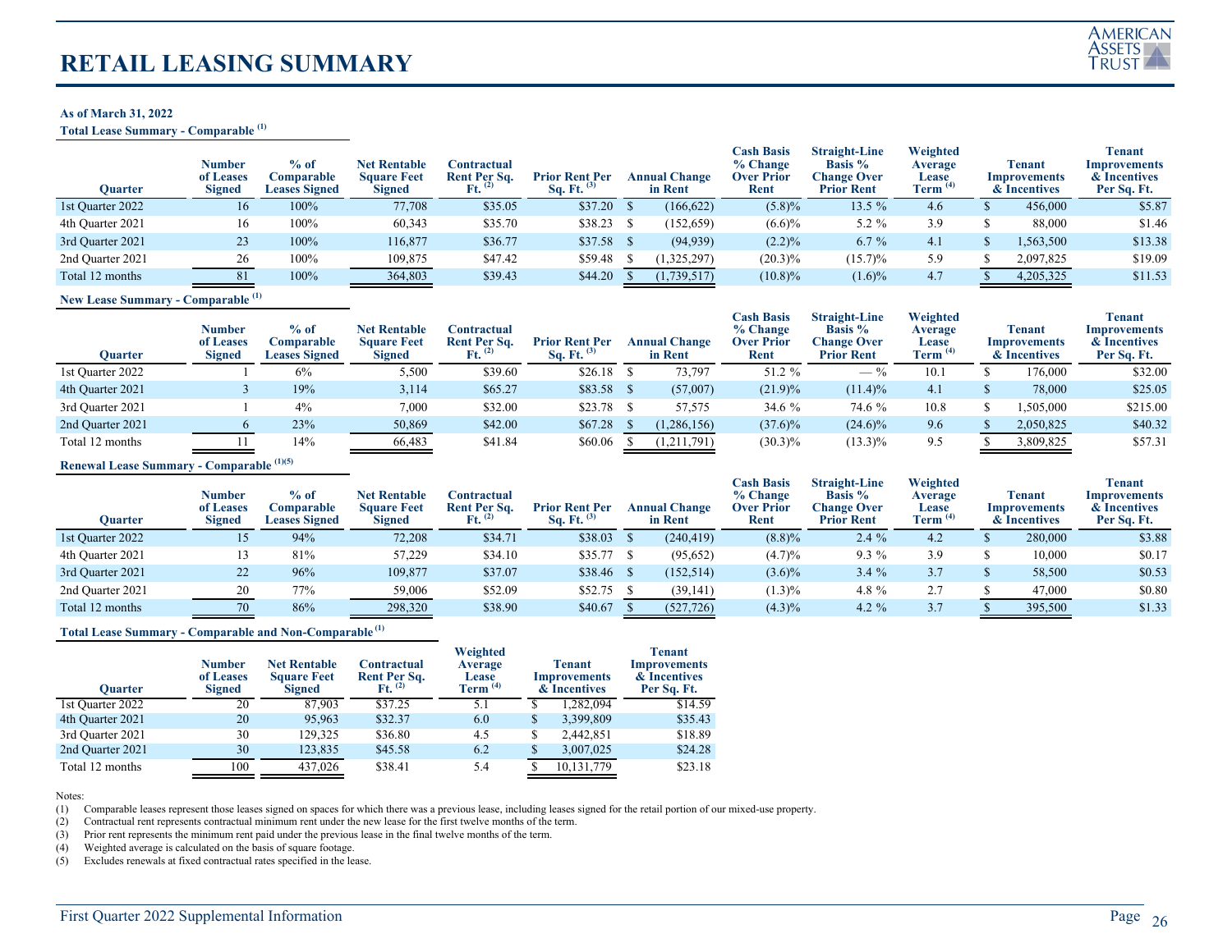# RETAIL LEASING SUMMARY

**As of March 31, 2022**

**Total Lease Summary - Comparable [(1)]**

| Quarter | Number of Leases Signed | % of Comparable Leases Signed | Net Rentable Square Feet Signed | Contractual Rent Per Sq. Ft. [(2)] | Prior Rent Per Sq. Ft. [(3)] | Annual Change in Rent | Cash Basis % Change Over Prior Rent | Straight-Line Basis % Change Over Prior Rent | Weighted Average Lease Term [(4)] | Tenant Improvements & Incentives | Tenant Improvements & Incentives Per Sq. Ft. |
|---|---|---|---|---|---|---|---|---|---|---|---|
| 1st Quarter 2022 | 16 | 100% | 77,708 | $35.05 | $37.20 | $ (166,622) | (5.8)% | 13.5 % | 4.6 | $ 456,000 | $5.87 |
| 4th Quarter 2021 | 16 | 100% | 60,343 | $35.70 | $38.23 | $ (152,659) | (6.6)% | 5.2 % | 3.9 | $ 88,000 | $1.46 |
| 3rd Quarter 2021 | 23 | 100% | 116,877 | $36.77 | $37.58 | $ (94,939) | (2.2)% | 6.7 % | 4.1 | $ 1,563,500 | $13.38 |
| 2nd Quarter 2021 | 26 | 100% | 109,875 | $47.42 | $59.48 | $ (1,325,297) | (20.3)% | (15.7)% | 5.9 | $ 2,097,825 | $19.09 |
| Total 12 months | 81 | 100% | 364,803 | $39.43 | $44.20 | $ (1,739,517) | (10.8)% | (1.6)% | 4.7 | $ 4,205,325 | $11.53 |

**New Lease Summary - Comparable [(1)]**

| Quarter | Number of Leases Signed | % of Comparable Leases Signed | Net Rentable Square Feet Signed | Contractual Rent Per Sq. Ft. [(2)] | Prior Rent Per Sq. Ft. [(3)] | Annual Change in Rent | Cash Basis % Change Over Prior Rent | Straight-Line Basis % Change Over Prior Rent | Weighted Average Lease Term [(4)] | Tenant Improvements & Incentives | Tenant Improvements & Incentives Per Sq. Ft. |
|---|---|---|---|---|---|---|---|---|---|---|---|
| 1st Quarter 2022 | 1 | 6% | 5,500 | $39.60 | $26.18 | $ 73,797 | 51.2 % | — % | 10.1 | $ 176,000 | $32.00 |
| 4th Quarter 2021 | 3 | 19% | 3,114 | $65.27 | $83.58 | $ (57,007) | (21.9)% | (11.4)% | 4.1 | $ 78,000 | $25.05 |
| 3rd Quarter 2021 | 1 | 4% | 7,000 | $32.00 | $23.78 | $ 57,575 | 34.6 % | 74.6 % | 10.8 | $ 1,505,000 | $215.00 |
| 2nd Quarter 2021 | 6 | 23% | 50,869 | $42.00 | $67.28 | $ (1,286,156) | (37.6)% | (24.6)% | 9.6 | $ 2,050,825 | $40.32 |
| Total 12 months | 11 | 14% | 66,483 | $41.84 | $60.06 | $ (1,211,791) | (30.3)% | (13.3)% | 9.5 | $ 3,809,825 | $57.31 |

**Renewal Lease Summary - Comparable [(1)(5)]**

| Quarter | Number of Leases Signed | % of Comparable Leases Signed | Net Rentable Square Feet Signed | Contractual Rent Per Sq. Ft. [(2)] | Prior Rent Per Sq. Ft. [(3)] | Annual Change in Rent | Cash Basis % Change Over Prior Rent | Straight-Line Basis % Change Over Prior Rent | Weighted Average Lease Term [(4)] | Tenant Improvements & Incentives | Tenant Improvements & Incentives Per Sq. Ft. |
|---|---|---|---|---|---|---|---|---|---|---|---|
| 1st Quarter 2022 | 15 | 94% | 72,208 | $34.71 | $38.03 | $ (240,419) | (8.8)% | 2.4 % | 4.2 | $ 280,000 | $3.88 |
| 4th Quarter 2021 | 13 | 81% | 57,229 | $34.10 | $35.77 | $ (95,652) | (4.7)% | 9.3 % | 3.9 | $ 10,000 | $0.17 |
| 3rd Quarter 2021 | 22 | 96% | 109,877 | $37.07 | $38.46 | $ (152,514) | (3.6)% | 3.4 % | 3.7 | $ 58,500 | $0.53 |
| 2nd Quarter 2021 | 20 | 77% | 59,006 | $52.09 | $52.75 | $ (39,141) | (1.3)% | 4.8 % | 2.7 | $ 47,000 | $0.80 |
| Total 12 months | 70 | 86% | 298,320 | $38.90 | $40.67 | $ (527,726) | (4.3)% | 4.2 % | 3.7 | $ 395,500 | $1.33 |

**Total Lease Summary - Comparable and Non-Comparable [(1)]**

| Quarter | Number of Leases Signed | Net Rentable Square Feet Signed | Contractual Rent Per Sq. Ft. [(2)] | Weighted Average Lease Term [(4)] | Tenant Improvements & Incentives | Tenant Improvements & Incentives Per Sq. Ft. |
|---|---|---|---|---|---|---|
| 1st Quarter 2022 | 20 | 87,903 | $37.25 | 5.1 | $ 1,282,094 | $14.59 |
| 4th Quarter 2021 | 20 | 95,963 | $32.37 | 6.0 | $ 3,399,809 | $35.43 |
| 3rd Quarter 2021 | 30 | 129,325 | $36.80 | 4.5 | $ 2,442,851 | $18.89 |
| 2nd Quarter 2021 | 30 | 123,835 | $45.58 | 6.2 | $ 3,007,025 | $24.28 |
| Total 12 months | 100 | 437,026 | $38.41 | 5.4 | $ 10,131,779 | $23.18 |

Notes:

(1) Comparable leases represent those leases signed on spaces for which there was a previous lease, including leases signed for the retail portion of our mixed-use property.
(2) Contractual rent represents contractual minimum rent under the new lease for the first twelve months of the term.
(3) Prior rent represents the minimum rent paid under the previous lease in the final twelve months of the term.
(4) Weighted average is calculated on the basis of square footage.
(5) Excludes renewals at fixed contractual rates specified in the lease.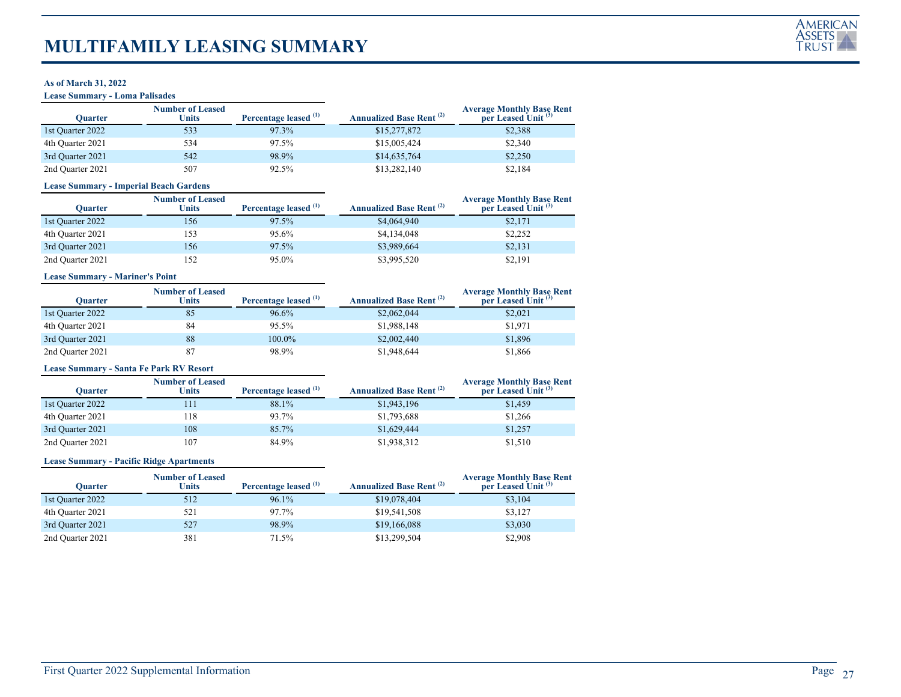# MULTIFAMILY LEASING SUMMARY

**As of March 31, 2022**

**Lease Summary - Loma Palisades**

| Quarter | Number of Leased Units | Percentage leased [(1)] | Annualized Base Rent [(2)] | Average Monthly Base Rent per Leased Unit [(3)] |
|---|---|---|---|---|
| 1st Quarter 2022 | 533 | 97.3% | $15,277,872 | $2,388 |
| 4th Quarter 2021 | 534 | 97.5% | $15,005,424 | $2,340 |
| 3rd Quarter 2021 | 542 | 98.9% | $14,635,764 | $2,250 |
| 2nd Quarter 2021 | 507 | 92.5% | $13,282,140 | $2,184 |

**Lease Summary - Imperial Beach Gardens**

| Quarter | Number of Leased Units | Percentage leased [(1)] | Annualized Base Rent [(2)] | Average Monthly Base Rent per Leased Unit [(3)] |
|---|---|---|---|---|
| 1st Quarter 2022 | 156 | 97.5% | $4,064,940 | $2,171 |
| 4th Quarter 2021 | 153 | 95.6% | $4,134,048 | $2,252 |
| 3rd Quarter 2021 | 156 | 97.5% | $3,989,664 | $2,131 |
| 2nd Quarter 2021 | 152 | 95.0% | $3,995,520 | $2,191 |

**Lease Summary - Mariner's Point**

| Quarter | Number of Leased Units | Percentage leased [(1)] | Annualized Base Rent [(2)] | Average Monthly Base Rent per Leased Unit [(3)] |
|---|---|---|---|---|
| 1st Quarter 2022 | 85 | 96.6% | $2,062,044 | $2,021 |
| 4th Quarter 2021 | 84 | 95.5% | $1,988,148 | $1,971 |
| 3rd Quarter 2021 | 88 | 100.0% | $2,002,440 | $1,896 |
| 2nd Quarter 2021 | 87 | 98.9% | $1,948,644 | $1,866 |

**Lease Summary - Santa Fe Park RV Resort**

| Quarter | Number of Leased Units | Percentage leased [(1)] | Annualized Base Rent [(2)] | Average Monthly Base Rent per Leased Unit [(3)] |
|---|---|---|---|---|
| 1st Quarter 2022 | 111 | 88.1% | $1,943,196 | $1,459 |
| 4th Quarter 2021 | 118 | 93.7% | $1,793,688 | $1,266 |
| 3rd Quarter 2021 | 108 | 85.7% | $1,629,444 | $1,257 |
| 2nd Quarter 2021 | 107 | 84.9% | $1,938,312 | $1,510 |

**Lease Summary - Pacific Ridge Apartments**

| Quarter | Number of Leased Units | Percentage leased [(1)] | Annualized Base Rent [(2)] | Average Monthly Base Rent per Leased Unit [(3)] |
|---|---|---|---|---|
| 1st Quarter 2022 | 512 | 96.1% | $19,078,404 | $3,104 |
| 4th Quarter 2021 | 521 | 97.7% | $19,541,508 | $3,127 |
| 3rd Quarter 2021 | 527 | 98.9% | $19,166,088 | $3,030 |
| 2nd Quarter 2021 | 381 | 71.5% | $13,299,504 | $2,908 |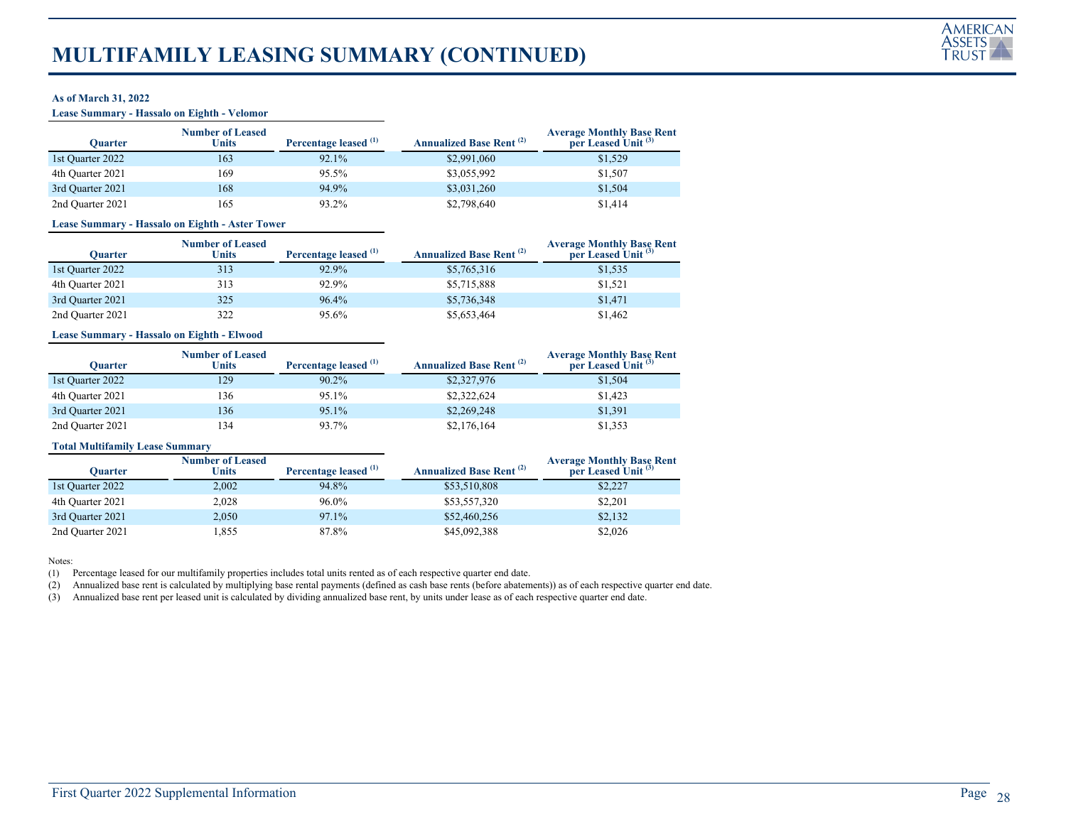# MULTIFAMILY LEASING SUMMARY (CONTINUED)

**As of March 31, 2022**

**Lease Summary - Hassalo on Eighth - Velomor**

| Quarter | Number of Leased Units | Percentage leased [(1)] | Annualized Base Rent [(2)] | Average Monthly Base Rent per Leased Unit [(3)] |
|---|---|---|---|---|
| 1st Quarter 2022 | 163 | 92.1% | $2,991,060 | $1,529 |
| 4th Quarter 2021 | 169 | 95.5% | $3,055,992 | $1,507 |
| 3rd Quarter 2021 | 168 | 94.9% | $3,031,260 | $1,504 |
| 2nd Quarter 2021 | 165 | 93.2% | $2,798,640 | $1,414 |

**Lease Summary - Hassalo on Eighth - Aster Tower**

| Quarter | Number of Leased Units | Percentage leased [(1)] | Annualized Base Rent [(2)] | Average Monthly Base Rent per Leased Unit [(3)] |
|---|---|---|---|---|
| 1st Quarter 2022 | 313 | 92.9% | $5,765,316 | $1,535 |
| 4th Quarter 2021 | 313 | 92.9% | $5,715,888 | $1,521 |
| 3rd Quarter 2021 | 325 | 96.4% | $5,736,348 | $1,471 |
| 2nd Quarter 2021 | 322 | 95.6% | $5,653,464 | $1,462 |

**Lease Summary - Hassalo on Eighth - Elwood**

| Quarter | Number of Leased Units | Percentage leased [(1)] | Annualized Base Rent [(2)] | Average Monthly Base Rent per Leased Unit [(3)] |
|---|---|---|---|---|
| 1st Quarter 2022 | 129 | 90.2% | $2,327,976 | $1,504 |
| 4th Quarter 2021 | 136 | 95.1% | $2,322,624 | $1,423 |
| 3rd Quarter 2021 | 136 | 95.1% | $2,269,248 | $1,391 |
| 2nd Quarter 2021 | 134 | 93.7% | $2,176,164 | $1,353 |

**Total Multifamily Lease Summary**

| Quarter | Number of Leased Units | Percentage leased [(1)] | Annualized Base Rent [(2)] | Average Monthly Base Rent per Leased Unit [(3)] |
|---|---|---|---|---|
| 1st Quarter 2022 | 2,002 | 94.8% | $53,510,808 | $2,227 |
| 4th Quarter 2021 | 2,028 | 96.0% | $53,557,320 | $2,201 |
| 3rd Quarter 2021 | 2,050 | 97.1% | $52,460,256 | $2,132 |
| 2nd Quarter 2021 | 1,855 | 87.8% | $45,092,388 | $2,026 |

Notes:

(1) Percentage leased for our multifamily properties includes total units rented as of each respective quarter end date.

(2) Annualized base rent is calculated by multiplying base rental payments (defined as cash base rents (before abatements)) as of each respective quarter end date.

(3) Annualized base rent per leased unit is calculated by dividing annualized base rent, by units under lease as of each respective quarter end date.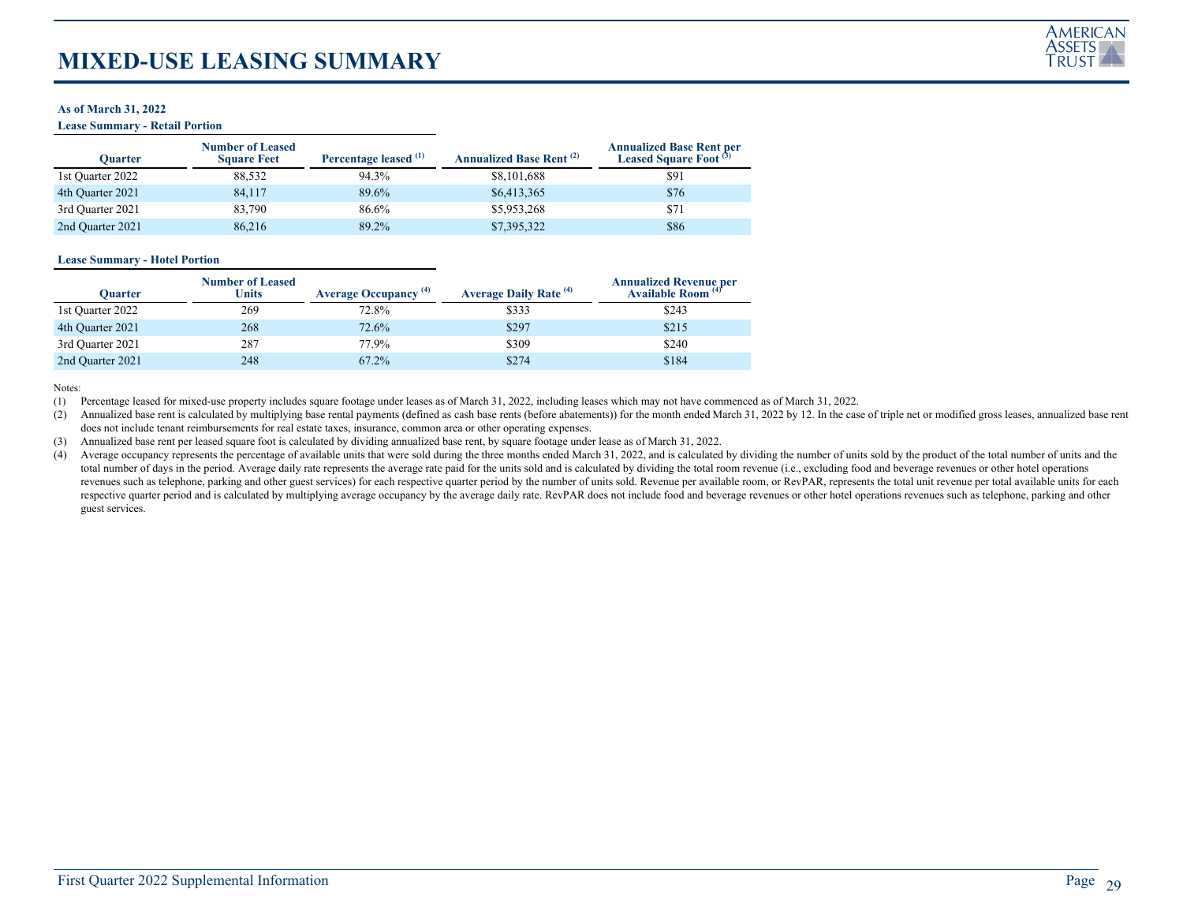# MIXED-USE LEASING SUMMARY

**As of March 31, 2022**

**Lease Summary - Retail Portion**

| Quarter | Number of Leased Square Feet | Percentage leased [(1)] | Annualized Base Rent [(2)] | Annualized Base Rent per Leased Square Foot [(3)] |
|---|---|---|---|---|
| 1st Quarter 2022 | 88,532 | 94.3% | $8,101,688 | $91 |
| 4th Quarter 2021 | 84,117 | 89.6% | $6,413,365 | $76 |
| 3rd Quarter 2021 | 83,790 | 86.6% | $5,953,268 | $71 |
| 2nd Quarter 2021 | 86,216 | 89.2% | $7,395,322 | $86 |

**Lease Summary - Hotel Portion**

| Quarter | Number of Leased Units | Average Occupancy [(4)] | Average Daily Rate [(4)] | Annualized Revenue per Available Room [(4)] |
|---|---|---|---|---|
| 1st Quarter 2022 | 269 | 72.8% | $333 | $243 |
| 4th Quarter 2021 | 268 | 72.6% | $297 | $215 |
| 3rd Quarter 2021 | 287 | 77.9% | $309 | $240 |
| 2nd Quarter 2021 | 248 | 67.2% | $274 | $184 |

Notes:

(1) Percentage leased for mixed-use property includes square footage under leases as of March 31, 2022, including leases which may not have commenced as of March 31, 2022.

(2) Annualized base rent is calculated by multiplying base rental payments (defined as cash base rents (before abatements)) for the month ended March 31, 2022 by 12. In the case of triple net or modified gross leases, annualized base rent does not include tenant reimbursements for real estate taxes, insurance, common area or other operating expenses.

(3) Annualized base rent per leased square foot is calculated by dividing annualized base rent, by square footage under lease as of March 31, 2022.

(4) Average occupancy represents the percentage of available units that were sold during the three months ended March 31, 2022, and is calculated by dividing the number of units sold by the product of the total number of units and the total number of days in the period. Average daily rate represents the average rate paid for the units sold and is calculated by dividing the total room revenue (i.e., excluding food and beverage revenues or other hotel operations revenues such as telephone, parking and other guest services) for each respective quarter period by the number of units sold. Revenue per available room, or RevPAR, represents the total unit revenue per total available units for each respective quarter period and is calculated by multiplying average occupancy by the average daily rate. RevPAR does not include food and beverage revenues or other hotel operations revenues such as telephone, parking and other guest services.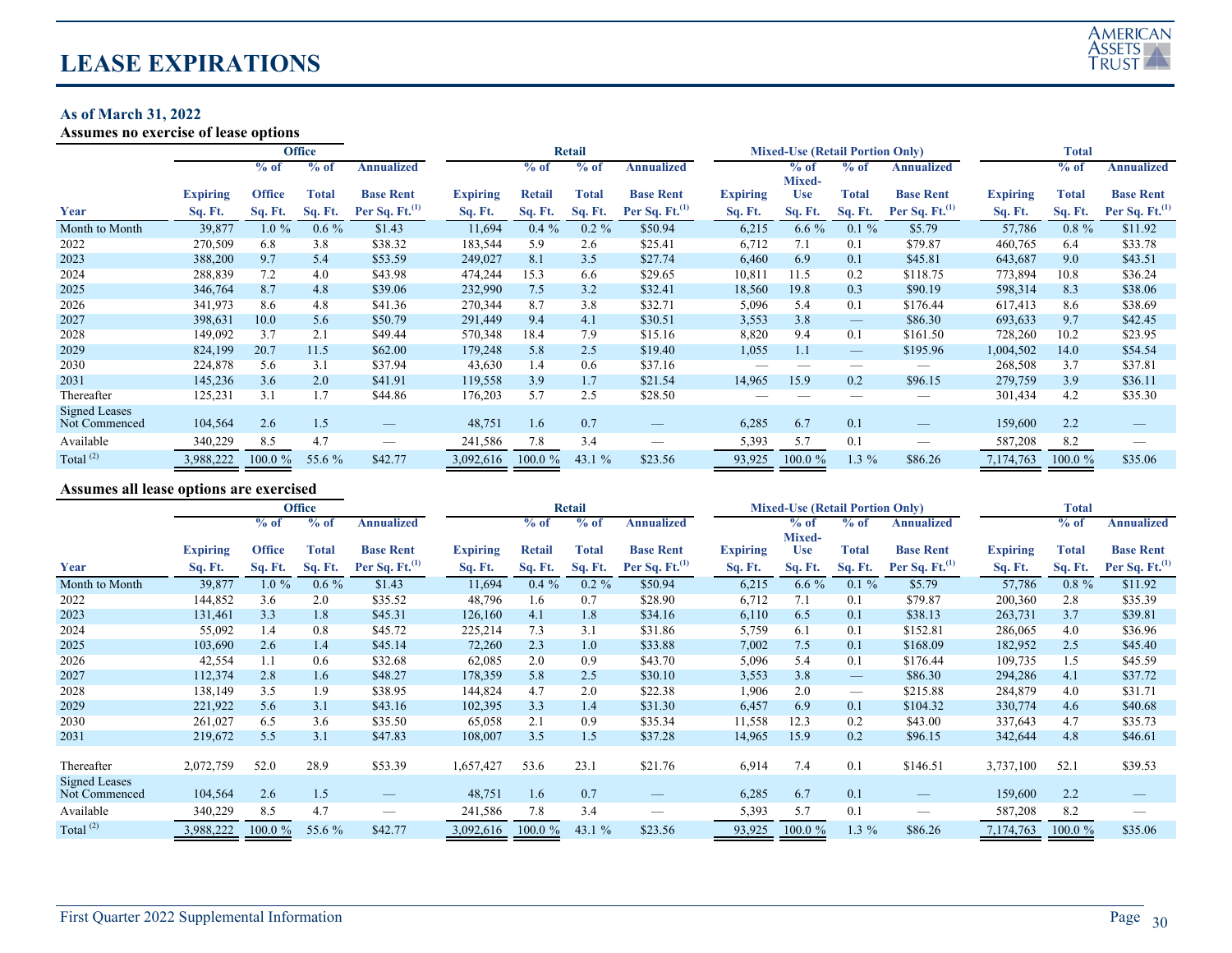# LEASE EXPIRATIONS

**As of March 31, 2022**

**Assumes no exercise of lease options**

| | Office | | | | Retail | | | | Mixed-Use (Retail Portion Only) | | | | Total | | |
|---|---|---|---|---|---|---|---|---|---|---|---|---|---|---|---|
| Year | Expiring Sq. Ft. | % of Office Sq. Ft. | % of Total Sq. Ft. | Annualized Base Rent Per Sq. Ft.(1) | Expiring Sq. Ft. | % of Retail Sq. Ft. | % of Total Sq. Ft. | Annualized Base Rent Per Sq. Ft.(1) | Expiring Sq. Ft. | % of Mixed-Use Sq. Ft. | % of Total Sq. Ft. | Annualized Base Rent Per Sq. Ft.(1) | Expiring Sq. Ft. | % of Total Sq. Ft. | Annualized Base Rent Per Sq. Ft.(1) |
| Month to Month | 39,877 | 1.0 % | 0.6 % | $1.43 | 11,694 | 0.4 % | 0.2 % | $50.94 | 6,215 | 6.6 % | 0.1 % | $5.79 | 57,786 | 0.8 % | $11.92 |
| 2022 | 270,509 | 6.8 | 3.8 | $38.32 | 183,544 | 5.9 | 2.6 | $25.41 | 6,712 | 7.1 | 0.1 | $79.87 | 460,765 | 6.4 | $33.78 |
| 2023 | 388,200 | 9.7 | 5.4 | $53.59 | 249,027 | 8.1 | 3.5 | $27.74 | 6,460 | 6.9 | 0.1 | $45.81 | 643,687 | 9.0 | $43.51 |
| 2024 | 288,839 | 7.2 | 4.0 | $43.98 | 474,244 | 15.3 | 6.6 | $29.65 | 10,811 | 11.5 | 0.2 | $118.75 | 773,894 | 10.8 | $36.24 |
| 2025 | 346,764 | 8.7 | 4.8 | $39.06 | 232,990 | 7.5 | 3.2 | $32.41 | 18,560 | 19.8 | 0.3 | $90.19 | 598,314 | 8.3 | $38.06 |
| 2026 | 341,973 | 8.6 | 4.8 | $41.36 | 270,344 | 8.7 | 3.8 | $32.71 | 5,096 | 5.4 | 0.1 | $176.44 | 617,413 | 8.6 | $38.69 |
| 2027 | 398,631 | 10.0 | 5.6 | $50.79 | 291,449 | 9.4 | 4.1 | $30.51 | 3,553 | 3.8 | — | $86.30 | 693,633 | 9.7 | $42.45 |
| 2028 | 149,092 | 3.7 | 2.1 | $49.44 | 570,348 | 18.4 | 7.9 | $15.16 | 8,820 | 9.4 | 0.1 | $161.50 | 728,260 | 10.2 | $23.95 |
| 2029 | 824,199 | 20.7 | 11.5 | $62.00 | 179,248 | 5.8 | 2.5 | $19.40 | 1,055 | 1.1 | — | $195.96 | 1,004,502 | 14.0 | $54.54 |
| 2030 | 224,878 | 5.6 | 3.1 | $37.94 | 43,630 | 1.4 | 0.6 | $37.16 | — | — | — | — | 268,508 | 3.7 | $37.81 |
| 2031 | 145,236 | 3.6 | 2.0 | $41.91 | 119,558 | 3.9 | 1.7 | $21.54 | 14,965 | 15.9 | 0.2 | $96.15 | 279,759 | 3.9 | $36.11 |
| Thereafter | 125,231 | 3.1 | 1.7 | $44.86 | 176,203 | 5.7 | 2.5 | $28.50 | — | — | — | — | 301,434 | 4.2 | $35.30 |
| Signed Leases Not Commenced | 104,564 | 2.6 | 1.5 | — | 48,751 | 1.6 | 0.7 | — | 6,285 | 6.7 | 0.1 | — | 159,600 | 2.2 | — |
| Available | 340,229 | 8.5 | 4.7 | — | 241,586 | 7.8 | 3.4 | — | 5,393 | 5.7 | 0.1 | — | 587,208 | 8.2 | — |
| Total (2) | 3,988,222 | 100.0 % | 55.6 % | $42.77 | 3,092,616 | 100.0 % | 43.1 % | $23.56 | 93,925 | 100.0 % | 1.3 % | $86.26 | 7,174,763 | 100.0 % | $35.06 |

**Assumes all lease options are exercised**

| | Office | | | | Retail | | | | Mixed-Use (Retail Portion Only) | | | | Total | | |
|---|---|---|---|---|---|---|---|---|---|---|---|---|---|---|---|
| Year | Expiring Sq. Ft. | % of Office Sq. Ft. | % of Total Sq. Ft. | Annualized Base Rent Per Sq. Ft.(1) | Expiring Sq. Ft. | % of Retail Sq. Ft. | % of Total Sq. Ft. | Annualized Base Rent Per Sq. Ft.(1) | Expiring Sq. Ft. | % of Mixed-Use Sq. Ft. | % of Total Sq. Ft. | Annualized Base Rent Per Sq. Ft.(1) | Expiring Sq. Ft. | % of Total Sq. Ft. | Annualized Base Rent Per Sq. Ft.(1) |
| Month to Month | 39,877 | 1.0 % | 0.6 % | $1.43 | 11,694 | 0.4 % | 0.2 % | $50.94 | 6,215 | 6.6 % | 0.1 % | $5.79 | 57,786 | 0.8 % | $11.92 |
| 2022 | 144,852 | 3.6 | 2.0 | $35.52 | 48,796 | 1.6 | 0.7 | $28.90 | 6,712 | 7.1 | 0.1 | $79.87 | 200,360 | 2.8 | $35.39 |
| 2023 | 131,461 | 3.3 | 1.8 | $45.31 | 126,160 | 4.1 | 1.8 | $34.16 | 6,110 | 6.5 | 0.1 | $38.13 | 263,731 | 3.7 | $39.81 |
| 2024 | 55,092 | 1.4 | 0.8 | $45.72 | 225,214 | 7.3 | 3.1 | $31.86 | 5,759 | 6.1 | 0.1 | $152.81 | 286,065 | 4.0 | $36.96 |
| 2025 | 103,690 | 2.6 | 1.4 | $45.14 | 72,260 | 2.3 | 1.0 | $33.88 | 7,002 | 7.5 | 0.1 | $168.09 | 182,952 | 2.5 | $45.40 |
| 2026 | 42,554 | 1.1 | 0.6 | $32.68 | 62,085 | 2.0 | 0.9 | $43.70 | 5,096 | 5.4 | 0.1 | $176.44 | 109,735 | 1.5 | $45.59 |
| 2027 | 112,374 | 2.8 | 1.6 | $48.27 | 178,359 | 5.8 | 2.5 | $30.10 | 3,553 | 3.8 | — | $86.30 | 294,286 | 4.1 | $37.72 |
| 2028 | 138,149 | 3.5 | 1.9 | $38.95 | 144,824 | 4.7 | 2.0 | $22.38 | 1,906 | 2.0 | — | $215.88 | 284,879 | 4.0 | $31.71 |
| 2029 | 221,922 | 5.6 | 3.1 | $43.16 | 102,395 | 3.3 | 1.4 | $31.30 | 6,457 | 6.9 | 0.1 | $104.32 | 330,774 | 4.6 | $40.68 |
| 2030 | 261,027 | 6.5 | 3.6 | $35.50 | 65,058 | 2.1 | 0.9 | $35.34 | 11,558 | 12.3 | 0.2 | $43.00 | 337,643 | 4.7 | $35.73 |
| 2031 | 219,672 | 5.5 | 3.1 | $47.83 | 108,007 | 3.5 | 1.5 | $37.28 | 14,965 | 15.9 | 0.2 | $96.15 | 342,644 | 4.8 | $46.61 |
| Thereafter | 2,072,759 | 52.0 | 28.9 | $53.39 | 1,657,427 | 53.6 | 23.1 | $21.76 | 6,914 | 7.4 | 0.1 | $146.51 | 3,737,100 | 52.1 | $39.53 |
| Signed Leases Not Commenced | 104,564 | 2.6 | 1.5 | — | 48,751 | 1.6 | 0.7 | — | 6,285 | 6.7 | 0.1 | — | 159,600 | 2.2 | — |
| Available | 340,229 | 8.5 | 4.7 | — | 241,586 | 7.8 | 3.4 | — | 5,393 | 5.7 | 0.1 | — | 587,208 | 8.2 | — |
| Total (2) | 3,988,222 | 100.0 % | 55.6 % | $42.77 | 3,092,616 | 100.0 % | 43.1 % | $23.56 | 93,925 | 100.0 % | 1.3 % | $86.26 | 7,174,763 | 100.0 % | $35.06 |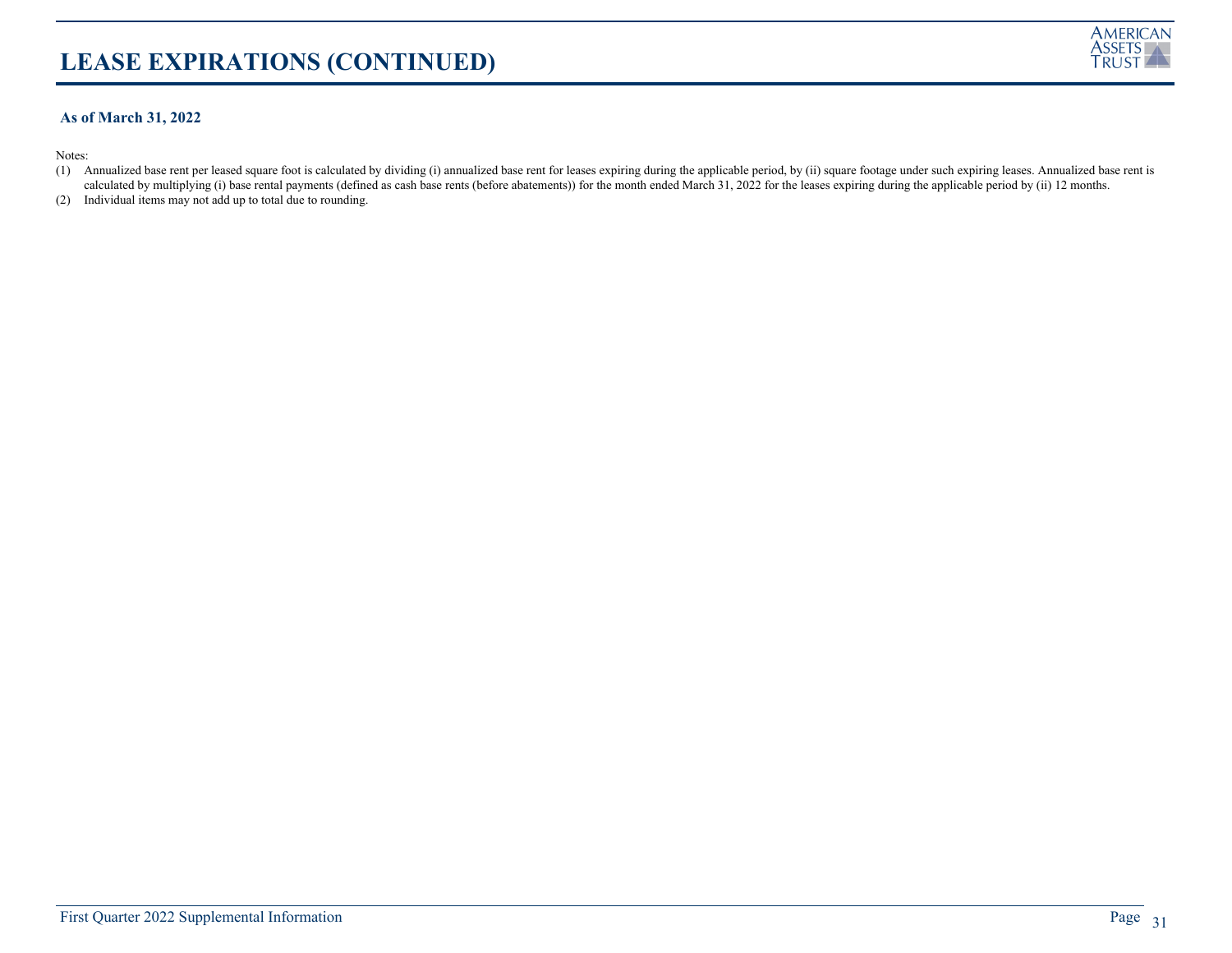# LEASE EXPIRATIONS (CONTINUED)

**As of March 31, 2022**

Notes:

(1) Annualized base rent per leased square foot is calculated by dividing (i) annualized base rent for leases expiring during the applicable period, by (ii) square footage under such expiring leases. Annualized base rent is calculated by multiplying (i) base rental payments (defined as cash base rents (before abatements)) for the month ended March 31, 2022 for the leases expiring during the applicable period by (ii) 12 months.

(2) Individual items may not add up to total due to rounding.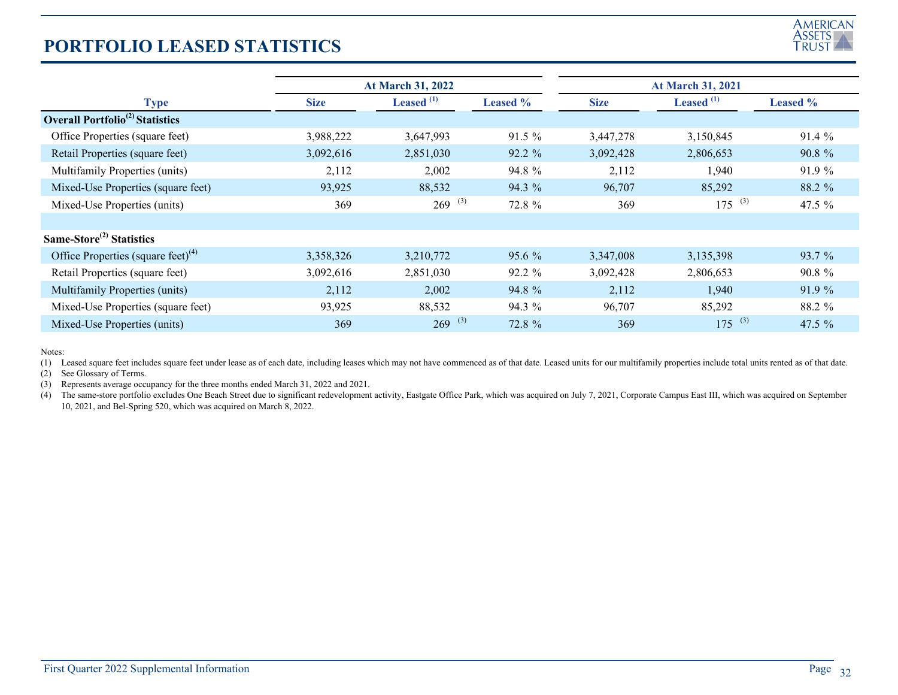# PORTFOLIO LEASED STATISTICS

| Type | At March 31, 2022 | | | At March 31, 2021 | | |
|---|---|---|---|---|---|---|
| | Size | Leased [1] | Leased % | Size | Leased [1] | Leased % |
| **Overall Portfolio[2] Statistics** | | | | | | |
| Office Properties (square feet) | 3,988,222 | 3,647,993 | 91.5 % | 3,447,278 | 3,150,845 | 91.4 % |
| Retail Properties (square feet) | 3,092,616 | 2,851,030 | 92.2 % | 3,092,428 | 2,806,653 | 90.8 % |
| Multifamily Properties (units) | 2,112 | 2,002 | 94.8 % | 2,112 | 1,940 | 91.9 % |
| Mixed-Use Properties (square feet) | 93,925 | 88,532 | 94.3 % | 96,707 | 85,292 | 88.2 % |
| Mixed-Use Properties (units) | 369 | 269 [3] | 72.8 % | 369 | 175 [3] | 47.5 % |
| | | | | | | |
| **Same-Store[2] Statistics** | | | | | | |
| Office Properties (square feet)[4] | 3,358,326 | 3,210,772 | 95.6 % | 3,347,008 | 3,135,398 | 93.7 % |
| Retail Properties (square feet) | 3,092,616 | 2,851,030 | 92.2 % | 3,092,428 | 2,806,653 | 90.8 % |
| Multifamily Properties (units) | 2,112 | 2,002 | 94.8 % | 2,112 | 1,940 | 91.9 % |
| Mixed-Use Properties (square feet) | 93,925 | 88,532 | 94.3 % | 96,707 | 85,292 | 88.2 % |
| Mixed-Use Properties (units) | 369 | 269 [3] | 72.8 % | 369 | 175 [3] | 47.5 % |

Notes:

(1) Leased square feet includes square feet under lease as of each date, including leases which may not have commenced as of that date. Leased units for our multifamily properties include total units rented as of that date.

(2) See Glossary of Terms.

(3) Represents average occupancy for the three months ended March 31, 2022 and 2021.

(4) The same-store portfolio excludes One Beach Street due to significant redevelopment activity, Eastgate Office Park, which was acquired on July 7, 2021, Corporate Campus East III, which was acquired on September 10, 2021, and Bel-Spring 520, which was acquired on March 8, 2022.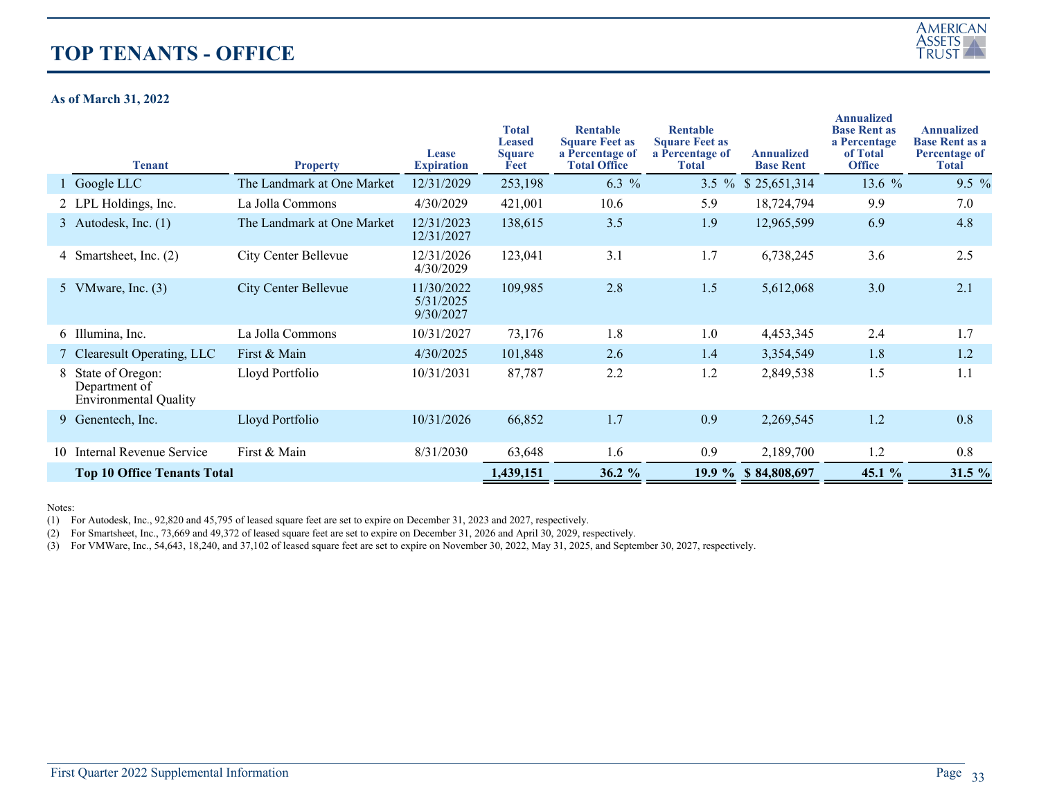# TOP TENANTS - OFFICE

**As of March 31, 2022**

| | Tenant | Property | Lease Expiration | Total Leased Square Feet | Rentable Square Feet as a Percentage of Total Office | Rentable Square Feet as a Percentage of Total | Annualized Base Rent | Annualized Base Rent as a Percentage of Total Office | Annualized Base Rent as a Percentage of Total |
|---|---|---|---|---|---|---|---|---|---|
| 1 | Google LLC | The Landmark at One Market | 12/31/2029 | 253,198 | 6.3 % | 3.5 % | $ 25,651,314 | 13.6 % | 9.5 % |
| 2 | LPL Holdings, Inc. | La Jolla Commons | 4/30/2029 | 421,001 | 10.6 | 5.9 | 18,724,794 | 9.9 | 7.0 |
| 3 | Autodesk, Inc. (1) | The Landmark at One Market | 12/31/2023<br>12/31/2027 | 138,615 | 3.5 | 1.9 | 12,965,599 | 6.9 | 4.8 |
| 4 | Smartsheet, Inc. (2) | City Center Bellevue | 12/31/2026<br>4/30/2029 | 123,041 | 3.1 | 1.7 | 6,738,245 | 3.6 | 2.5 |
| 5 | VMware, Inc. (3) | City Center Bellevue | 11/30/2022<br>5/31/2025<br>9/30/2027 | 109,985 | 2.8 | 1.5 | 5,612,068 | 3.0 | 2.1 |
| 6 | Illumina, Inc. | La Jolla Commons | 10/31/2027 | 73,176 | 1.8 | 1.0 | 4,453,345 | 2.4 | 1.7 |
| 7 | Clearesult Operating, LLC | First & Main | 4/30/2025 | 101,848 | 2.6 | 1.4 | 3,354,549 | 1.8 | 1.2 |
| 8 | State of Oregon: Department of Environmental Quality | Lloyd Portfolio | 10/31/2031 | 87,787 | 2.2 | 1.2 | 2,849,538 | 1.5 | 1.1 |
| 9 | Genentech, Inc. | Lloyd Portfolio | 10/31/2026 | 66,852 | 1.7 | 0.9 | 2,269,545 | 1.2 | 0.8 |
| 10 | Internal Revenue Service | First & Main | 8/31/2030 | 63,648 | 1.6 | 0.9 | 2,189,700 | 1.2 | 0.8 |
| | **Top 10 Office Tenants Total** | | | **1,439,151** | **36.2 %** | **19.9 %** | **$ 84,808,697** | **45.1 %** | **31.5 %** |

Notes:

(1) For Autodesk, Inc., 92,820 and 45,795 of leased square feet are set to expire on December 31, 2023 and 2027, respectively.

(2) For Smartsheet, Inc., 73,669 and 49,372 of leased square feet are set to expire on December 31, 2026 and April 30, 2029, respectively.

(3) For VMWare, Inc., 54,643, 18,240, and 37,102 of leased square feet are set to expire on November 30, 2022, May 31, 2025, and September 30, 2027, respectively.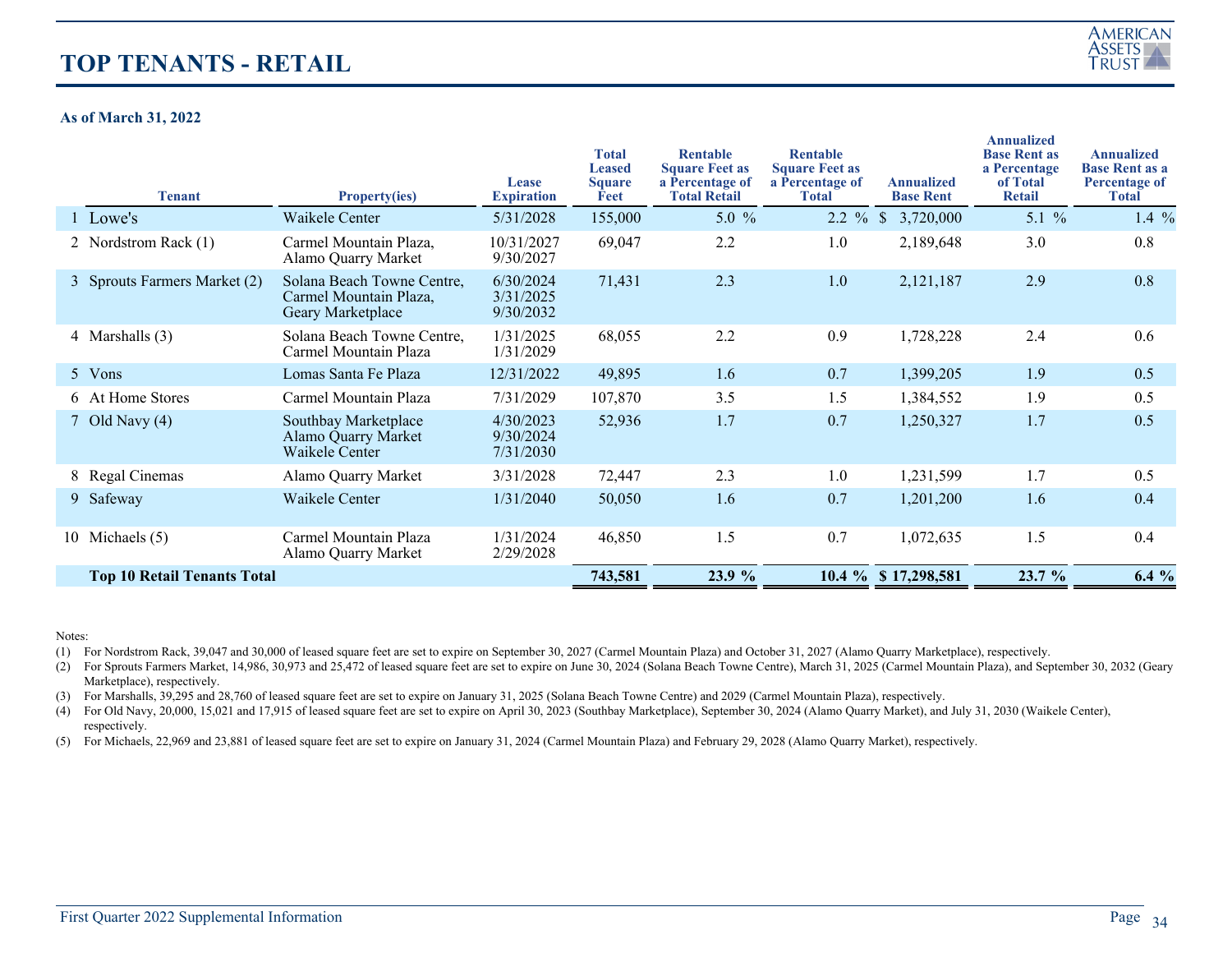# TOP TENANTS - RETAIL

**As of March 31, 2022**

| | Tenant | Property(ies) | Lease Expiration | Total Leased Square Feet | Rentable Square Feet as a Percentage of Total Retail | Rentable Square Feet as a Percentage of Total | Annualized Base Rent | Annualized Base Rent as a Percentage of Total Retail | Annualized Base Rent as a Percentage of Total |
|---|---|---|---|---|---|---|---|---|---|
| 1 | Lowe's | Waikele Center | 5/31/2028 | 155,000 | 5.0 % | 2.2 % | $ 3,720,000 | 5.1 % | 1.4 % |
| 2 | Nordstrom Rack (1) | Carmel Mountain Plaza, Alamo Quarry Market | 10/31/2027 9/30/2027 | 69,047 | 2.2 | 1.0 | 2,189,648 | 3.0 | 0.8 |
| 3 | Sprouts Farmers Market (2) | Solana Beach Towne Centre, Carmel Mountain Plaza, Geary Marketplace | 6/30/2024 3/31/2025 9/30/2032 | 71,431 | 2.3 | 1.0 | 2,121,187 | 2.9 | 0.8 |
| 4 | Marshalls (3) | Solana Beach Towne Centre, Carmel Mountain Plaza | 1/31/2025 1/31/2029 | 68,055 | 2.2 | 0.9 | 1,728,228 | 2.4 | 0.6 |
| 5 | Vons | Lomas Santa Fe Plaza | 12/31/2022 | 49,895 | 1.6 | 0.7 | 1,399,205 | 1.9 | 0.5 |
| 6 | At Home Stores | Carmel Mountain Plaza | 7/31/2029 | 107,870 | 3.5 | 1.5 | 1,384,552 | 1.9 | 0.5 |
| 7 | Old Navy (4) | Southbay Marketplace Alamo Quarry Market Waikele Center | 4/30/2023 9/30/2024 7/31/2030 | 52,936 | 1.7 | 0.7 | 1,250,327 | 1.7 | 0.5 |
| 8 | Regal Cinemas | Alamo Quarry Market | 3/31/2028 | 72,447 | 2.3 | 1.0 | 1,231,599 | 1.7 | 0.5 |
| 9 | Safeway | Waikele Center | 1/31/2040 | 50,050 | 1.6 | 0.7 | 1,201,200 | 1.6 | 0.4 |
| 10 | Michaels (5) | Carmel Mountain Plaza Alamo Quarry Market | 1/31/2024 2/29/2028 | 46,850 | 1.5 | 0.7 | 1,072,635 | 1.5 | 0.4 |
| | **Top 10 Retail Tenants Total** | | | **743,581** | **23.9 %** | **10.4 %** | **$ 17,298,581** | **23.7 %** | **6.4 %** |

Notes:

(1) For Nordstrom Rack, 39,047 and 30,000 of leased square feet are set to expire on September 30, 2027 (Carmel Mountain Plaza) and October 31, 2027 (Alamo Quarry Marketplace), respectively.

(2) For Sprouts Farmers Market, 14,986, 30,973 and 25,472 of leased square feet are set to expire on June 30, 2024 (Solana Beach Towne Centre), March 31, 2025 (Carmel Mountain Plaza), and September 30, 2032 (Geary Marketplace), respectively.

(3) For Marshalls, 39,295 and 28,760 of leased square feet are set to expire on January 31, 2025 (Solana Beach Towne Centre) and 2029 (Carmel Mountain Plaza), respectively.

(4) For Old Navy, 20,000, 15,021 and 17,915 of leased square feet are set to expire on April 30, 2023 (Southbay Marketplace), September 30, 2024 (Alamo Quarry Market), and July 31, 2030 (Waikele Center), respectively.

(5) For Michaels, 22,969 and 23,881 of leased square feet are set to expire on January 31, 2024 (Carmel Mountain Plaza) and February 29, 2028 (Alamo Quarry Market), respectively.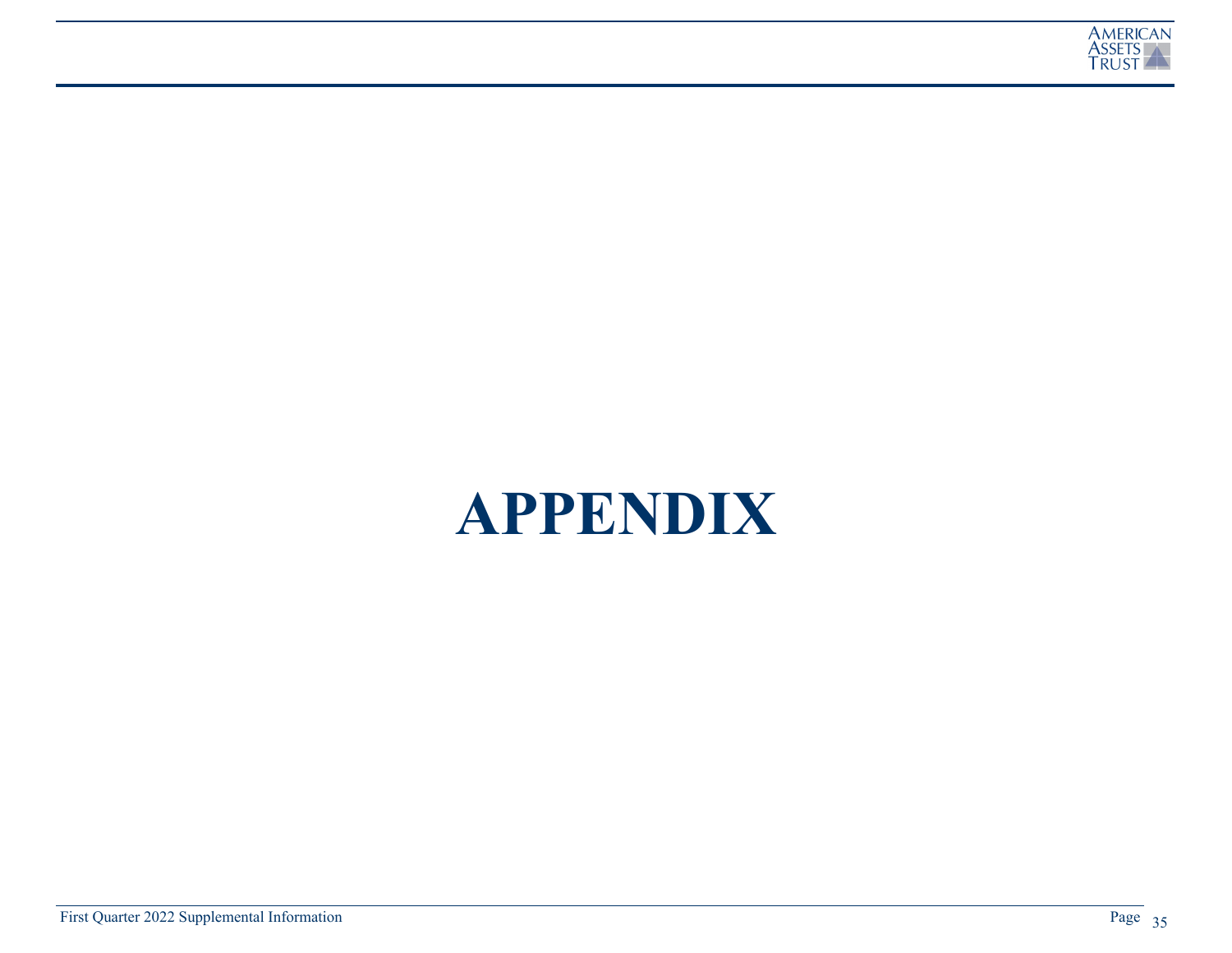# APPENDIX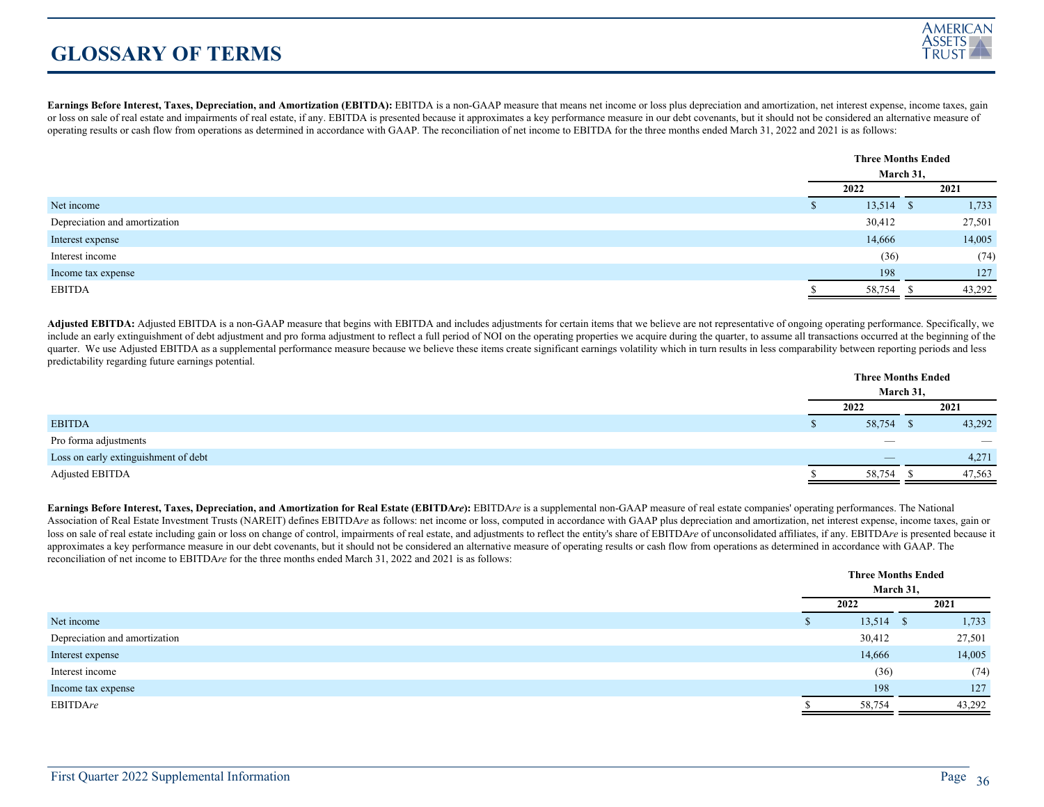# GLOSSARY OF TERMS

**Earnings Before Interest, Taxes, Depreciation, and Amortization (EBITDA):** EBITDA is a non-GAAP measure that means net income or loss plus depreciation and amortization, net interest expense, income taxes, gain or loss on sale of real estate and impairments of real estate, if any. EBITDA is presented because it approximates a key performance measure in our debt covenants, but it should not be considered an alternative measure of operating results or cash flow from operations as determined in accordance with GAAP. The reconciliation of net income to EBITDA for the three months ended March 31, 2022 and 2021 is as follows:

| | Three Months Ended March 31, | |
|---|---|---|
| | 2022 | 2021 |
| Net income | $ 13,514 | $ 1,733 |
| Depreciation and amortization | 30,412 | 27,501 |
| Interest expense | 14,666 | 14,005 |
| Interest income | (36) | (74) |
| Income tax expense | 198 | 127 |
| EBITDA | $ 58,754 | $ 43,292 |

**Adjusted EBITDA:** Adjusted EBITDA is a non-GAAP measure that begins with EBITDA and includes adjustments for certain items that we believe are not representative of ongoing operating performance. Specifically, we include an early extinguishment of debt adjustment and pro forma adjustment to reflect a full period of NOI on the operating properties we acquire during the quarter, to assume all transactions occurred at the beginning of the quarter. We use Adjusted EBITDA as a supplemental performance measure because we believe these items create significant earnings volatility which in turn results in less comparability between reporting periods and less predictability regarding future earnings potential.

| | Three Months Ended March 31, | |
|---|---|---|
| | 2022 | 2021 |
| EBITDA | $ 58,754 | $ 43,292 |
| Pro forma adjustments | — | — |
| Loss on early extinguishment of debt | — | 4,271 |
| Adjusted EBITDA | $ 58,754 | $ 47,563 |

**Earnings Before Interest, Taxes, Depreciation, and Amortization for Real Estate (EBITDA*re*):** EBITDA*re* is a supplemental non-GAAP measure of real estate companies' operating performances. The National Association of Real Estate Investment Trusts (NAREIT) defines EBITDA*re* as follows: net income or loss, computed in accordance with GAAP plus depreciation and amortization, net interest expense, income taxes, gain or loss on sale of real estate including gain or loss on change of control, impairments of real estate, and adjustments to reflect the entity's share of EBITDA*re* of unconsolidated affiliates, if any. EBITDA*re* is presented because it approximates a key performance measure in our debt covenants, but it should not be considered an alternative measure of operating results or cash flow from operations as determined in accordance with GAAP. The reconciliation of net income to EBITDA*re* for the three months ended March 31, 2022 and 2021 is as follows:

| | Three Months Ended March 31, | |
|---|---|---|
| | 2022 | 2021 |
| Net income | $ 13,514 | $ 1,733 |
| Depreciation and amortization | 30,412 | 27,501 |
| Interest expense | 14,666 | 14,005 |
| Interest income | (36) | (74) |
| Income tax expense | 198 | 127 |
| EBITDA*re* | $ 58,754 | 43,292 |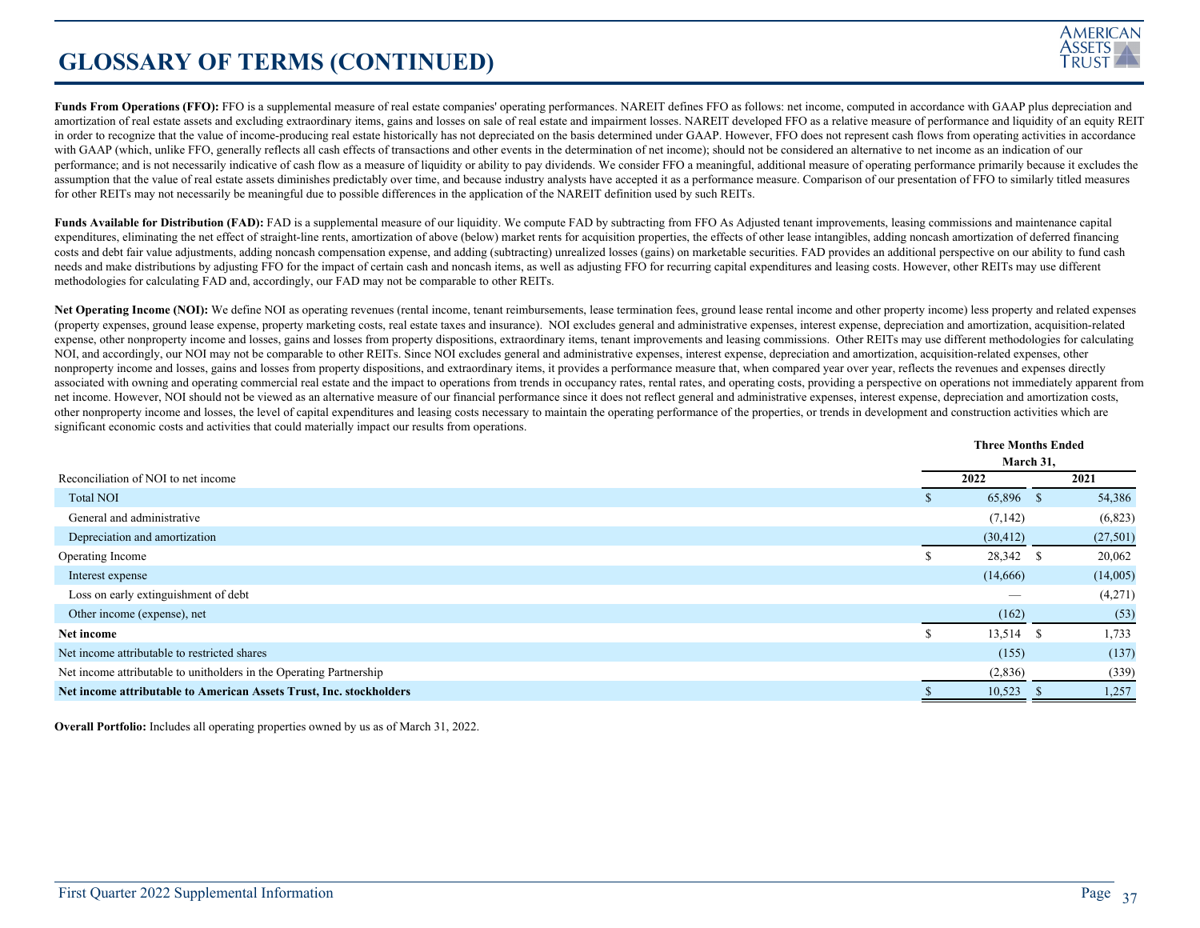# GLOSSARY OF TERMS (CONTINUED)

**Funds From Operations (FFO):** FFO is a supplemental measure of real estate companies' operating performances. NAREIT defines FFO as follows: net income, computed in accordance with GAAP plus depreciation and amortization of real estate assets and excluding extraordinary items, gains and losses on sale of real estate and impairment losses. NAREIT developed FFO as a relative measure of performance and liquidity of an equity REIT in order to recognize that the value of income-producing real estate historically has not depreciated on the basis determined under GAAP. However, FFO does not represent cash flows from operating activities in accordance with GAAP (which, unlike FFO, generally reflects all cash effects of transactions and other events in the determination of net income); should not be considered an alternative to net income as an indication of our performance; and is not necessarily indicative of cash flow as a measure of liquidity or ability to pay dividends. We consider FFO a meaningful, additional measure of operating performance primarily because it excludes the assumption that the value of real estate assets diminishes predictably over time, and because industry analysts have accepted it as a performance measure. Comparison of our presentation of FFO to similarly titled measures for other REITs may not necessarily be meaningful due to possible differences in the application of the NAREIT definition used by such REITs.

**Funds Available for Distribution (FAD):** FAD is a supplemental measure of our liquidity. We compute FAD by subtracting from FFO As Adjusted tenant improvements, leasing commissions and maintenance capital expenditures, eliminating the net effect of straight-line rents, amortization of above (below) market rents for acquisition properties, the effects of other lease intangibles, adding noncash amortization of deferred financing costs and debt fair value adjustments, adding noncash compensation expense, and adding (subtracting) unrealized losses (gains) on marketable securities. FAD provides an additional perspective on our ability to fund cash needs and make distributions by adjusting FFO for the impact of certain cash and noncash items, as well as adjusting FFO for recurring capital expenditures and leasing costs. However, other REITs may use different methodologies for calculating FAD and, accordingly, our FAD may not be comparable to other REITs.

**Net Operating Income (NOI):** We define NOI as operating revenues (rental income, tenant reimbursements, lease termination fees, ground lease rental income and other property income) less property and related expenses (property expenses, ground lease expense, property marketing costs, real estate taxes and insurance). NOI excludes general and administrative expenses, interest expense, depreciation and amortization, acquisition-related expense, other nonproperty income and losses, gains and losses from property dispositions, extraordinary items, tenant improvements and leasing commissions. Other REITs may use different methodologies for calculating NOI, and accordingly, our NOI may not be comparable to other REITs. Since NOI excludes general and administrative expenses, interest expense, depreciation and amortization, acquisition-related expenses, other nonproperty income and losses, gains and losses from property dispositions, and extraordinary items, it provides a performance measure that, when compared year over year, reflects the revenues and expenses directly associated with owning and operating commercial real estate and the impact to operations from trends in occupancy rates, rental rates, and operating costs, providing a perspective on operations not immediately apparent from net income. However, NOI should not be viewed as an alternative measure of our financial performance since it does not reflect general and administrative expenses, interest expense, depreciation and amortization costs, other nonproperty income and losses, the level of capital expenditures and leasing costs necessary to maintain the operating performance of the properties, or trends in development and construction activities which are significant economic costs and activities that could materially impact our results from operations.

| Reconciliation of NOI to net income | Three Months Ended March 31, 2022 | Three Months Ended March 31, 2021 |
|---|---|---|
| Total NOI | $ 65,896 | $ 54,386 |
| General and administrative | (7,142) | (6,823) |
| Depreciation and amortization | (30,412) | (27,501) |
| Operating Income | $ 28,342 | $ 20,062 |
| Interest expense | (14,666) | (14,005) |
| Loss on early extinguishment of debt | — | (4,271) |
| Other income (expense), net | (162) | (53) |
| **Net income** | $ 13,514 | $ 1,733 |
| Net income attributable to restricted shares | (155) | (137) |
| Net income attributable to unitholders in the Operating Partnership | (2,836) | (339) |
| **Net income attributable to American Assets Trust, Inc. stockholders** | $ 10,523 | $ 1,257 |

**Overall Portfolio:** Includes all operating properties owned by us as of March 31, 2022.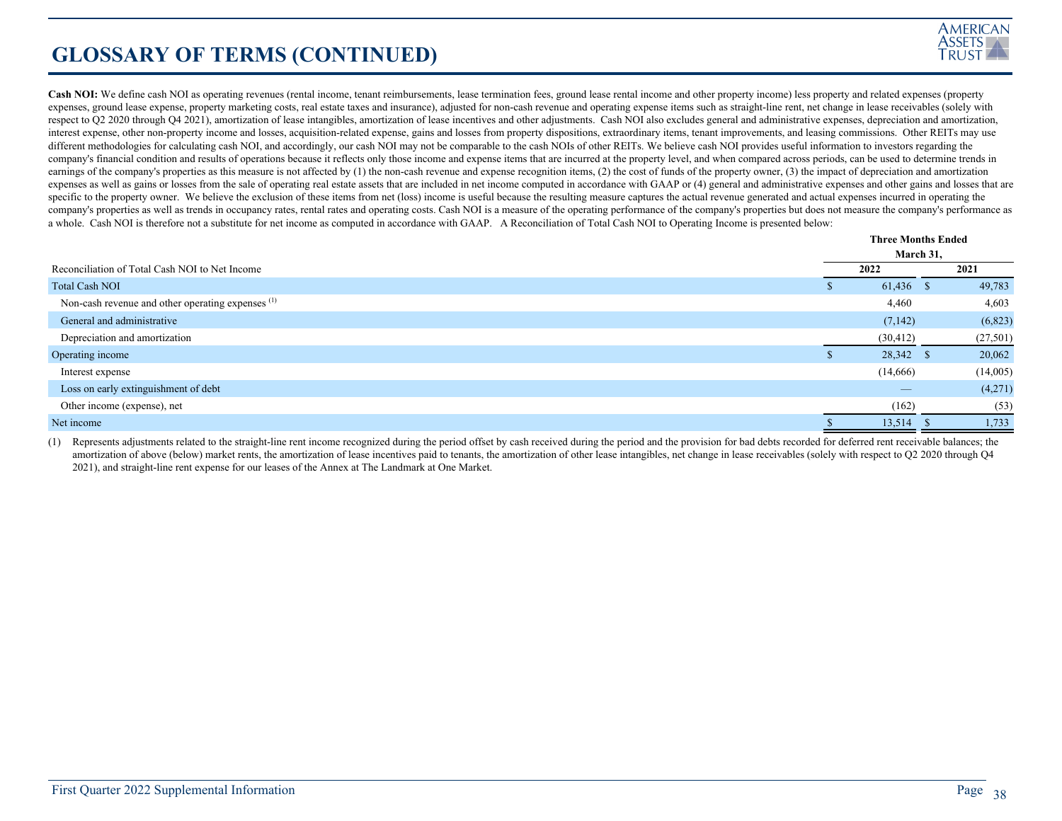# GLOSSARY OF TERMS (CONTINUED)

**Cash NOI:** We define cash NOI as operating revenues (rental income, tenant reimbursements, lease termination fees, ground lease rental income and other property income) less property and related expenses (property expenses, ground lease expense, property marketing costs, real estate taxes and insurance), adjusted for non-cash revenue and operating expense items such as straight-line rent, net change in lease receivables (solely with respect to Q2 2020 through Q4 2021), amortization of lease intangibles, amortization of lease incentives and other adjustments. Cash NOI also excludes general and administrative expenses, depreciation and amortization, interest expense, other non-property income and losses, acquisition-related expense, gains and losses from property dispositions, extraordinary items, tenant improvements, and leasing commissions. Other REITs may use different methodologies for calculating cash NOI, and accordingly, our cash NOI may not be comparable to the cash NOIs of other REITs. We believe cash NOI provides useful information to investors regarding the company's financial condition and results of operations because it reflects only those income and expense items that are incurred at the property level, and when compared across periods, can be used to determine trends in earnings of the company's properties as this measure is not affected by (1) the non-cash revenue and expense recognition items, (2) the cost of funds of the property owner, (3) the impact of depreciation and amortization expenses as well as gains or losses from the sale of operating real estate assets that are included in net income computed in accordance with GAAP or (4) general and administrative expenses and other gains and losses that are specific to the property owner. We believe the exclusion of these items from net (loss) income is useful because the resulting measure captures the actual revenue generated and actual expenses incurred in operating the company's properties as well as trends in occupancy rates, rental rates and operating costs. Cash NOI is a measure of the operating performance of the company's properties but does not measure the company's performance as a whole. Cash NOI is therefore not a substitute for net income as computed in accordance with GAAP. A Reconciliation of Total Cash NOI to Operating Income is presented below:

| Reconciliation of Total Cash NOI to Net Income | Three Months Ended March 31, 2022 | Three Months Ended March 31, 2021 |
|---|---|---|
| Total Cash NOI | $ 61,436 | $ 49,783 |
| Non-cash revenue and other operating expenses [(1)] | 4,460 | 4,603 |
| General and administrative | (7,142) | (6,823) |
| Depreciation and amortization | (30,412) | (27,501) |
| Operating income | $ 28,342 | $ 20,062 |
| Interest expense | (14,666) | (14,005) |
| Loss on early extinguishment of debt | — | (4,271) |
| Other income (expense), net | (162) | (53) |
| Net income | $ 13,514 | $ 1,733 |

(1) Represents adjustments related to the straight-line rent income recognized during the period offset by cash received during the period and the provision for bad debts recorded for deferred rent receivable balances; the amortization of above (below) market rents, the amortization of lease incentives paid to tenants, the amortization of other lease intangibles, net change in lease receivables (solely with respect to Q2 2020 through Q4 2021), and straight-line rent expense for our leases of the Annex at The Landmark at One Market.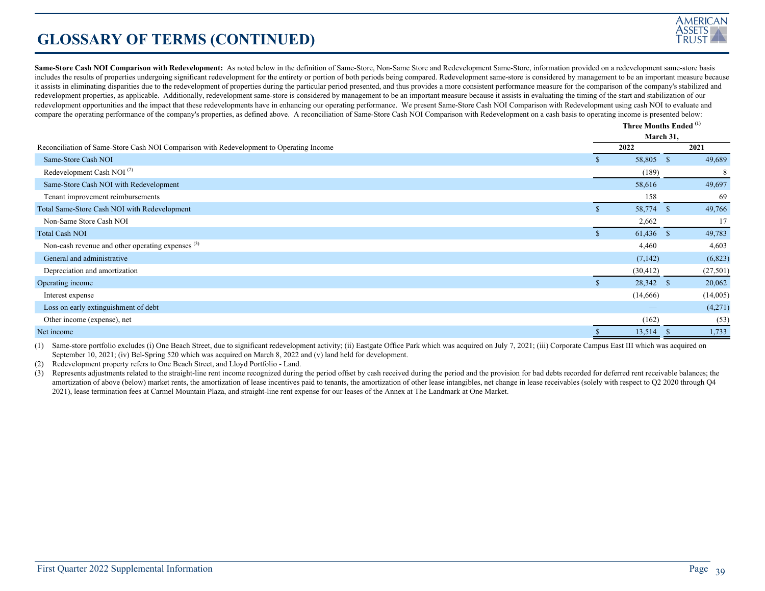# GLOSSARY OF TERMS (CONTINUED)

**Same-Store Cash NOI Comparison with Redevelopment:** As noted below in the definition of Same-Store, Non-Same Store and Redevelopment Same-Store, information provided on a redevelopment same-store basis includes the results of properties undergoing significant redevelopment for the entirety or portion of both periods being compared. Redevelopment same-store is considered by management to be an important measure because it assists in eliminating disparities due to the redevelopment of properties during the particular period presented, and thus provides a more consistent performance measure for the comparison of the company's stabilized and redevelopment properties, as applicable. Additionally, redevelopment same-store is considered by management to be an important measure because it assists in evaluating the timing of the start and stabilization of our redevelopment opportunities and the impact that these redevelopments have in enhancing our operating performance. We present Same-Store Cash NOI Comparison with Redevelopment using cash NOI to evaluate and compare the operating performance of the company's properties, as defined above. A reconciliation of Same-Store Cash NOI Comparison with Redevelopment on a cash basis to operating income is presented below:

| | Three Months Ended [(1)] March 31, | |
|---|---|---|
| Reconciliation of Same-Store Cash NOI Comparison with Redevelopment to Operating Income | 2022 | 2021 |
| Same-Store Cash NOI | $ 58,805 | $ 49,689 |
| Redevelopment Cash NOI [(2)] | (189) | 8 |
| Same-Store Cash NOI with Redevelopment | 58,616 | 49,697 |
| Tenant improvement reimbursements | 158 | 69 |
| Total Same-Store Cash NOI with Redevelopment | $ 58,774 | $ 49,766 |
| Non-Same Store Cash NOI | 2,662 | 17 |
| Total Cash NOI | $ 61,436 | $ 49,783 |
| Non-cash revenue and other operating expenses [(3)] | 4,460 | 4,603 |
| General and administrative | (7,142) | (6,823) |
| Depreciation and amortization | (30,412) | (27,501) |
| Operating income | $ 28,342 | $ 20,062 |
| Interest expense | (14,666) | (14,005) |
| Loss on early extinguishment of debt | — | (4,271) |
| Other income (expense), net | (162) | (53) |
| Net income | $ 13,514 | $ 1,733 |

(1) Same-store portfolio excludes (i) One Beach Street, due to significant redevelopment activity; (ii) Eastgate Office Park which was acquired on July 7, 2021; (iii) Corporate Campus East III which was acquired on September 10, 2021; (iv) Bel-Spring 520 which was acquired on March 8, 2022 and (v) land held for development.

(2) Redevelopment property refers to One Beach Street, and Lloyd Portfolio - Land.

(3) Represents adjustments related to the straight-line rent income recognized during the period offset by cash received during the period and the provision for bad debts recorded for deferred rent receivable balances; the amortization of above (below) market rents, the amortization of lease incentives paid to tenants, the amortization of other lease intangibles, net change in lease receivables (solely with respect to Q2 2020 through Q4 2021), lease termination fees at Carmel Mountain Plaza, and straight-line rent expense for our leases of the Annex at The Landmark at One Market.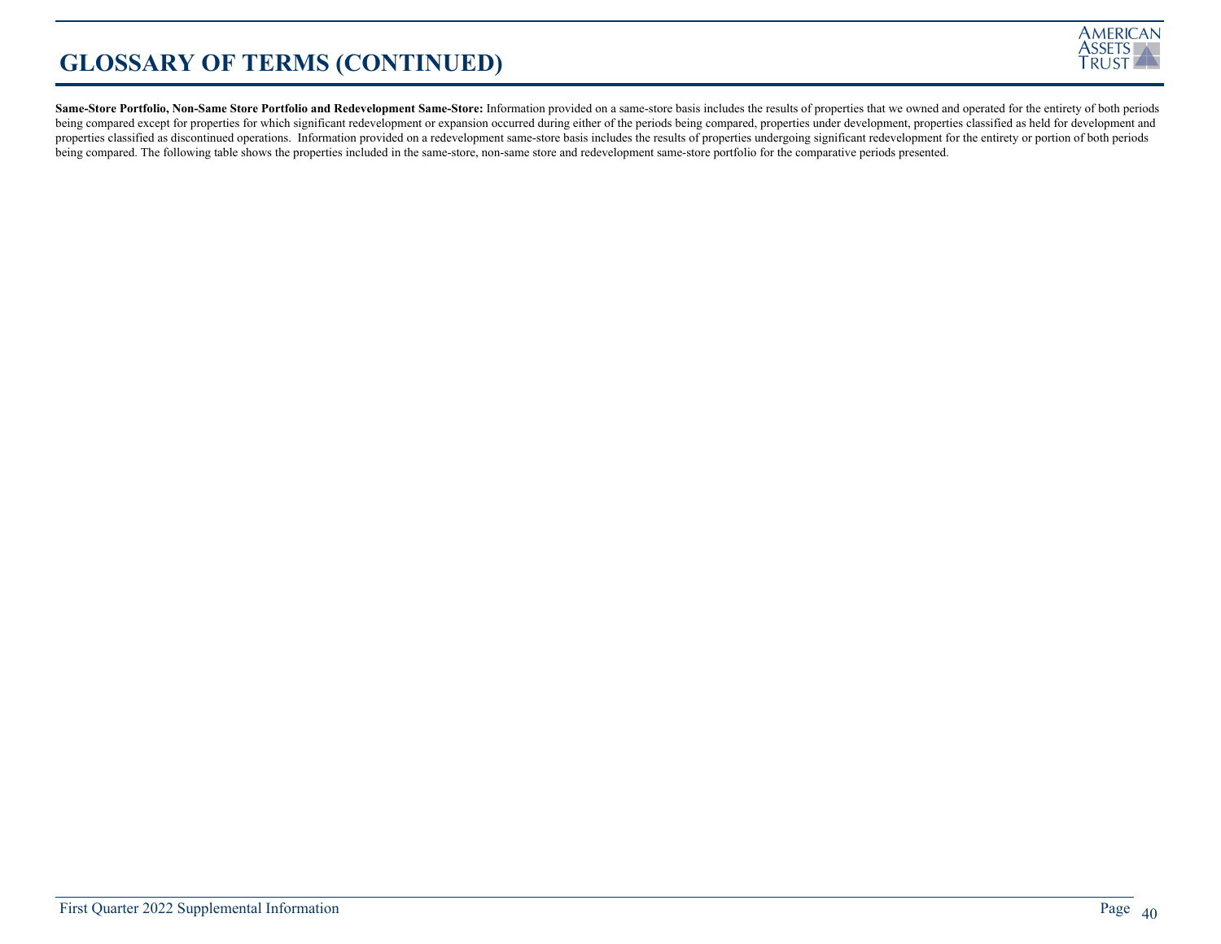# GLOSSARY OF TERMS (CONTINUED)

**Same-Store Portfolio, Non-Same Store Portfolio and Redevelopment Same-Store:** Information provided on a same-store basis includes the results of properties that we owned and operated for the entirety of both periods being compared except for properties for which significant redevelopment or expansion occurred during either of the periods being compared, properties under development, properties classified as held for development and properties classified as discontinued operations. Information provided on a redevelopment same-store basis includes the results of properties undergoing significant redevelopment for the entirety or portion of both periods being compared. The following table shows the properties included in the same-store, non-same store and redevelopment same-store portfolio for the comparative periods presented.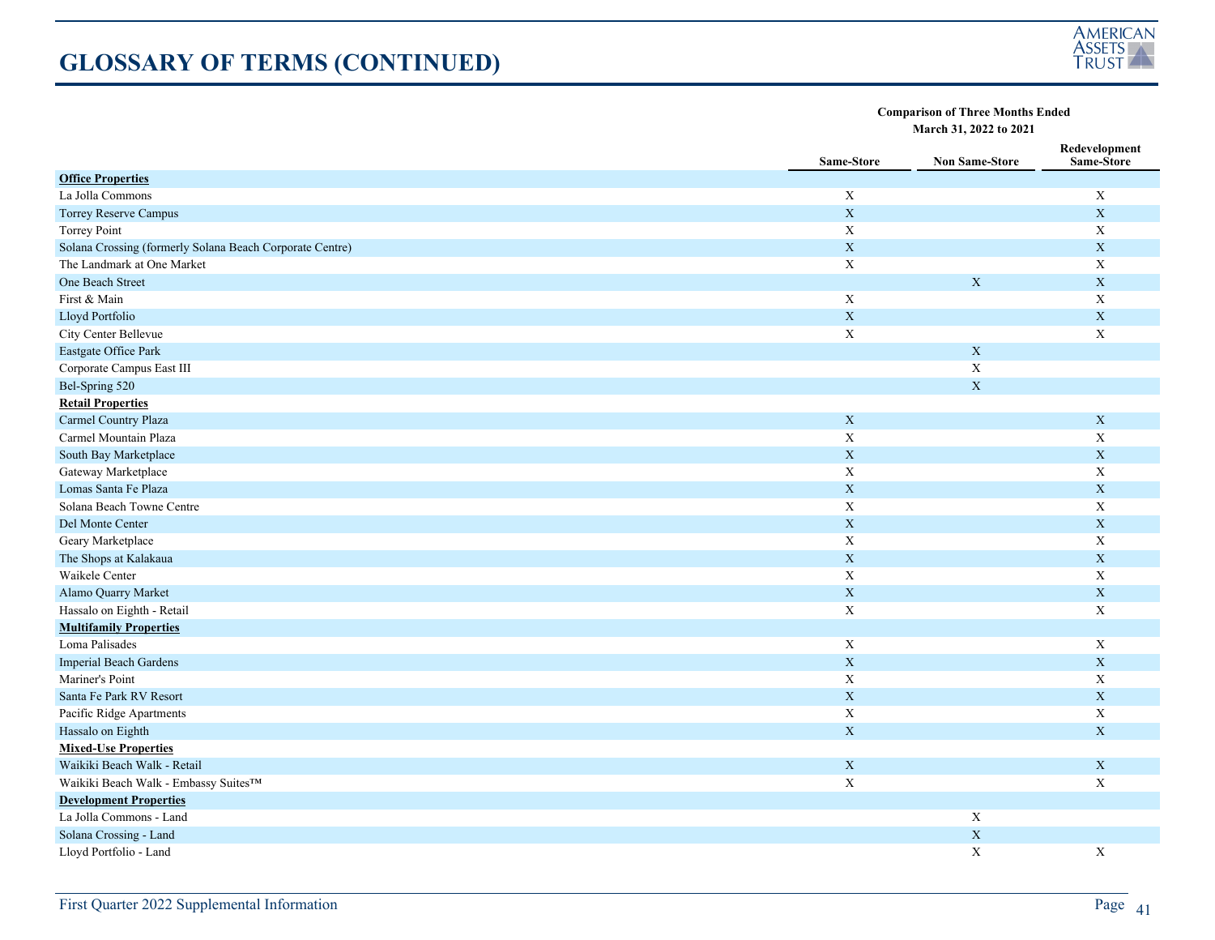# GLOSSARY OF TERMS (CONTINUED)

| | Comparison of Three Months Ended March 31, 2022 to 2021 | | |
|---|---|---|---|
| | Same-Store | Non Same-Store | Redevelopment Same-Store |
| **Office Properties** | | | |
| La Jolla Commons | X | | X |
| Torrey Reserve Campus | X | | X |
| Torrey Point | X | | X |
| Solana Crossing (formerly Solana Beach Corporate Centre) | X | | X |
| The Landmark at One Market | X | | X |
| One Beach Street | | X | X |
| First & Main | X | | X |
| Lloyd Portfolio | X | | X |
| City Center Bellevue | X | | X |
| Eastgate Office Park | | X | |
| Corporate Campus East III | | X | |
| Bel-Spring 520 | | X | |
| **Retail Properties** | | | |
| Carmel Country Plaza | X | | X |
| Carmel Mountain Plaza | X | | X |
| South Bay Marketplace | X | | X |
| Gateway Marketplace | X | | X |
| Lomas Santa Fe Plaza | X | | X |
| Solana Beach Towne Centre | X | | X |
| Del Monte Center | X | | X |
| Geary Marketplace | X | | X |
| The Shops at Kalakaua | X | | X |
| Waikele Center | X | | X |
| Alamo Quarry Market | X | | X |
| Hassalo on Eighth - Retail | X | | X |
| **Multifamily Properties** | | | |
| Loma Palisades | X | | X |
| Imperial Beach Gardens | X | | X |
| Mariner's Point | X | | X |
| Santa Fe Park RV Resort | X | | X |
| Pacific Ridge Apartments | X | | X |
| Hassalo on Eighth | X | | X |
| **Mixed-Use Properties** | | | |
| Waikiki Beach Walk - Retail | X | | X |
| Waikiki Beach Walk - Embassy Suites™ | X | | X |
| **Development Properties** | | | |
| La Jolla Commons - Land | | X | |
| Solana Crossing - Land | | X | |
| Lloyd Portfolio - Land | | X | X |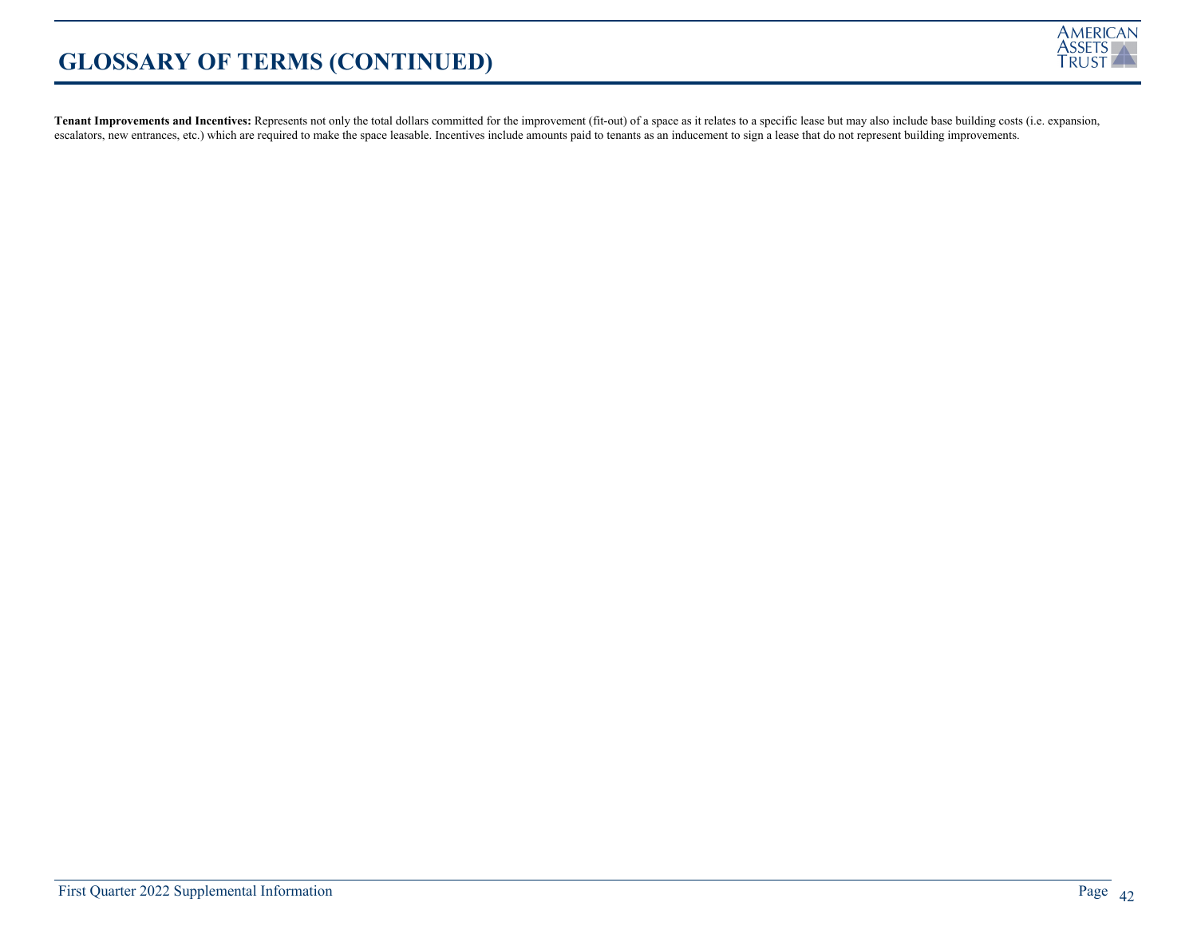# GLOSSARY OF TERMS (CONTINUED)

**Tenant Improvements and Incentives:** Represents not only the total dollars committed for the improvement (fit-out) of a space as it relates to a specific lease but may also include base building costs (i.e. expansion, escalators, new entrances, etc.) which are required to make the space leasable. Incentives include amounts paid to tenants as an inducement to sign a lease that do not represent building improvements.